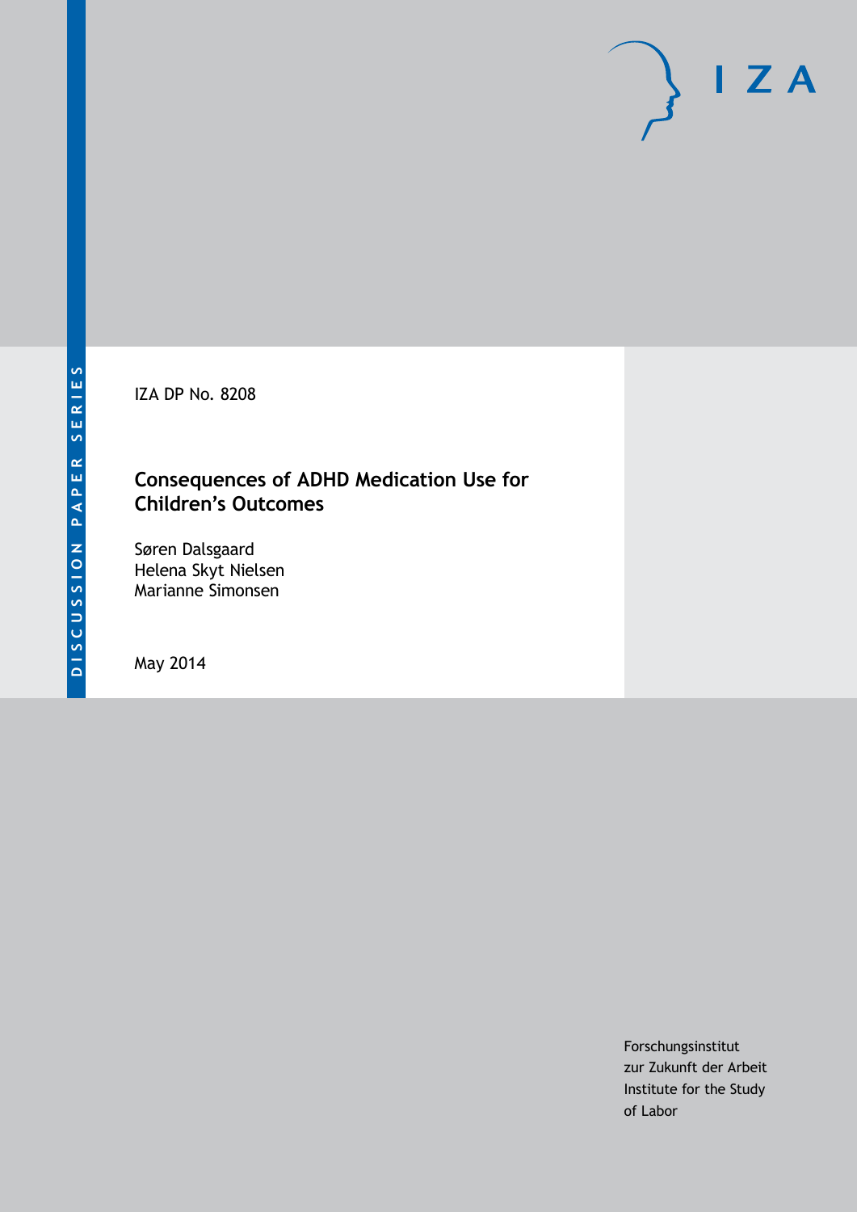DISCUSSION PAPER SERIES

IZA DP No. 8208

# Consequences of ADHD Medication Use for Children's Outcomes

Søren Dalsgaard
Helena Skyt Nielsen
Marianne Simonsen

May 2014

Forschungsinstitut
zur Zukunft der Arbeit
Institute for the Study
of Labor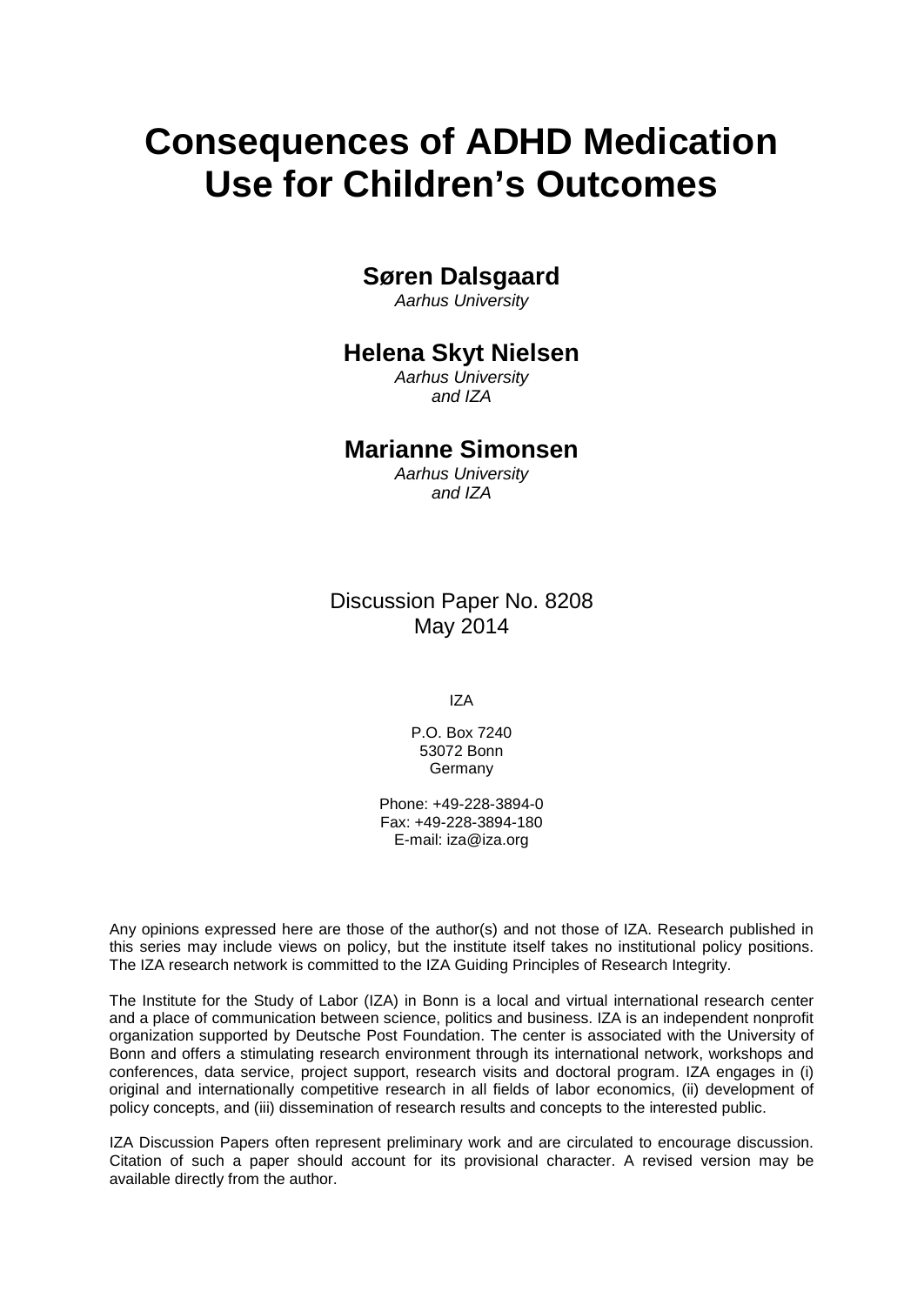# Consequences of ADHD Medication Use for Children's Outcomes

**Søren Dalsgaard**
*Aarhus University*

**Helena Skyt Nielsen**
*Aarhus University and IZA*

**Marianne Simonsen**
*Aarhus University and IZA*

Discussion Paper No. 8208
May 2014

IZA

P.O. Box 7240
53072 Bonn
Germany

Phone: +49-228-3894-0
Fax: +49-228-3894-180
E-mail: iza@iza.org

Any opinions expressed here are those of the author(s) and not those of IZA. Research published in this series may include views on policy, but the institute itself takes no institutional policy positions. The IZA research network is committed to the IZA Guiding Principles of Research Integrity.

The Institute for the Study of Labor (IZA) in Bonn is a local and virtual international research center and a place of communication between science, politics and business. IZA is an independent nonprofit organization supported by Deutsche Post Foundation. The center is associated with the University of Bonn and offers a stimulating research environment through its international network, workshops and conferences, data service, project support, research visits and doctoral program. IZA engages in (i) original and internationally competitive research in all fields of labor economics, (ii) development of policy concepts, and (iii) dissemination of research results and concepts to the interested public.

IZA Discussion Papers often represent preliminary work and are circulated to encourage discussion. Citation of such a paper should account for its provisional character. A revised version may be available directly from the author.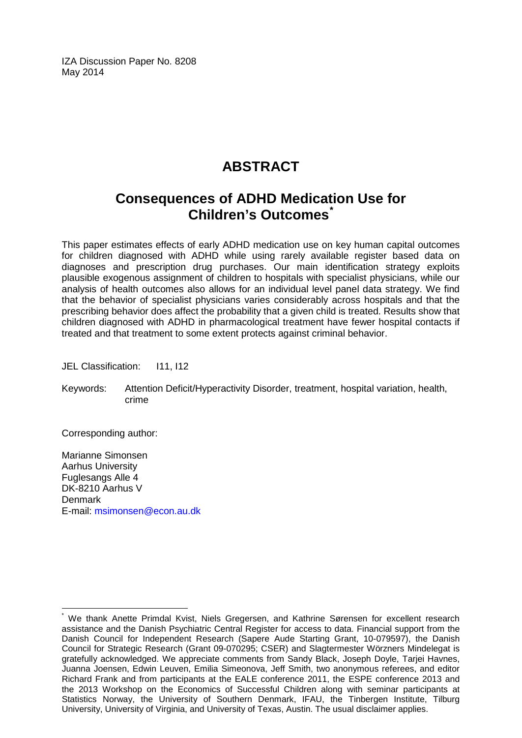IZA Discussion Paper No. 8208
May 2014

# ABSTRACT

## Consequences of ADHD Medication Use for Children's Outcomes[*]

This paper estimates effects of early ADHD medication use on key human capital outcomes for children diagnosed with ADHD while using rarely available register based data on diagnoses and prescription drug purchases. Our main identification strategy exploits plausible exogenous assignment of children to hospitals with specialist physicians, while our analysis of health outcomes also allows for an individual level panel data strategy. We find that the behavior of specialist physicians varies considerably across hospitals and that the prescribing behavior does affect the probability that a given child is treated. Results show that children diagnosed with ADHD in pharmacological treatment have fewer hospital contacts if treated and that treatment to some extent protects against criminal behavior.

JEL Classification: I11, I12

Keywords: Attention Deficit/Hyperactivity Disorder, treatment, hospital variation, health, crime

Corresponding author:

Marianne Simonsen
Aarhus University
Fuglesangs Alle 4
DK-8210 Aarhus V
Denmark
E-mail: msimonsen@econ.au.dk

[*] We thank Anette Primdal Kvist, Niels Gregersen, and Kathrine Sørensen for excellent research assistance and the Danish Psychiatric Central Register for access to data. Financial support from the Danish Council for Independent Research (Sapere Aude Starting Grant, 10-079597), the Danish Council for Strategic Research (Grant 09-070295; CSER) and Slagtermester Wörzners Mindelegat is gratefully acknowledged. We appreciate comments from Sandy Black, Joseph Doyle, Tarjei Havnes, Juanna Joensen, Edwin Leuven, Emilia Simeonova, Jeff Smith, two anonymous referees, and editor Richard Frank and from participants at the EALE conference 2011, the ESPE conference 2013 and the 2013 Workshop on the Economics of Successful Children along with seminar participants at Statistics Norway, the University of Southern Denmark, IFAU, the Tinbergen Institute, Tilburg University, University of Virginia, and University of Texas, Austin. The usual disclaimer applies.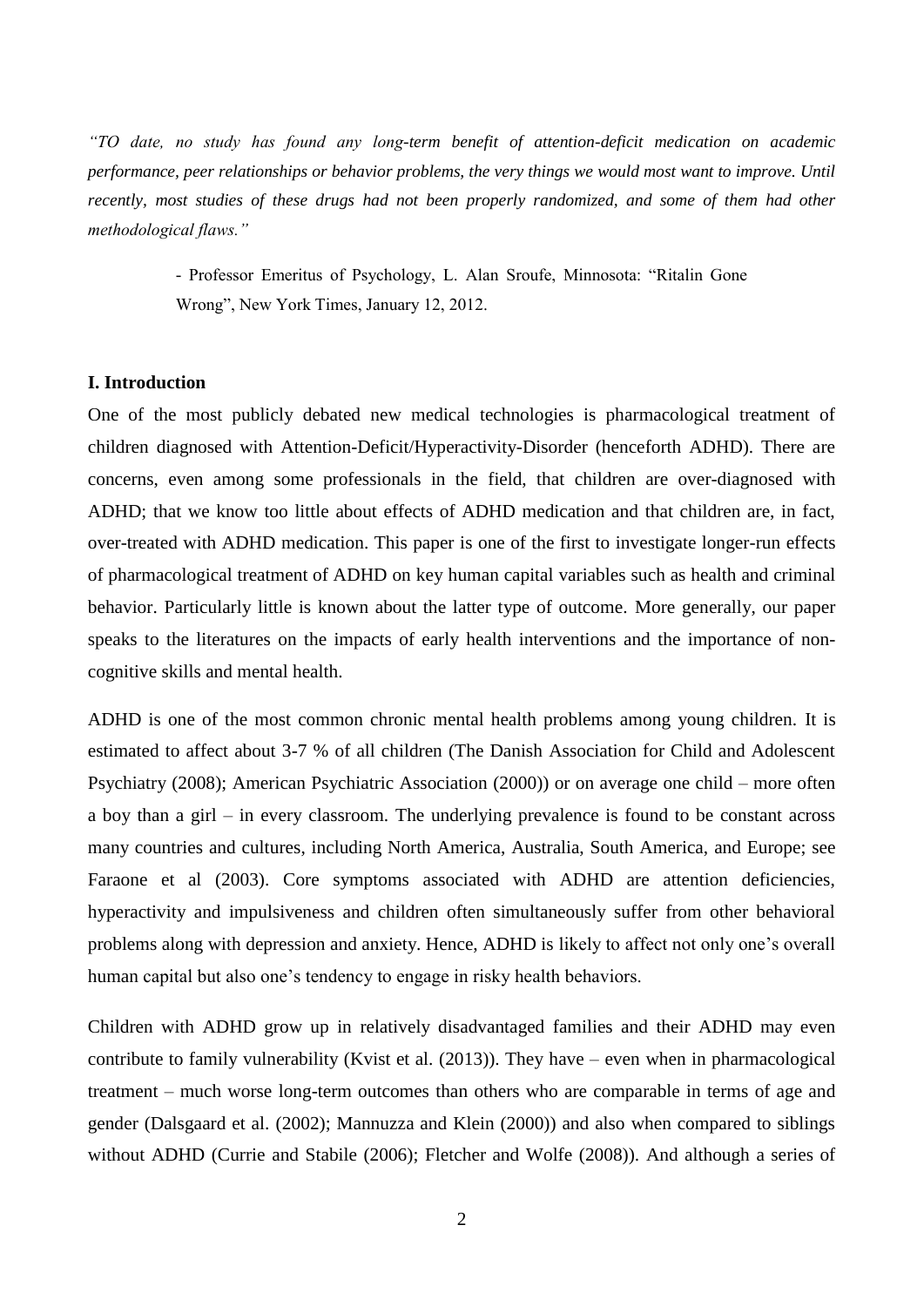*"TO date, no study has found any long-term benefit of attention-deficit medication on academic performance, peer relationships or behavior problems, the very things we would most want to improve. Until recently, most studies of these drugs had not been properly randomized, and some of them had other methodological flaws."*

> - Professor Emeritus of Psychology, L. Alan Sroufe, Minnesota: "Ritalin Gone Wrong", New York Times, January 12, 2012.

## I. Introduction

One of the most publicly debated new medical technologies is pharmacological treatment of children diagnosed with Attention-Deficit/Hyperactivity-Disorder (henceforth ADHD). There are concerns, even among some professionals in the field, that children are over-diagnosed with ADHD; that we know too little about effects of ADHD medication and that children are, in fact, over-treated with ADHD medication. This paper is one of the first to investigate longer-run effects of pharmacological treatment of ADHD on key human capital variables such as health and criminal behavior. Particularly little is known about the latter type of outcome. More generally, our paper speaks to the literatures on the impacts of early health interventions and the importance of non-cognitive skills and mental health.

ADHD is one of the most common chronic mental health problems among young children. It is estimated to affect about 3-7 % of all children (The Danish Association for Child and Adolescent Psychiatry (2008); American Psychiatric Association (2000)) or on average one child – more often a boy than a girl – in every classroom. The underlying prevalence is found to be constant across many countries and cultures, including North America, Australia, South America, and Europe; see Faraone et al (2003). Core symptoms associated with ADHD are attention deficiencies, hyperactivity and impulsiveness and children often simultaneously suffer from other behavioral problems along with depression and anxiety. Hence, ADHD is likely to affect not only one's overall human capital but also one's tendency to engage in risky health behaviors.

Children with ADHD grow up in relatively disadvantaged families and their ADHD may even contribute to family vulnerability (Kvist et al. (2013)). They have – even when in pharmacological treatment – much worse long-term outcomes than others who are comparable in terms of age and gender (Dalsgaard et al. (2002); Mannuzza and Klein (2000)) and also when compared to siblings without ADHD (Currie and Stabile (2006); Fletcher and Wolfe (2008)). And although a series of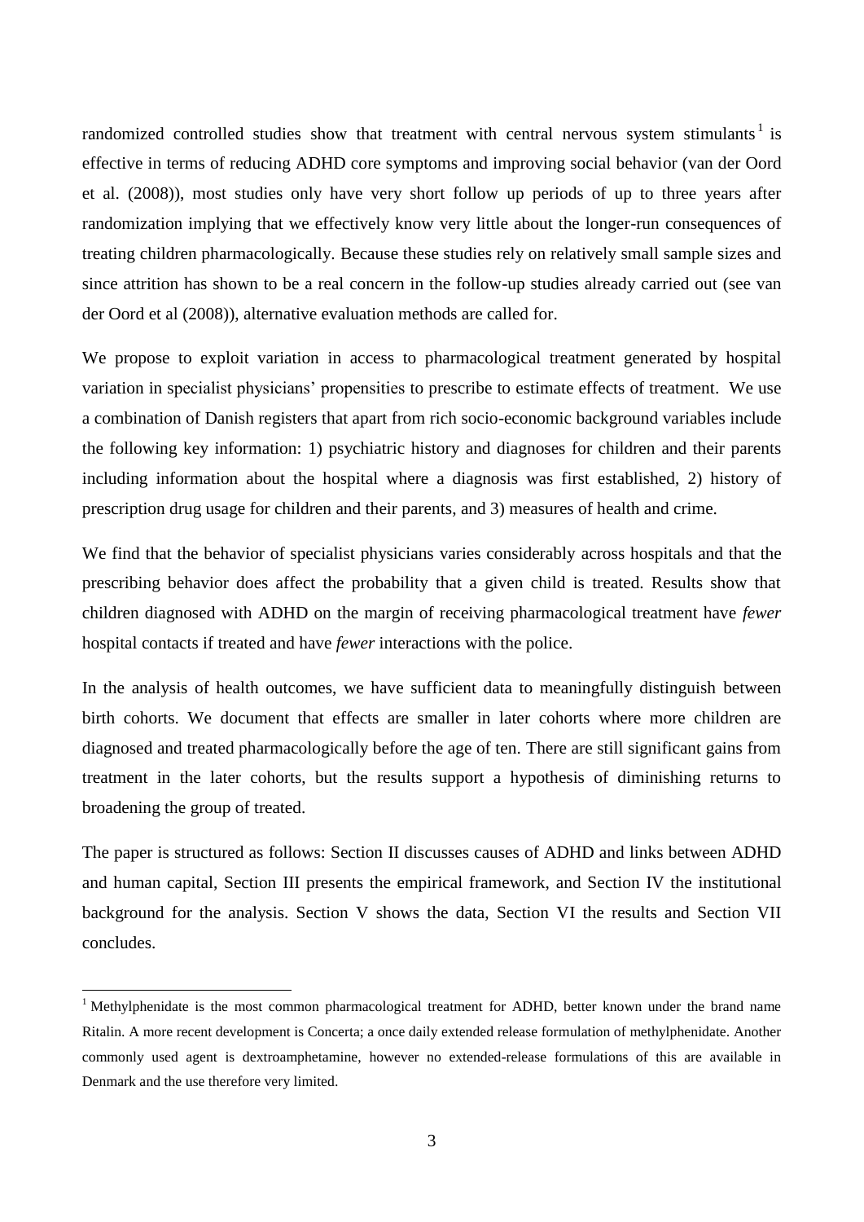randomized controlled studies show that treatment with central nervous system stimulants[1] is effective in terms of reducing ADHD core symptoms and improving social behavior (van der Oord et al. (2008)), most studies only have very short follow up periods of up to three years after randomization implying that we effectively know very little about the longer-run consequences of treating children pharmacologically. Because these studies rely on relatively small sample sizes and since attrition has shown to be a real concern in the follow-up studies already carried out (see van der Oord et al (2008)), alternative evaluation methods are called for.

We propose to exploit variation in access to pharmacological treatment generated by hospital variation in specialist physicians' propensities to prescribe to estimate effects of treatment. We use a combination of Danish registers that apart from rich socio-economic background variables include the following key information: 1) psychiatric history and diagnoses for children and their parents including information about the hospital where a diagnosis was first established, 2) history of prescription drug usage for children and their parents, and 3) measures of health and crime.

We find that the behavior of specialist physicians varies considerably across hospitals and that the prescribing behavior does affect the probability that a given child is treated. Results show that children diagnosed with ADHD on the margin of receiving pharmacological treatment have *fewer* hospital contacts if treated and have *fewer* interactions with the police.

In the analysis of health outcomes, we have sufficient data to meaningfully distinguish between birth cohorts. We document that effects are smaller in later cohorts where more children are diagnosed and treated pharmacologically before the age of ten. There are still significant gains from treatment in the later cohorts, but the results support a hypothesis of diminishing returns to broadening the group of treated.

The paper is structured as follows: Section II discusses causes of ADHD and links between ADHD and human capital, Section III presents the empirical framework, and Section IV the institutional background for the analysis. Section V shows the data, Section VI the results and Section VII concludes.

[1] Methylphenidate is the most common pharmacological treatment for ADHD, better known under the brand name Ritalin. A more recent development is Concerta; a once daily extended release formulation of methylphenidate. Another commonly used agent is dextroamphetamine, however no extended-release formulations of this are available in Denmark and the use therefore very limited.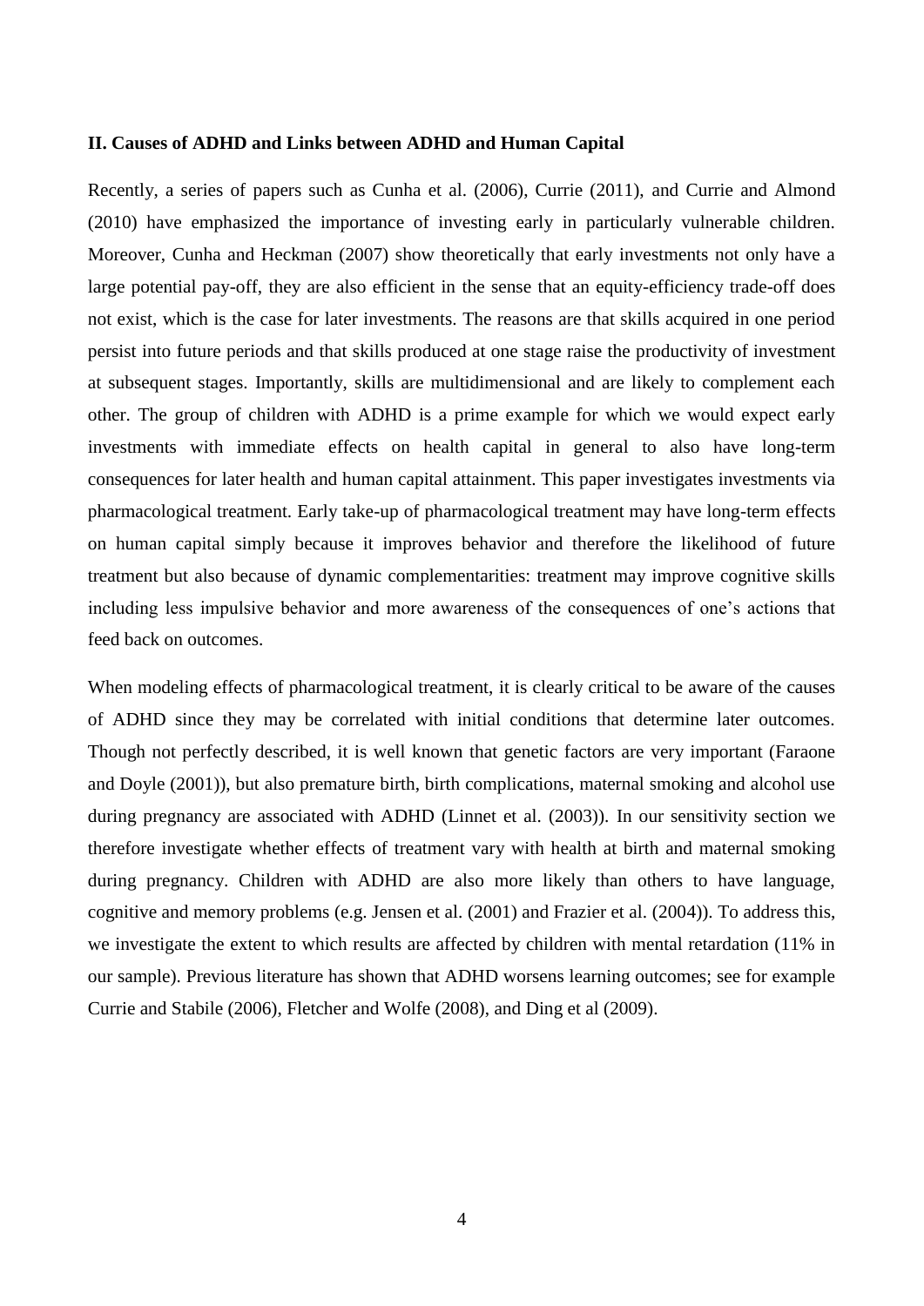### II. Causes of ADHD and Links between ADHD and Human Capital

Recently, a series of papers such as Cunha et al. (2006), Currie (2011), and Currie and Almond (2010) have emphasized the importance of investing early in particularly vulnerable children. Moreover, Cunha and Heckman (2007) show theoretically that early investments not only have a large potential pay-off, they are also efficient in the sense that an equity-efficiency trade-off does not exist, which is the case for later investments. The reasons are that skills acquired in one period persist into future periods and that skills produced at one stage raise the productivity of investment at subsequent stages. Importantly, skills are multidimensional and are likely to complement each other. The group of children with ADHD is a prime example for which we would expect early investments with immediate effects on health capital in general to also have long-term consequences for later health and human capital attainment. This paper investigates investments via pharmacological treatment. Early take-up of pharmacological treatment may have long-term effects on human capital simply because it improves behavior and therefore the likelihood of future treatment but also because of dynamic complementarities: treatment may improve cognitive skills including less impulsive behavior and more awareness of the consequences of one's actions that feed back on outcomes.

When modeling effects of pharmacological treatment, it is clearly critical to be aware of the causes of ADHD since they may be correlated with initial conditions that determine later outcomes. Though not perfectly described, it is well known that genetic factors are very important (Faraone and Doyle (2001)), but also premature birth, birth complications, maternal smoking and alcohol use during pregnancy are associated with ADHD (Linnet et al. (2003)). In our sensitivity section we therefore investigate whether effects of treatment vary with health at birth and maternal smoking during pregnancy. Children with ADHD are also more likely than others to have language, cognitive and memory problems (e.g. Jensen et al. (2001) and Frazier et al. (2004)). To address this, we investigate the extent to which results are affected by children with mental retardation (11% in our sample). Previous literature has shown that ADHD worsens learning outcomes; see for example Currie and Stabile (2006), Fletcher and Wolfe (2008), and Ding et al (2009).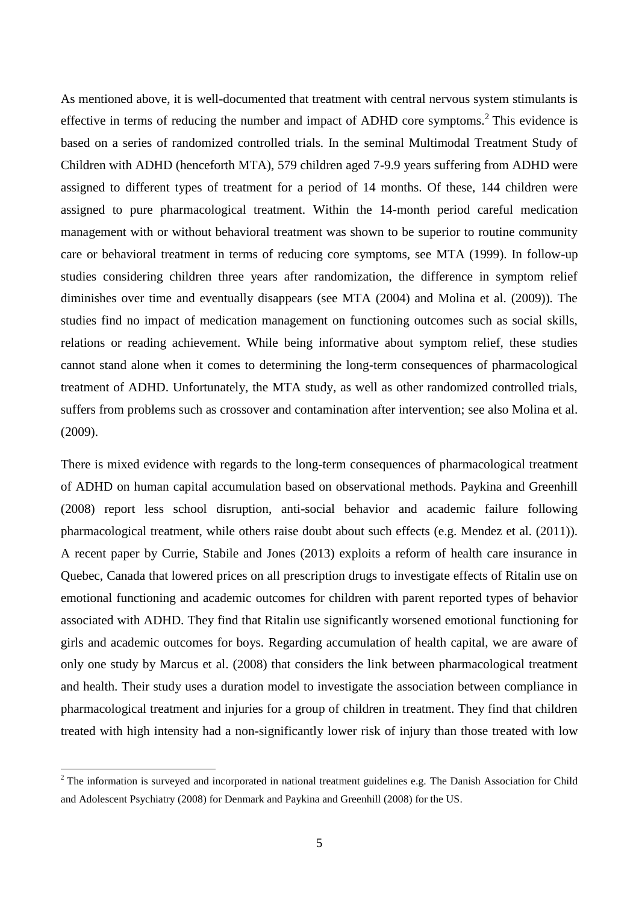As mentioned above, it is well-documented that treatment with central nervous system stimulants is effective in terms of reducing the number and impact of ADHD core symptoms.[2] This evidence is based on a series of randomized controlled trials. In the seminal Multimodal Treatment Study of Children with ADHD (henceforth MTA), 579 children aged 7-9.9 years suffering from ADHD were assigned to different types of treatment for a period of 14 months. Of these, 144 children were assigned to pure pharmacological treatment. Within the 14-month period careful medication management with or without behavioral treatment was shown to be superior to routine community care or behavioral treatment in terms of reducing core symptoms, see MTA (1999). In follow-up studies considering children three years after randomization, the difference in symptom relief diminishes over time and eventually disappears (see MTA (2004) and Molina et al. (2009)). The studies find no impact of medication management on functioning outcomes such as social skills, relations or reading achievement. While being informative about symptom relief, these studies cannot stand alone when it comes to determining the long-term consequences of pharmacological treatment of ADHD. Unfortunately, the MTA study, as well as other randomized controlled trials, suffers from problems such as crossover and contamination after intervention; see also Molina et al. (2009).

There is mixed evidence with regards to the long-term consequences of pharmacological treatment of ADHD on human capital accumulation based on observational methods. Paykina and Greenhill (2008) report less school disruption, anti-social behavior and academic failure following pharmacological treatment, while others raise doubt about such effects (e.g. Mendez et al. (2011)). A recent paper by Currie, Stabile and Jones (2013) exploits a reform of health care insurance in Quebec, Canada that lowered prices on all prescription drugs to investigate effects of Ritalin use on emotional functioning and academic outcomes for children with parent reported types of behavior associated with ADHD. They find that Ritalin use significantly worsened emotional functioning for girls and academic outcomes for boys. Regarding accumulation of health capital, we are aware of only one study by Marcus et al. (2008) that considers the link between pharmacological treatment and health. Their study uses a duration model to investigate the association between compliance in pharmacological treatment and injuries for a group of children in treatment. They find that children treated with high intensity had a non-significantly lower risk of injury than those treated with low

[2] The information is surveyed and incorporated in national treatment guidelines e.g. The Danish Association for Child and Adolescent Psychiatry (2008) for Denmark and Paykina and Greenhill (2008) for the US.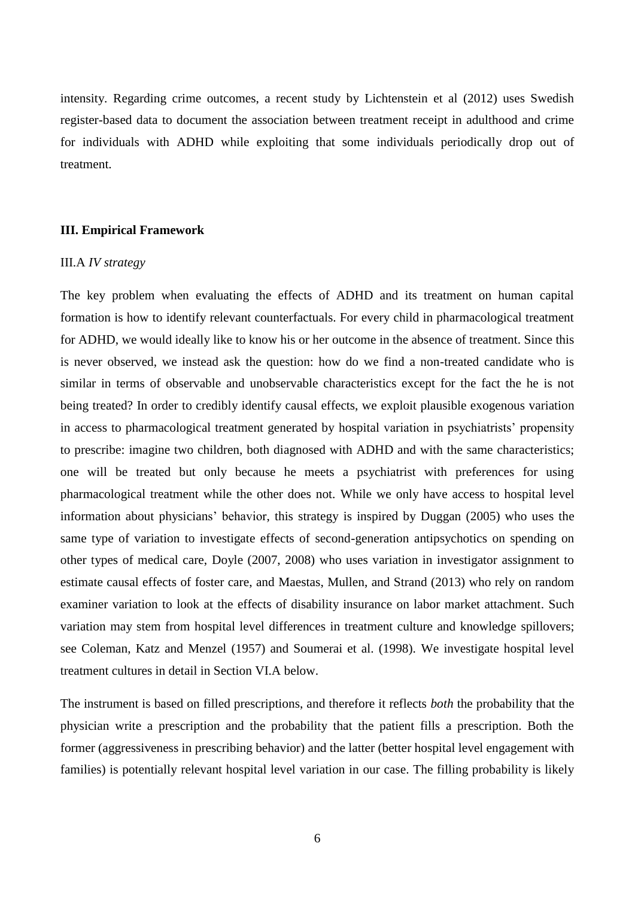intensity. Regarding crime outcomes, a recent study by Lichtenstein et al (2012) uses Swedish register-based data to document the association between treatment receipt in adulthood and crime for individuals with ADHD while exploiting that some individuals periodically drop out of treatment.

## III. Empirical Framework

### III.A *IV strategy*

The key problem when evaluating the effects of ADHD and its treatment on human capital formation is how to identify relevant counterfactuals. For every child in pharmacological treatment for ADHD, we would ideally like to know his or her outcome in the absence of treatment. Since this is never observed, we instead ask the question: how do we find a non-treated candidate who is similar in terms of observable and unobservable characteristics except for the fact the he is not being treated? In order to credibly identify causal effects, we exploit plausible exogenous variation in access to pharmacological treatment generated by hospital variation in psychiatrists' propensity to prescribe: imagine two children, both diagnosed with ADHD and with the same characteristics; one will be treated but only because he meets a psychiatrist with preferences for using pharmacological treatment while the other does not. While we only have access to hospital level information about physicians' behavior, this strategy is inspired by Duggan (2005) who uses the same type of variation to investigate effects of second-generation antipsychotics on spending on other types of medical care, Doyle (2007, 2008) who uses variation in investigator assignment to estimate causal effects of foster care, and Maestas, Mullen, and Strand (2013) who rely on random examiner variation to look at the effects of disability insurance on labor market attachment. Such variation may stem from hospital level differences in treatment culture and knowledge spillovers; see Coleman, Katz and Menzel (1957) and Soumerai et al. (1998). We investigate hospital level treatment cultures in detail in Section VI.A below.

The instrument is based on filled prescriptions, and therefore it reflects *both* the probability that the physician write a prescription and the probability that the patient fills a prescription. Both the former (aggressiveness in prescribing behavior) and the latter (better hospital level engagement with families) is potentially relevant hospital level variation in our case. The filling probability is likely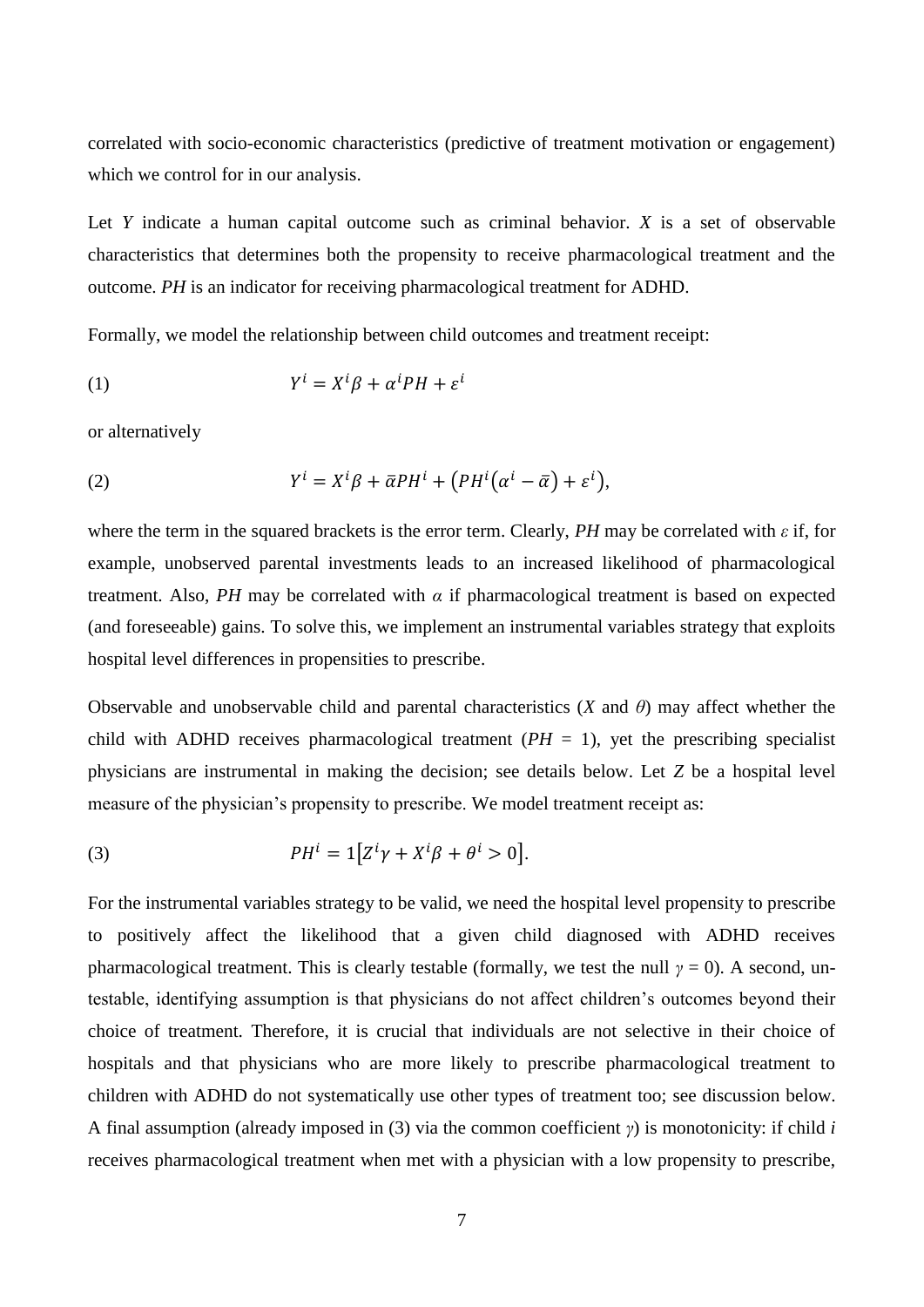correlated with socio-economic characteristics (predictive of treatment motivation or engagement) which we control for in our analysis.

Let $Y$ indicate a human capital outcome such as criminal behavior. $X$ is a set of observable characteristics that determines both the propensity to receive pharmacological treatment and the outcome. $PH$ is an indicator for receiving pharmacological treatment for ADHD.

Formally, we model the relationship between child outcomes and treatment receipt:

$$(1) \qquad Y^i = X^i\beta + \alpha^i PH + \varepsilon^i$$

or alternatively

$$(2) \qquad Y^i = X^i\beta + \bar{\alpha}PH^i + \left(PH^i\left(\alpha^i - \bar{\alpha}\right) + \varepsilon^i\right),$$

where the term in the squared brackets is the error term. Clearly, $PH$ may be correlated with $\varepsilon$ if, for example, unobserved parental investments leads to an increased likelihood of pharmacological treatment. Also, $PH$ may be correlated with $\alpha$ if pharmacological treatment is based on expected (and foreseeable) gains. To solve this, we implement an instrumental variables strategy that exploits hospital level differences in propensities to prescribe.

Observable and unobservable child and parental characteristics ($X$ and $\theta$) may affect whether the child with ADHD receives pharmacological treatment ($PH = 1$), yet the prescribing specialist physicians are instrumental in making the decision; see details below. Let $Z$ be a hospital level measure of the physician's propensity to prescribe. We model treatment receipt as:

$$(3) \qquad PH^i = 1\left[Z^i\gamma + X^i\beta + \theta^i > 0\right].$$

For the instrumental variables strategy to be valid, we need the hospital level propensity to prescribe to positively affect the likelihood that a given child diagnosed with ADHD receives pharmacological treatment. This is clearly testable (formally, we test the null $\gamma = 0$). A second, un-testable, identifying assumption is that physicians do not affect children's outcomes beyond their choice of treatment. Therefore, it is crucial that individuals are not selective in their choice of hospitals and that physicians who are more likely to prescribe pharmacological treatment to children with ADHD do not systematically use other types of treatment too; see discussion below. A final assumption (already imposed in (3) via the common coefficient $\gamma$) is monotonicity: if child $i$ receives pharmacological treatment when met with a physician with a low propensity to prescribe,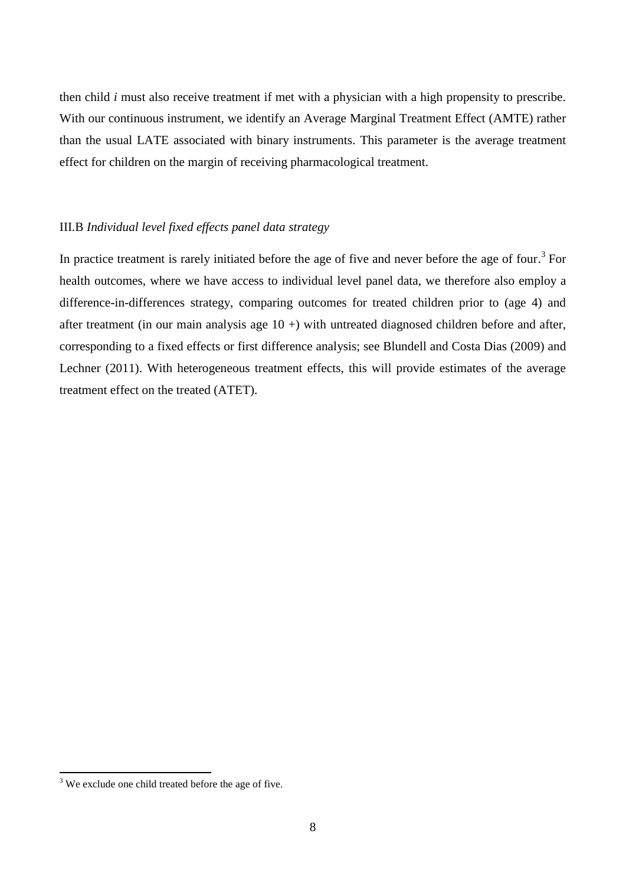then child *i* must also receive treatment if met with a physician with a high propensity to prescribe. With our continuous instrument, we identify an Average Marginal Treatment Effect (AMTE) rather than the usual LATE associated with binary instruments. This parameter is the average treatment effect for children on the margin of receiving pharmacological treatment.

### III.B *Individual level fixed effects panel data strategy*

In practice treatment is rarely initiated before the age of five and never before the age of four.[3] For health outcomes, where we have access to individual level panel data, we therefore also employ a difference-in-differences strategy, comparing outcomes for treated children prior to (age 4) and after treatment (in our main analysis age 10 +) with untreated diagnosed children before and after, corresponding to a fixed effects or first difference analysis; see Blundell and Costa Dias (2009) and Lechner (2011). With heterogeneous treatment effects, this will provide estimates of the average treatment effect on the treated (ATET).

[3] We exclude one child treated before the age of five.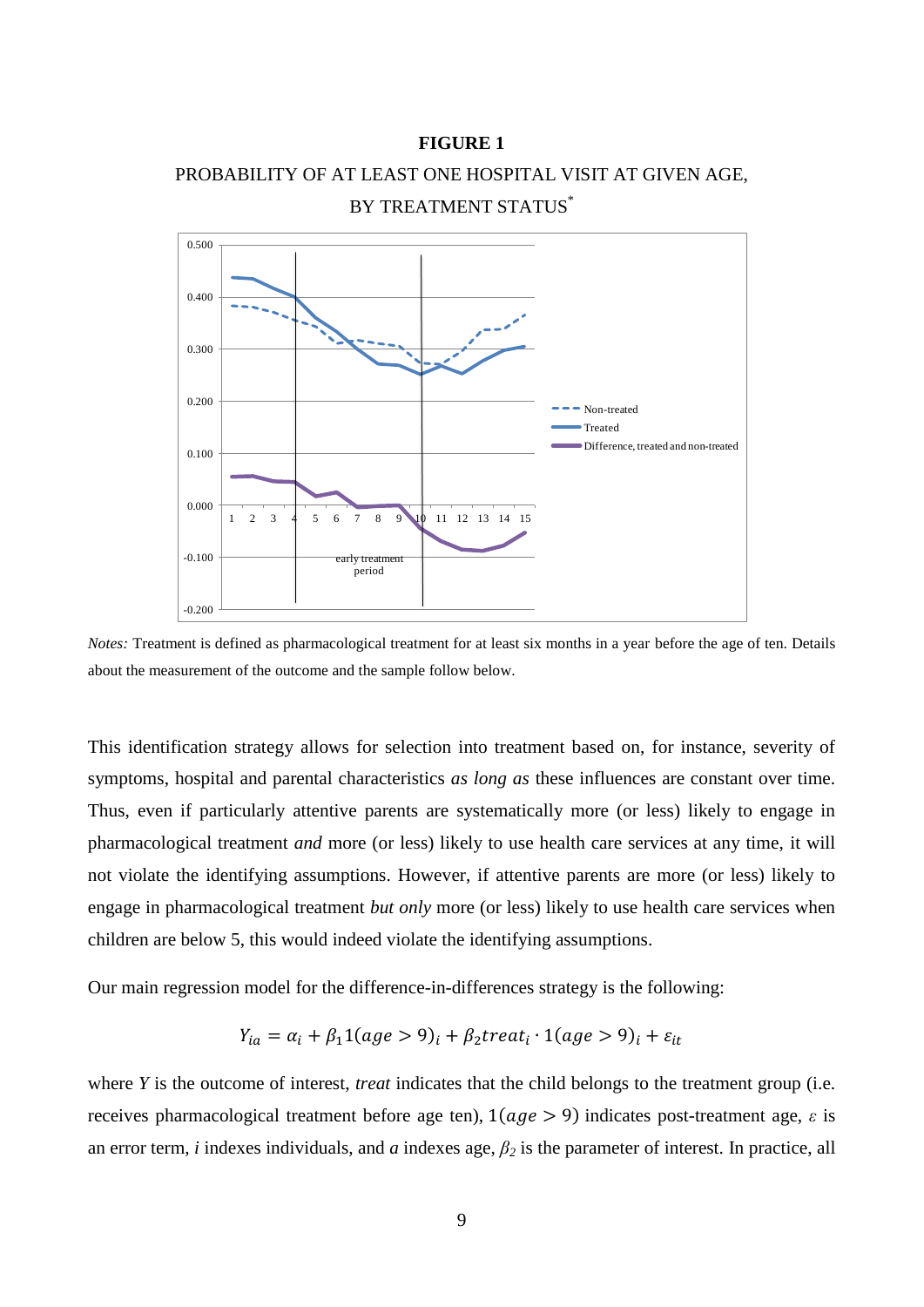**FIGURE 1**

PROBABILITY OF AT LEAST ONE HOSPITAL VISIT AT GIVEN AGE, BY TREATMENT STATUS*

*Notes:* Treatment is defined as pharmacological treatment for at least six months in a year before the age of ten. Details about the measurement of the outcome and the sample follow below.

This identification strategy allows for selection into treatment based on, for instance, severity of symptoms, hospital and parental characteristics *as long as* these influences are constant over time. Thus, even if particularly attentive parents are systematically more (or less) likely to engage in pharmacological treatment *and* more (or less) likely to use health care services at any time, it will not violate the identifying assumptions. However, if attentive parents are more (or less) likely to engage in pharmacological treatment *but only* more (or less) likely to use health care services when children are below 5, this would indeed violate the identifying assumptions.

Our main regression model for the difference-in-differences strategy is the following:

$$Y_{ia} = \alpha_i + \beta_1 1(age > 9)_i + \beta_2 treat_i \cdot 1(age > 9)_i + \varepsilon_{it}$$

where *Y* is the outcome of interest, *treat* indicates that the child belongs to the treatment group (i.e. receives pharmacological treatment before age ten), $1(age > 9)$ indicates post-treatment age, $\varepsilon$ is an error term, *i* indexes individuals, and *a* indexes age, $\beta_2$ is the parameter of interest. In practice, all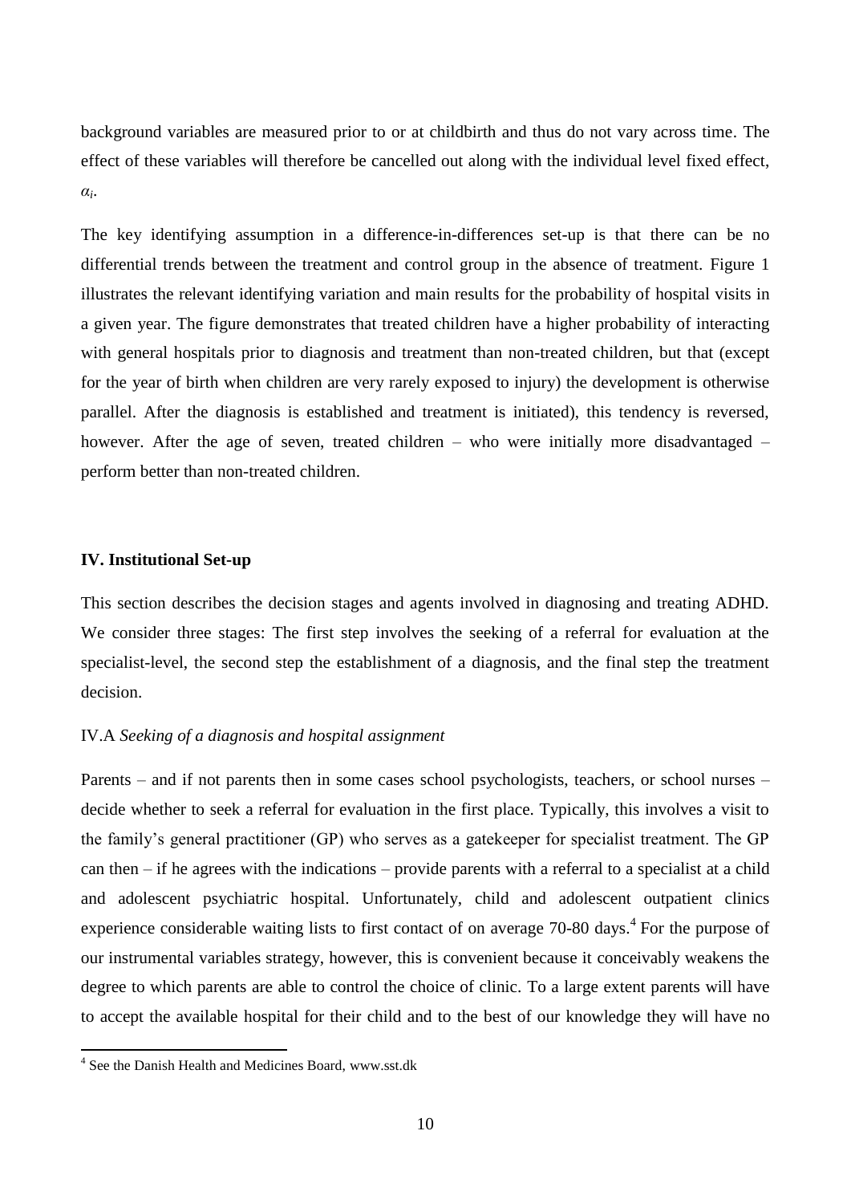background variables are measured prior to or at childbirth and thus do not vary across time. The effect of these variables will therefore be cancelled out along with the individual level fixed effect, $\alpha_i$.

The key identifying assumption in a difference-in-differences set-up is that there can be no differential trends between the treatment and control group in the absence of treatment. Figure 1 illustrates the relevant identifying variation and main results for the probability of hospital visits in a given year. The figure demonstrates that treated children have a higher probability of interacting with general hospitals prior to diagnosis and treatment than non-treated children, but that (except for the year of birth when children are very rarely exposed to injury) the development is otherwise parallel. After the diagnosis is established and treatment is initiated), this tendency is reversed, however. After the age of seven, treated children – who were initially more disadvantaged – perform better than non-treated children.

## IV. Institutional Set-up

This section describes the decision stages and agents involved in diagnosing and treating ADHD. We consider three stages: The first step involves the seeking of a referral for evaluation at the specialist-level, the second step the establishment of a diagnosis, and the final step the treatment decision.

### IV.A *Seeking of a diagnosis and hospital assignment*

Parents – and if not parents then in some cases school psychologists, teachers, or school nurses – decide whether to seek a referral for evaluation in the first place. Typically, this involves a visit to the family's general practitioner (GP) who serves as a gatekeeper for specialist treatment. The GP can then – if he agrees with the indications – provide parents with a referral to a specialist at a child and adolescent psychiatric hospital. Unfortunately, child and adolescent outpatient clinics experience considerable waiting lists to first contact of on average 70-80 days.[4] For the purpose of our instrumental variables strategy, however, this is convenient because it conceivably weakens the degree to which parents are able to control the choice of clinic. To a large extent parents will have to accept the available hospital for their child and to the best of our knowledge they will have no

[4] See the Danish Health and Medicines Board, www.sst.dk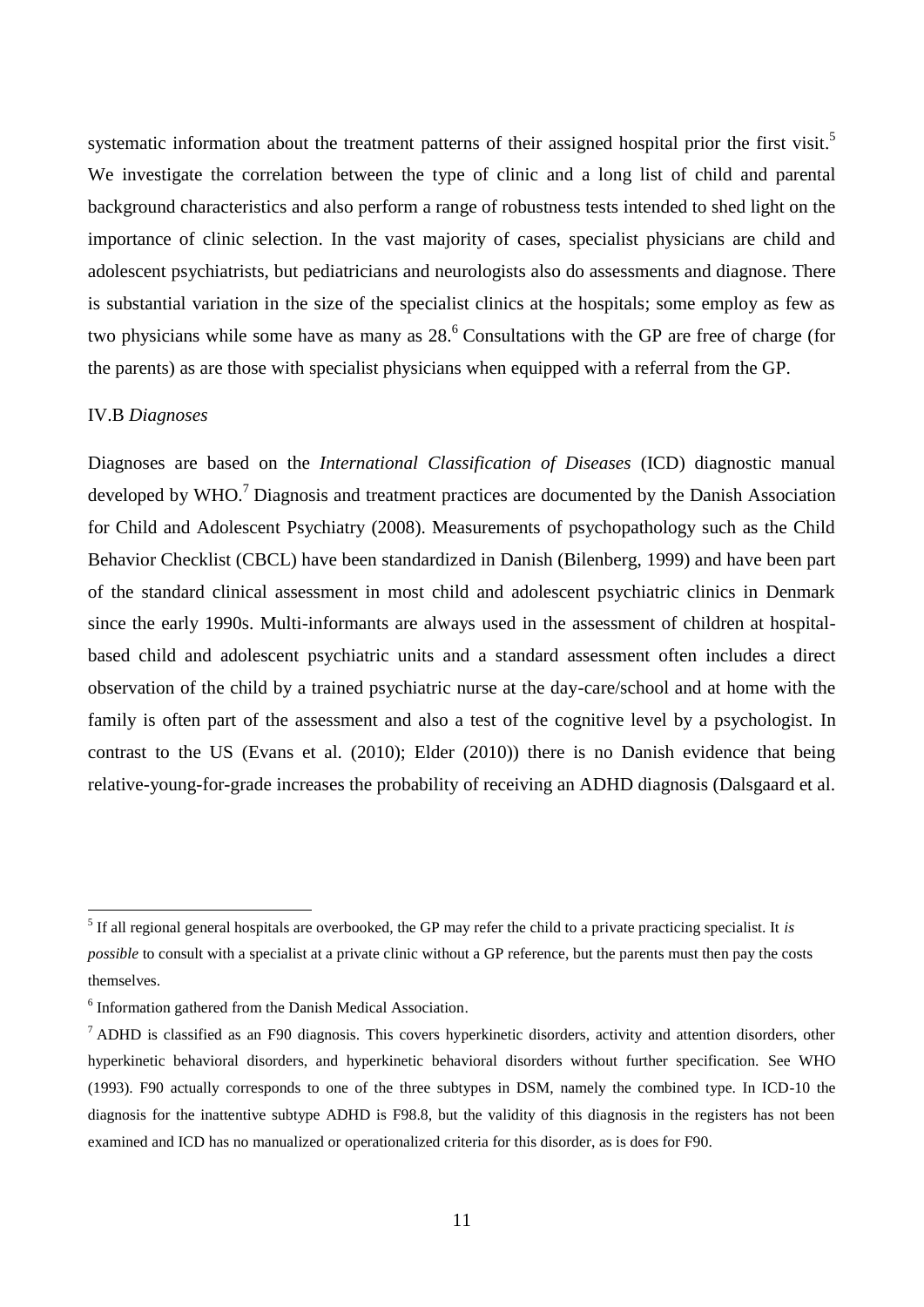systematic information about the treatment patterns of their assigned hospital prior the first visit.[5] We investigate the correlation between the type of clinic and a long list of child and parental background characteristics and also perform a range of robustness tests intended to shed light on the importance of clinic selection. In the vast majority of cases, specialist physicians are child and adolescent psychiatrists, but pediatricians and neurologists also do assessments and diagnose. There is substantial variation in the size of the specialist clinics at the hospitals; some employ as few as two physicians while some have as many as 28.[6] Consultations with the GP are free of charge (for the parents) as are those with specialist physicians when equipped with a referral from the GP.

### IV.B *Diagnoses*

Diagnoses are based on the *International Classification of Diseases* (ICD) diagnostic manual developed by WHO.[7] Diagnosis and treatment practices are documented by the Danish Association for Child and Adolescent Psychiatry (2008). Measurements of psychopathology such as the Child Behavior Checklist (CBCL) have been standardized in Danish (Bilenberg, 1999) and have been part of the standard clinical assessment in most child and adolescent psychiatric clinics in Denmark since the early 1990s. Multi-informants are always used in the assessment of children at hospital-based child and adolescent psychiatric units and a standard assessment often includes a direct observation of the child by a trained psychiatric nurse at the day-care/school and at home with the family is often part of the assessment and also a test of the cognitive level by a psychologist. In contrast to the US (Evans et al. (2010); Elder (2010)) there is no Danish evidence that being relative-young-for-grade increases the probability of receiving an ADHD diagnosis (Dalsgaard et al.

---

[5] If all regional general hospitals are overbooked, the GP may refer the child to a private practicing specialist. It *is possible* to consult with a specialist at a private clinic without a GP reference, but the parents must then pay the costs themselves.

[6] Information gathered from the Danish Medical Association.

[7] ADHD is classified as an F90 diagnosis. This covers hyperkinetic disorders, activity and attention disorders, other hyperkinetic behavioral disorders, and hyperkinetic behavioral disorders without further specification. See WHO (1993). F90 actually corresponds to one of the three subtypes in DSM, namely the combined type. In ICD-10 the diagnosis for the inattentive subtype ADHD is F98.8, but the validity of this diagnosis in the registers has not been examined and ICD has no manualized or operationalized criteria for this disorder, as is does for F90.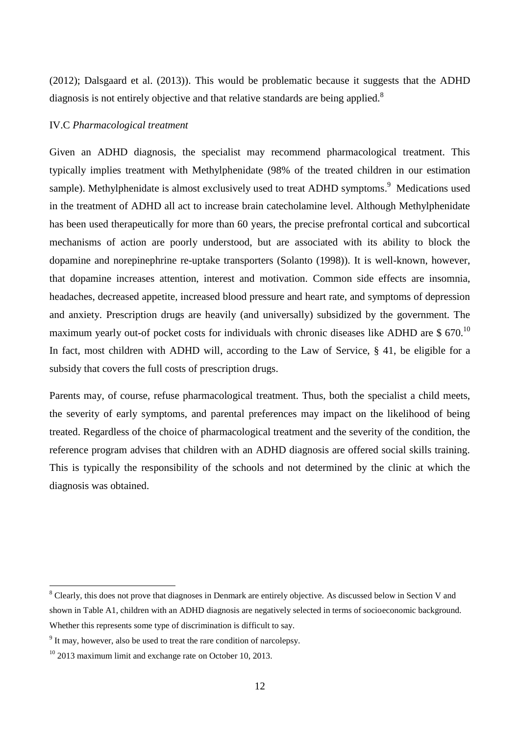(2012); Dalsgaard et al. (2013)). This would be problematic because it suggests that the ADHD diagnosis is not entirely objective and that relative standards are being applied.[8]

IV.C *Pharmacological treatment*

Given an ADHD diagnosis, the specialist may recommend pharmacological treatment. This typically implies treatment with Methylphenidate (98% of the treated children in our estimation sample). Methylphenidate is almost exclusively used to treat ADHD symptoms.[9] Medications used in the treatment of ADHD all act to increase brain catecholamine level. Although Methylphenidate has been used therapeutically for more than 60 years, the precise prefrontal cortical and subcortical mechanisms of action are poorly understood, but are associated with its ability to block the dopamine and norepinephrine re-uptake transporters (Solanto (1998)). It is well-known, however, that dopamine increases attention, interest and motivation. Common side effects are insomnia, headaches, decreased appetite, increased blood pressure and heart rate, and symptoms of depression and anxiety. Prescription drugs are heavily (and universally) subsidized by the government. The maximum yearly out-of pocket costs for individuals with chronic diseases like ADHD are $ 670.[10] In fact, most children with ADHD will, according to the Law of Service, § 41, be eligible for a subsidy that covers the full costs of prescription drugs.

Parents may, of course, refuse pharmacological treatment. Thus, both the specialist a child meets, the severity of early symptoms, and parental preferences may impact on the likelihood of being treated. Regardless of the choice of pharmacological treatment and the severity of the condition, the reference program advises that children with an ADHD diagnosis are offered social skills training. This is typically the responsibility of the schools and not determined by the clinic at which the diagnosis was obtained.

---

[8] Clearly, this does not prove that diagnoses in Denmark are entirely objective. As discussed below in Section V and shown in Table A1, children with an ADHD diagnosis are negatively selected in terms of socioeconomic background. Whether this represents some type of discrimination is difficult to say.

[9] It may, however, also be used to treat the rare condition of narcolepsy.

[10] 2013 maximum limit and exchange rate on October 10, 2013.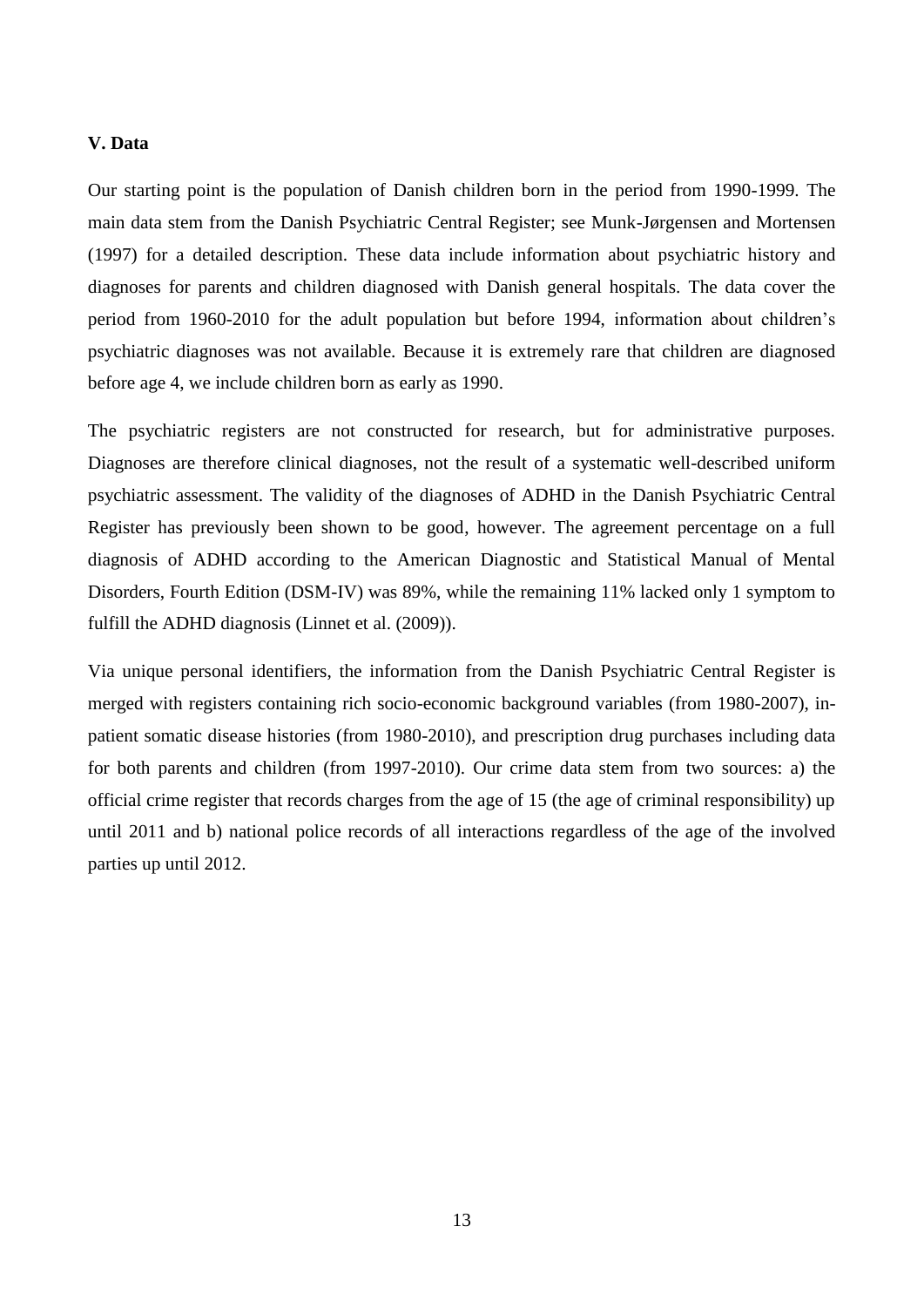## V. Data

Our starting point is the population of Danish children born in the period from 1990-1999. The main data stem from the Danish Psychiatric Central Register; see Munk-Jørgensen and Mortensen (1997) for a detailed description. These data include information about psychiatric history and diagnoses for parents and children diagnosed with Danish general hospitals. The data cover the period from 1960-2010 for the adult population but before 1994, information about children's psychiatric diagnoses was not available. Because it is extremely rare that children are diagnosed before age 4, we include children born as early as 1990.

The psychiatric registers are not constructed for research, but for administrative purposes. Diagnoses are therefore clinical diagnoses, not the result of a systematic well-described uniform psychiatric assessment. The validity of the diagnoses of ADHD in the Danish Psychiatric Central Register has previously been shown to be good, however. The agreement percentage on a full diagnosis of ADHD according to the American Diagnostic and Statistical Manual of Mental Disorders, Fourth Edition (DSM-IV) was 89%, while the remaining 11% lacked only 1 symptom to fulfill the ADHD diagnosis (Linnet et al. (2009)).

Via unique personal identifiers, the information from the Danish Psychiatric Central Register is merged with registers containing rich socio-economic background variables (from 1980-2007), in-patient somatic disease histories (from 1980-2010), and prescription drug purchases including data for both parents and children (from 1997-2010). Our crime data stem from two sources: a) the official crime register that records charges from the age of 15 (the age of criminal responsibility) up until 2011 and b) national police records of all interactions regardless of the age of the involved parties up until 2012.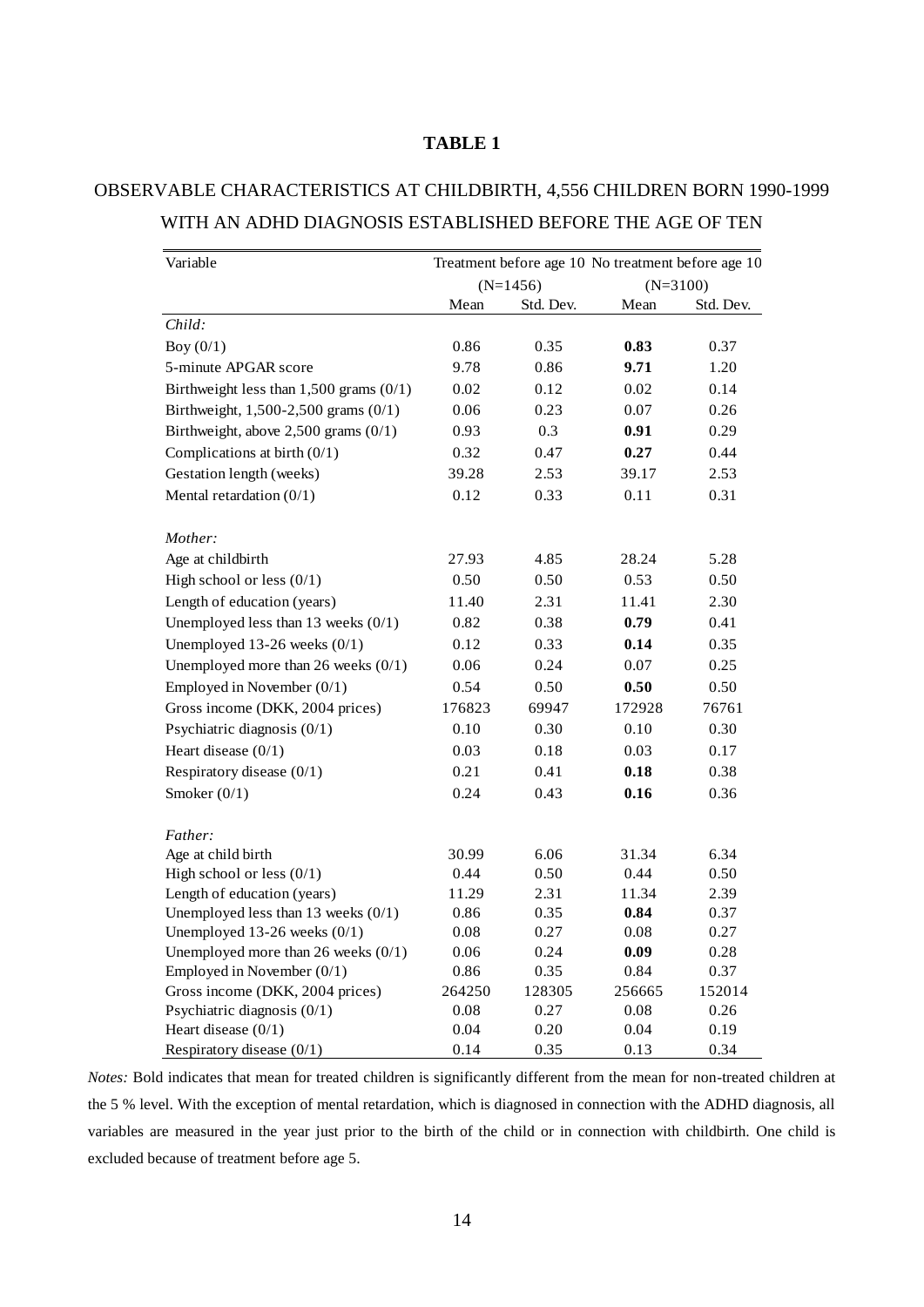**TABLE 1**

OBSERVABLE CHARACTERISTICS AT CHILDBIRTH, 4,556 CHILDREN BORN 1990-1999 WITH AN ADHD DIAGNOSIS ESTABLISHED BEFORE THE AGE OF TEN

| Variable | Treatment before age 10 (N=1456) | | No treatment before age 10 (N=3100) | |
|---|---|---|---|---|
| | Mean | Std. Dev. | Mean | Std. Dev. |
| *Child:* | | | | |
| Boy (0/1) | 0.86 | 0.35 | **0.83** | 0.37 |
| 5-minute APGAR score | 9.78 | 0.86 | **9.71** | 1.20 |
| Birthweight less than 1,500 grams (0/1) | 0.02 | 0.12 | 0.02 | 0.14 |
| Birthweight, 1,500-2,500 grams (0/1) | 0.06 | 0.23 | 0.07 | 0.26 |
| Birthweight, above 2,500 grams (0/1) | 0.93 | 0.3 | **0.91** | 0.29 |
| Complications at birth (0/1) | 0.32 | 0.47 | **0.27** | 0.44 |
| Gestation length (weeks) | 39.28 | 2.53 | 39.17 | 2.53 |
| Mental retardation (0/1) | 0.12 | 0.33 | 0.11 | 0.31 |
| *Mother:* | | | | |
| Age at childbirth | 27.93 | 4.85 | 28.24 | 5.28 |
| High school or less (0/1) | 0.50 | 0.50 | 0.53 | 0.50 |
| Length of education (years) | 11.40 | 2.31 | 11.41 | 2.30 |
| Unemployed less than 13 weeks (0/1) | 0.82 | 0.38 | **0.79** | 0.41 |
| Unemployed 13-26 weeks (0/1) | 0.12 | 0.33 | **0.14** | 0.35 |
| Unemployed more than 26 weeks (0/1) | 0.06 | 0.24 | 0.07 | 0.25 |
| Employed in November (0/1) | 0.54 | 0.50 | **0.50** | 0.50 |
| Gross income (DKK, 2004 prices) | 176823 | 69947 | 172928 | 76761 |
| Psychiatric diagnosis (0/1) | 0.10 | 0.30 | 0.10 | 0.30 |
| Heart disease (0/1) | 0.03 | 0.18 | 0.03 | 0.17 |
| Respiratory disease (0/1) | 0.21 | 0.41 | **0.18** | 0.38 |
| Smoker (0/1) | 0.24 | 0.43 | **0.16** | 0.36 |
| *Father:* | | | | |
| Age at child birth | 30.99 | 6.06 | 31.34 | 6.34 |
| High school or less (0/1) | 0.44 | 0.50 | 0.44 | 0.50 |
| Length of education (years) | 11.29 | 2.31 | 11.34 | 2.39 |
| Unemployed less than 13 weeks (0/1) | 0.86 | 0.35 | **0.84** | 0.37 |
| Unemployed 13-26 weeks (0/1) | 0.08 | 0.27 | 0.08 | 0.27 |
| Unemployed more than 26 weeks (0/1) | 0.06 | 0.24 | **0.09** | 0.28 |
| Employed in November (0/1) | 0.86 | 0.35 | 0.84 | 0.37 |
| Gross income (DKK, 2004 prices) | 264250 | 128305 | 256665 | 152014 |
| Psychiatric diagnosis (0/1) | 0.08 | 0.27 | 0.08 | 0.26 |
| Heart disease (0/1) | 0.04 | 0.20 | 0.04 | 0.19 |
| Respiratory disease (0/1) | 0.14 | 0.35 | 0.13 | 0.34 |

*Notes:* Bold indicates that mean for treated children is significantly different from the mean for non-treated children at the 5 % level. With the exception of mental retardation, which is diagnosed in connection with the ADHD diagnosis, all variables are measured in the year just prior to the birth of the child or in connection with childbirth. One child is excluded because of treatment before age 5.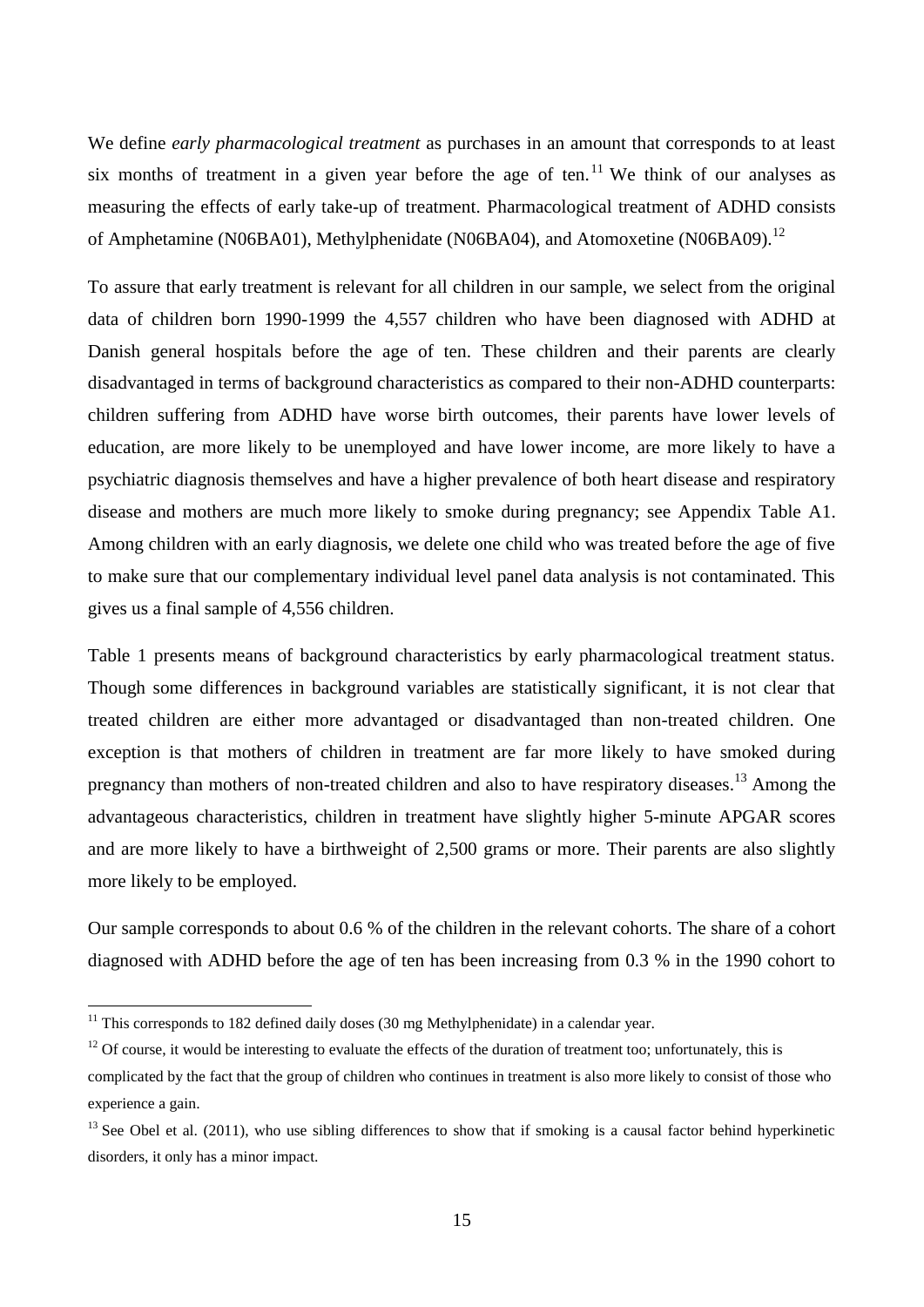We define *early pharmacological treatment* as purchases in an amount that corresponds to at least six months of treatment in a given year before the age of ten.[11] We think of our analyses as measuring the effects of early take-up of treatment. Pharmacological treatment of ADHD consists of Amphetamine (N06BA01), Methylphenidate (N06BA04), and Atomoxetine (N06BA09).[12]

To assure that early treatment is relevant for all children in our sample, we select from the original data of children born 1990-1999 the 4,557 children who have been diagnosed with ADHD at Danish general hospitals before the age of ten. These children and their parents are clearly disadvantaged in terms of background characteristics as compared to their non-ADHD counterparts: children suffering from ADHD have worse birth outcomes, their parents have lower levels of education, are more likely to be unemployed and have lower income, are more likely to have a psychiatric diagnosis themselves and have a higher prevalence of both heart disease and respiratory disease and mothers are much more likely to smoke during pregnancy; see Appendix Table A1. Among children with an early diagnosis, we delete one child who was treated before the age of five to make sure that our complementary individual level panel data analysis is not contaminated. This gives us a final sample of 4,556 children.

Table 1 presents means of background characteristics by early pharmacological treatment status. Though some differences in background variables are statistically significant, it is not clear that treated children are either more advantaged or disadvantaged than non-treated children. One exception is that mothers of children in treatment are far more likely to have smoked during pregnancy than mothers of non-treated children and also to have respiratory diseases.[13] Among the advantageous characteristics, children in treatment have slightly higher 5-minute APGAR scores and are more likely to have a birthweight of 2,500 grams or more. Their parents are also slightly more likely to be employed.

Our sample corresponds to about 0.6 % of the children in the relevant cohorts. The share of a cohort diagnosed with ADHD before the age of ten has been increasing from 0.3 % in the 1990 cohort to

---

[11] This corresponds to 182 defined daily doses (30 mg Methylphenidate) in a calendar year.

[12] Of course, it would be interesting to evaluate the effects of the duration of treatment too; unfortunately, this is complicated by the fact that the group of children who continues in treatment is also more likely to consist of those who experience a gain.

[13] See Obel et al. (2011), who use sibling differences to show that if smoking is a causal factor behind hyperkinetic disorders, it only has a minor impact.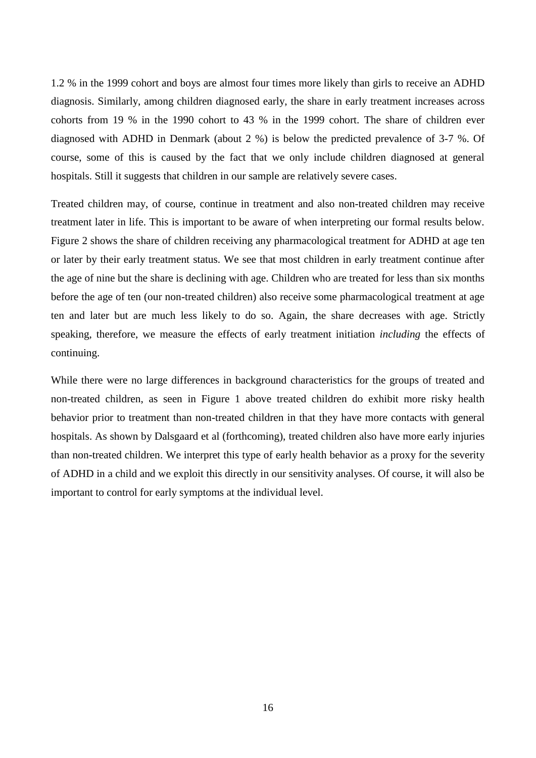1.2 % in the 1999 cohort and boys are almost four times more likely than girls to receive an ADHD diagnosis. Similarly, among children diagnosed early, the share in early treatment increases across cohorts from 19 % in the 1990 cohort to 43 % in the 1999 cohort. The share of children ever diagnosed with ADHD in Denmark (about 2 %) is below the predicted prevalence of 3-7 %. Of course, some of this is caused by the fact that we only include children diagnosed at general hospitals. Still it suggests that children in our sample are relatively severe cases.

Treated children may, of course, continue in treatment and also non-treated children may receive treatment later in life. This is important to be aware of when interpreting our formal results below. Figure 2 shows the share of children receiving any pharmacological treatment for ADHD at age ten or later by their early treatment status. We see that most children in early treatment continue after the age of nine but the share is declining with age. Children who are treated for less than six months before the age of ten (our non-treated children) also receive some pharmacological treatment at age ten and later but are much less likely to do so. Again, the share decreases with age. Strictly speaking, therefore, we measure the effects of early treatment initiation *including* the effects of continuing.

While there were no large differences in background characteristics for the groups of treated and non-treated children, as seen in Figure 1 above treated children do exhibit more risky health behavior prior to treatment than non-treated children in that they have more contacts with general hospitals. As shown by Dalsgaard et al (forthcoming), treated children also have more early injuries than non-treated children. We interpret this type of early health behavior as a proxy for the severity of ADHD in a child and we exploit this directly in our sensitivity analyses. Of course, it will also be important to control for early symptoms at the individual level.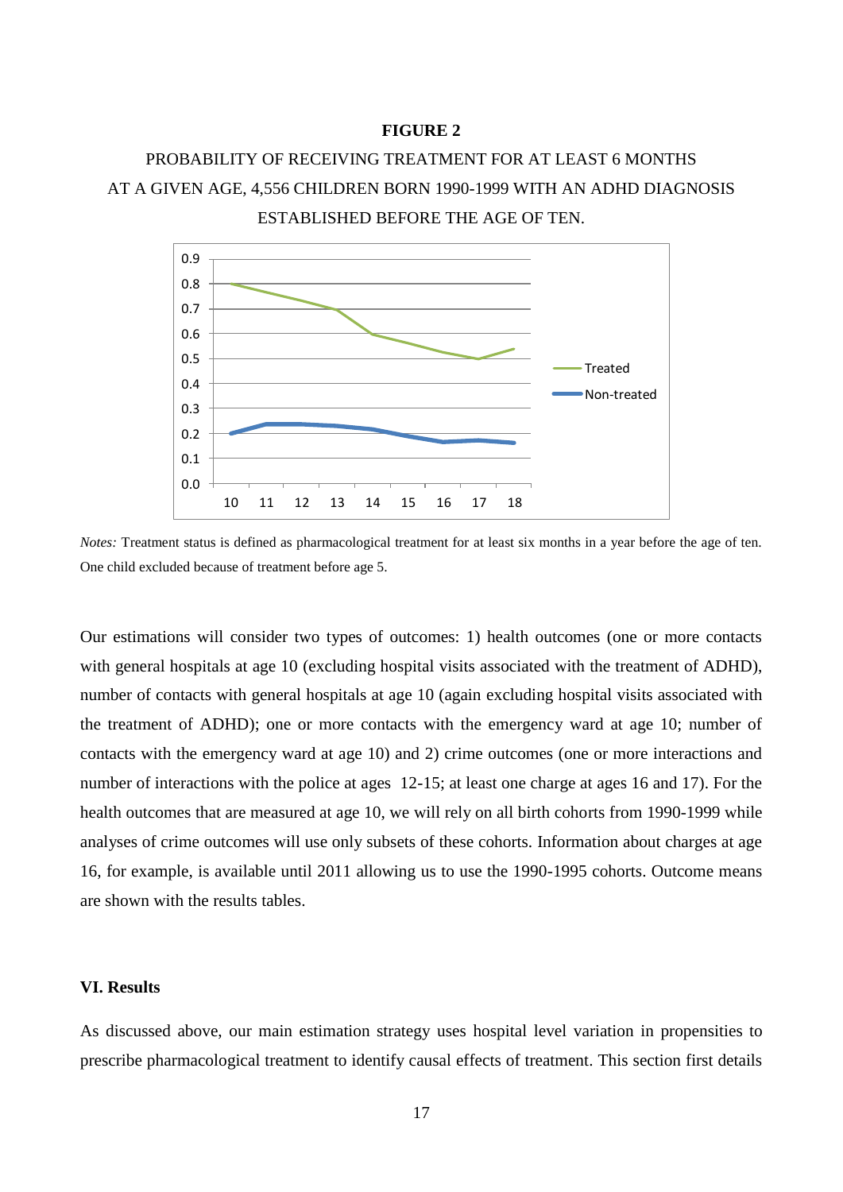**FIGURE 2**

PROBABILITY OF RECEIVING TREATMENT FOR AT LEAST 6 MONTHS AT A GIVEN AGE, 4,556 CHILDREN BORN 1990-1999 WITH AN ADHD DIAGNOSIS ESTABLISHED BEFORE THE AGE OF TEN.

*Notes:* Treatment status is defined as pharmacological treatment for at least six months in a year before the age of ten. One child excluded because of treatment before age 5.

Our estimations will consider two types of outcomes: 1) health outcomes (one or more contacts with general hospitals at age 10 (excluding hospital visits associated with the treatment of ADHD), number of contacts with general hospitals at age 10 (again excluding hospital visits associated with the treatment of ADHD); one or more contacts with the emergency ward at age 10; number of contacts with the emergency ward at age 10) and 2) crime outcomes (one or more interactions and number of interactions with the police at ages 12-15; at least one charge at ages 16 and 17). For the health outcomes that are measured at age 10, we will rely on all birth cohorts from 1990-1999 while analyses of crime outcomes will use only subsets of these cohorts. Information about charges at age 16, for example, is available until 2011 allowing us to use the 1990-1995 cohorts. Outcome means are shown with the results tables.

## VI. Results

As discussed above, our main estimation strategy uses hospital level variation in propensities to prescribe pharmacological treatment to identify causal effects of treatment. This section first details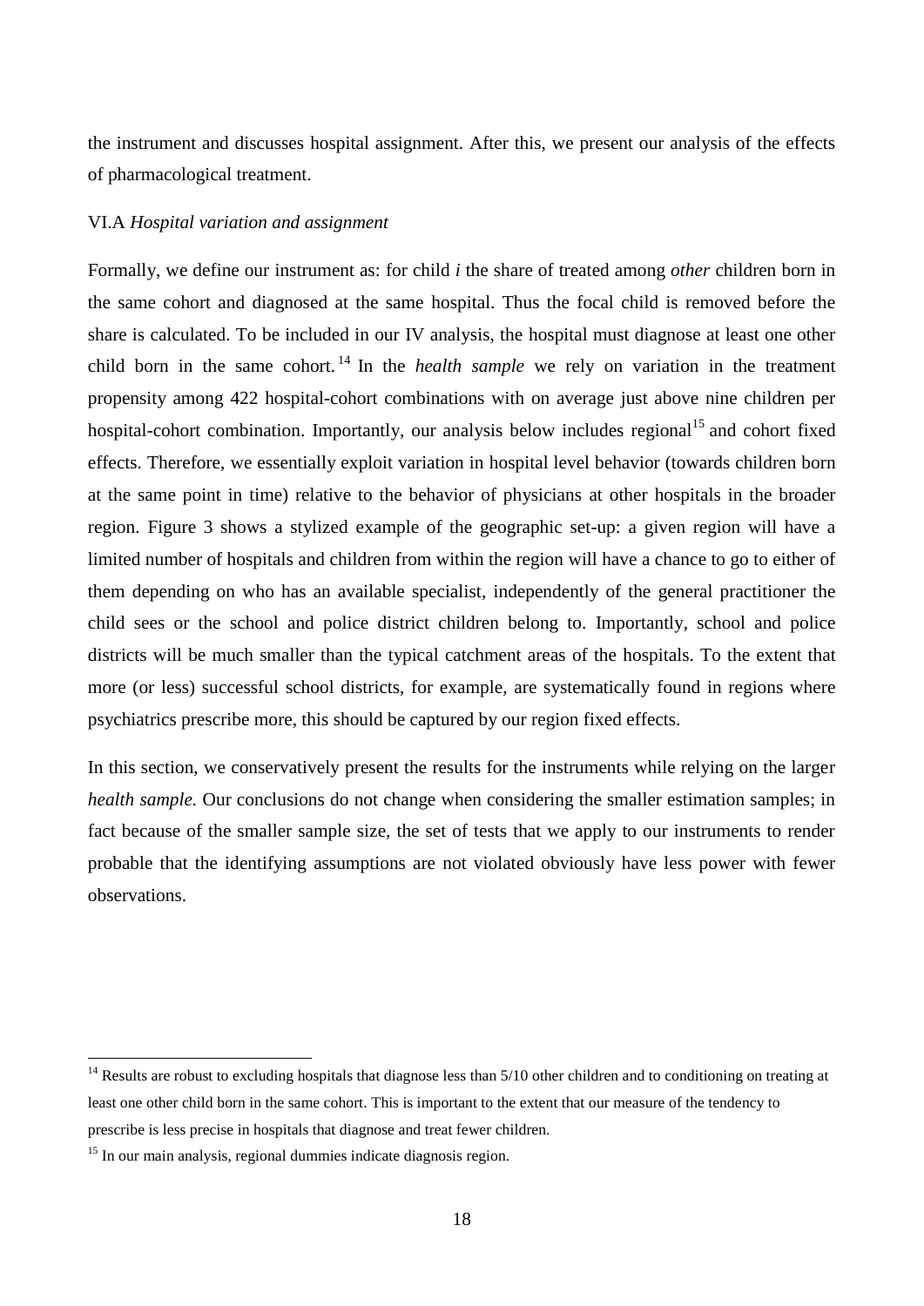the instrument and discusses hospital assignment. After this, we present our analysis of the effects of pharmacological treatment.

### VI.A *Hospital variation and assignment*

Formally, we define our instrument as: for child *i* the share of treated among *other* children born in the same cohort and diagnosed at the same hospital. Thus the focal child is removed before the share is calculated. To be included in our IV analysis, the hospital must diagnose at least one other child born in the same cohort.[14] In the *health sample* we rely on variation in the treatment propensity among 422 hospital-cohort combinations with on average just above nine children per hospital-cohort combination. Importantly, our analysis below includes regional[15] and cohort fixed effects. Therefore, we essentially exploit variation in hospital level behavior (towards children born at the same point in time) relative to the behavior of physicians at other hospitals in the broader region. Figure 3 shows a stylized example of the geographic set-up: a given region will have a limited number of hospitals and children from within the region will have a chance to go to either of them depending on who has an available specialist, independently of the general practitioner the child sees or the school and police district children belong to. Importantly, school and police districts will be much smaller than the typical catchment areas of the hospitals. To the extent that more (or less) successful school districts, for example, are systematically found in regions where psychiatrics prescribe more, this should be captured by our region fixed effects.

In this section, we conservatively present the results for the instruments while relying on the larger *health sample.* Our conclusions do not change when considering the smaller estimation samples; in fact because of the smaller sample size, the set of tests that we apply to our instruments to render probable that the identifying assumptions are not violated obviously have less power with fewer observations.

---

[14] Results are robust to excluding hospitals that diagnose less than 5/10 other children and to conditioning on treating at least one other child born in the same cohort. This is important to the extent that our measure of the tendency to prescribe is less precise in hospitals that diagnose and treat fewer children.

[15] In our main analysis, regional dummies indicate diagnosis region.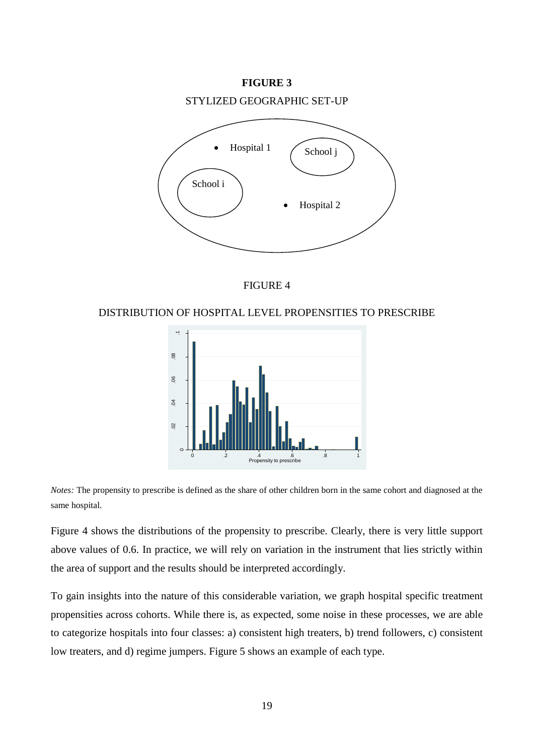**FIGURE 3**

STYLIZED GEOGRAPHIC SET-UP

FIGURE 4

DISTRIBUTION OF HOSPITAL LEVEL PROPENSITIES TO PRESCRIBE

*Notes:* The propensity to prescribe is defined as the share of other children born in the same cohort and diagnosed at the same hospital.

Figure 4 shows the distributions of the propensity to prescribe. Clearly, there is very little support above values of 0.6. In practice, we will rely on variation in the instrument that lies strictly within the area of support and the results should be interpreted accordingly.

To gain insights into the nature of this considerable variation, we graph hospital specific treatment propensities across cohorts. While there is, as expected, some noise in these processes, we are able to categorize hospitals into four classes: a) consistent high treaters, b) trend followers, c) consistent low treaters, and d) regime jumpers. Figure 5 shows an example of each type.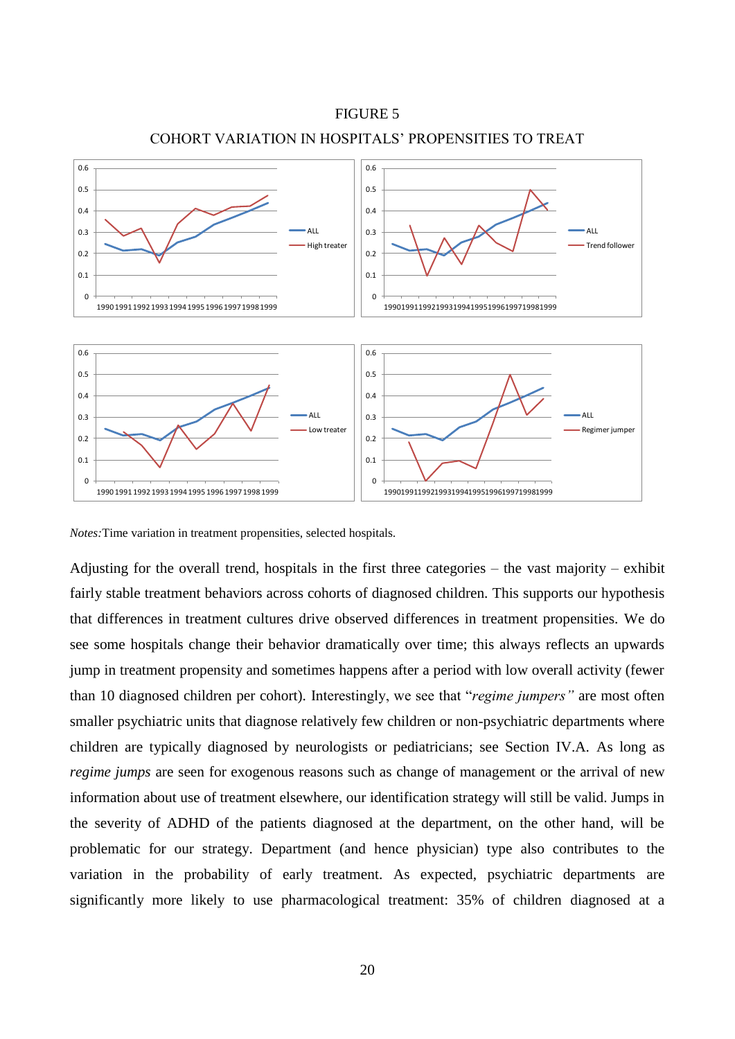FIGURE 5

COHORT VARIATION IN HOSPITALS' PROPENSITIES TO TREAT

*Notes:* Time variation in treatment propensities, selected hospitals.

Adjusting for the overall trend, hospitals in the first three categories – the vast majority – exhibit fairly stable treatment behaviors across cohorts of diagnosed children. This supports our hypothesis that differences in treatment cultures drive observed differences in treatment propensities. We do see some hospitals change their behavior dramatically over time; this always reflects an upwards jump in treatment propensity and sometimes happens after a period with low overall activity (fewer than 10 diagnosed children per cohort). Interestingly, we see that "*regime jumpers"* are most often smaller psychiatric units that diagnose relatively few children or non-psychiatric departments where children are typically diagnosed by neurologists or pediatricians; see Section IV.A. As long as *regime jumps* are seen for exogenous reasons such as change of management or the arrival of new information about use of treatment elsewhere, our identification strategy will still be valid. Jumps in the severity of ADHD of the patients diagnosed at the department, on the other hand, will be problematic for our strategy. Department (and hence physician) type also contributes to the variation in the probability of early treatment. As expected, psychiatric departments are significantly more likely to use pharmacological treatment: 35% of children diagnosed at a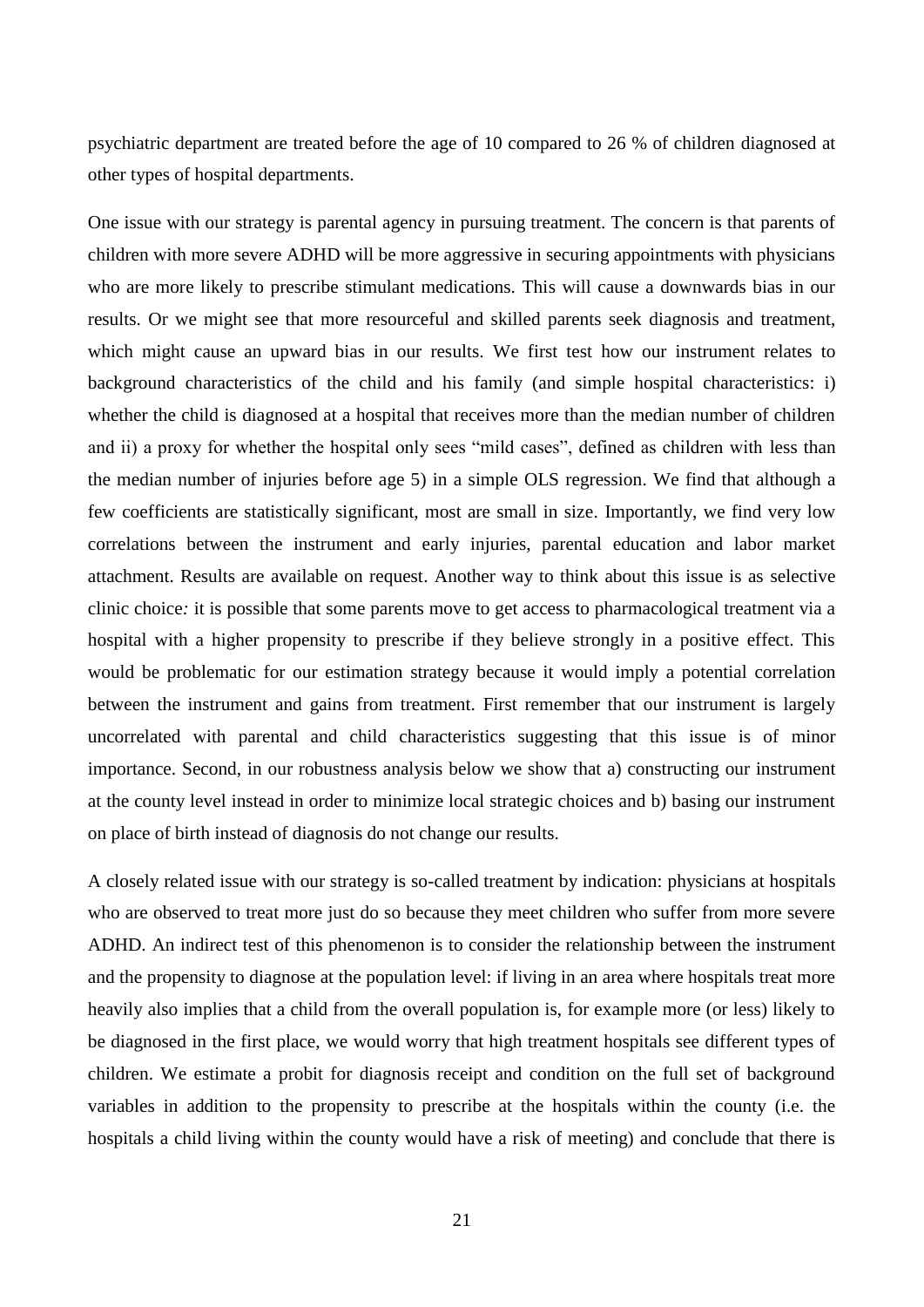psychiatric department are treated before the age of 10 compared to 26 % of children diagnosed at other types of hospital departments.

One issue with our strategy is parental agency in pursuing treatment. The concern is that parents of children with more severe ADHD will be more aggressive in securing appointments with physicians who are more likely to prescribe stimulant medications. This will cause a downwards bias in our results. Or we might see that more resourceful and skilled parents seek diagnosis and treatment, which might cause an upward bias in our results. We first test how our instrument relates to background characteristics of the child and his family (and simple hospital characteristics: i) whether the child is diagnosed at a hospital that receives more than the median number of children and ii) a proxy for whether the hospital only sees "mild cases", defined as children with less than the median number of injuries before age 5) in a simple OLS regression. We find that although a few coefficients are statistically significant, most are small in size. Importantly, we find very low correlations between the instrument and early injuries, parental education and labor market attachment. Results are available on request. Another way to think about this issue is as selective clinic choice*:* it is possible that some parents move to get access to pharmacological treatment via a hospital with a higher propensity to prescribe if they believe strongly in a positive effect. This would be problematic for our estimation strategy because it would imply a potential correlation between the instrument and gains from treatment. First remember that our instrument is largely uncorrelated with parental and child characteristics suggesting that this issue is of minor importance. Second, in our robustness analysis below we show that a) constructing our instrument at the county level instead in order to minimize local strategic choices and b) basing our instrument on place of birth instead of diagnosis do not change our results.

A closely related issue with our strategy is so-called treatment by indication: physicians at hospitals who are observed to treat more just do so because they meet children who suffer from more severe ADHD. An indirect test of this phenomenon is to consider the relationship between the instrument and the propensity to diagnose at the population level: if living in an area where hospitals treat more heavily also implies that a child from the overall population is, for example more (or less) likely to be diagnosed in the first place, we would worry that high treatment hospitals see different types of children. We estimate a probit for diagnosis receipt and condition on the full set of background variables in addition to the propensity to prescribe at the hospitals within the county (i.e. the hospitals a child living within the county would have a risk of meeting) and conclude that there is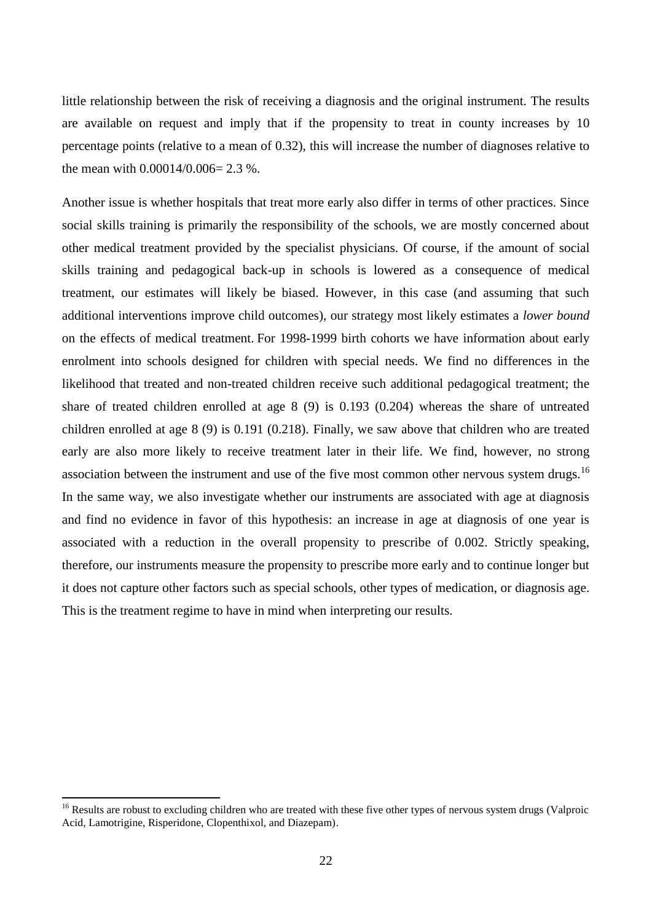little relationship between the risk of receiving a diagnosis and the original instrument. The results are available on request and imply that if the propensity to treat in county increases by 10 percentage points (relative to a mean of 0.32), this will increase the number of diagnoses relative to the mean with 0.00014/0.006= 2.3 %.

Another issue is whether hospitals that treat more early also differ in terms of other practices. Since social skills training is primarily the responsibility of the schools, we are mostly concerned about other medical treatment provided by the specialist physicians. Of course, if the amount of social skills training and pedagogical back-up in schools is lowered as a consequence of medical treatment, our estimates will likely be biased. However, in this case (and assuming that such additional interventions improve child outcomes), our strategy most likely estimates a *lower bound* on the effects of medical treatment. For 1998-1999 birth cohorts we have information about early enrolment into schools designed for children with special needs. We find no differences in the likelihood that treated and non-treated children receive such additional pedagogical treatment; the share of treated children enrolled at age 8 (9) is 0.193 (0.204) whereas the share of untreated children enrolled at age 8 (9) is 0.191 (0.218). Finally, we saw above that children who are treated early are also more likely to receive treatment later in their life. We find, however, no strong association between the instrument and use of the five most common other nervous system drugs.[16] In the same way, we also investigate whether our instruments are associated with age at diagnosis and find no evidence in favor of this hypothesis: an increase in age at diagnosis of one year is associated with a reduction in the overall propensity to prescribe of 0.002. Strictly speaking, therefore, our instruments measure the propensity to prescribe more early and to continue longer but it does not capture other factors such as special schools, other types of medication, or diagnosis age. This is the treatment regime to have in mind when interpreting our results.

[16] Results are robust to excluding children who are treated with these five other types of nervous system drugs (Valproic Acid, Lamotrigine, Risperidone, Clopenthixol, and Diazepam).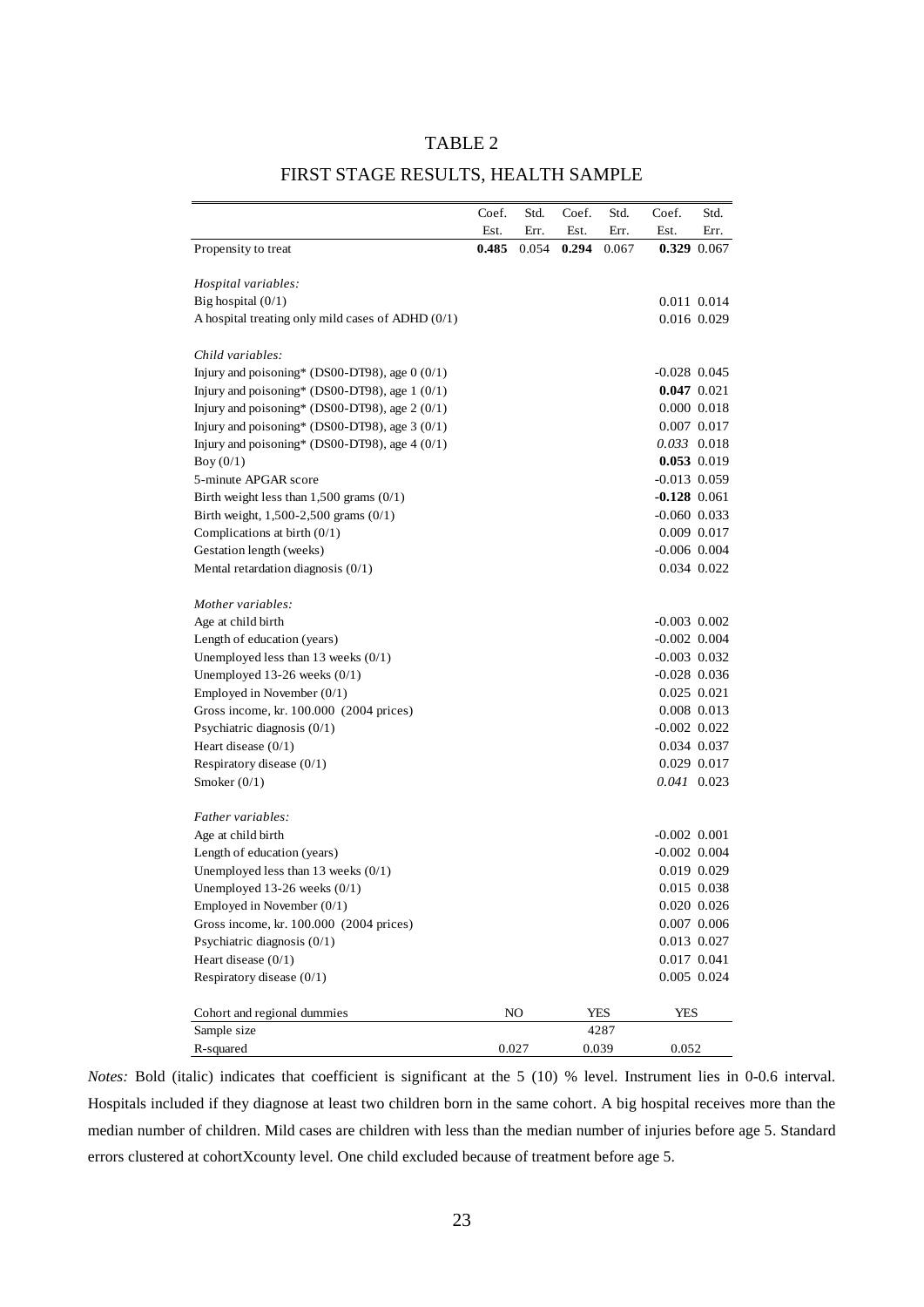# TABLE 2

## FIRST STAGE RESULTS, HEALTH SAMPLE

| | Coef. Est. | Std. Err. | Coef. Est. | Std. Err. | Coef. Est. | Std. Err. |
|---|---|---|---|---|---|---|
| Propensity to treat | **0.485** | 0.054 | **0.294** | 0.067 | **0.329** | 0.067 |
| *Hospital variables:* | | | | | | |
| Big hospital (0/1) | | | | | 0.011 | 0.014 |
| A hospital treating only mild cases of ADHD (0/1) | | | | | 0.016 | 0.029 |
| *Child variables:* | | | | | | |
| Injury and poisoning* (DS00-DT98), age 0 (0/1) | | | | | -0.028 | 0.045 |
| Injury and poisoning* (DS00-DT98), age 1 (0/1) | | | | | **0.047** | 0.021 |
| Injury and poisoning* (DS00-DT98), age 2 (0/1) | | | | | 0.000 | 0.018 |
| Injury and poisoning* (DS00-DT98), age 3 (0/1) | | | | | 0.007 | 0.017 |
| Injury and poisoning* (DS00-DT98), age 4 (0/1) | | | | | *0.033* | 0.018 |
| Boy (0/1) | | | | | **0.053** | 0.019 |
| 5-minute APGAR score | | | | | -0.013 | 0.059 |
| Birth weight less than 1,500 grams (0/1) | | | | | **-0.128** | 0.061 |
| Birth weight, 1,500-2,500 grams (0/1) | | | | | -0.060 | 0.033 |
| Complications at birth (0/1) | | | | | 0.009 | 0.017 |
| Gestation length (weeks) | | | | | -0.006 | 0.004 |
| Mental retardation diagnosis (0/1) | | | | | 0.034 | 0.022 |
| *Mother variables:* | | | | | | |
| Age at child birth | | | | | -0.003 | 0.002 |
| Length of education (years) | | | | | -0.002 | 0.004 |
| Unemployed less than 13 weeks (0/1) | | | | | -0.003 | 0.032 |
| Unemployed 13-26 weeks (0/1) | | | | | -0.028 | 0.036 |
| Employed in November (0/1) | | | | | 0.025 | 0.021 |
| Gross income, kr. 100.000 (2004 prices) | | | | | 0.008 | 0.013 |
| Psychiatric diagnosis (0/1) | | | | | -0.002 | 0.022 |
| Heart disease (0/1) | | | | | 0.034 | 0.037 |
| Respiratory disease (0/1) | | | | | 0.029 | 0.017 |
| Smoker (0/1) | | | | | *0.041* | 0.023 |
| *Father variables:* | | | | | | |
| Age at child birth | | | | | -0.002 | 0.001 |
| Length of education (years) | | | | | -0.002 | 0.004 |
| Unemployed less than 13 weeks (0/1) | | | | | 0.019 | 0.029 |
| Unemployed 13-26 weeks (0/1) | | | | | 0.015 | 0.038 |
| Employed in November (0/1) | | | | | 0.020 | 0.026 |
| Gross income, kr. 100.000 (2004 prices) | | | | | 0.007 | 0.006 |
| Psychiatric diagnosis (0/1) | | | | | 0.013 | 0.027 |
| Heart disease (0/1) | | | | | 0.017 | 0.041 |
| Respiratory disease (0/1) | | | | | 0.005 | 0.024 |
| Cohort and regional dummies | NO | | YES | | YES | |
| Sample size | | | 4287 | | | |
| R-squared | 0.027 | | 0.039 | | 0.052 | |

*Notes:* Bold (italic) indicates that coefficient is significant at the 5 (10) % level. Instrument lies in 0-0.6 interval. Hospitals included if they diagnose at least two children born in the same cohort. A big hospital receives more than the median number of children. Mild cases are children with less than the median number of injuries before age 5. Standard errors clustered at cohortXcounty level. One child excluded because of treatment before age 5.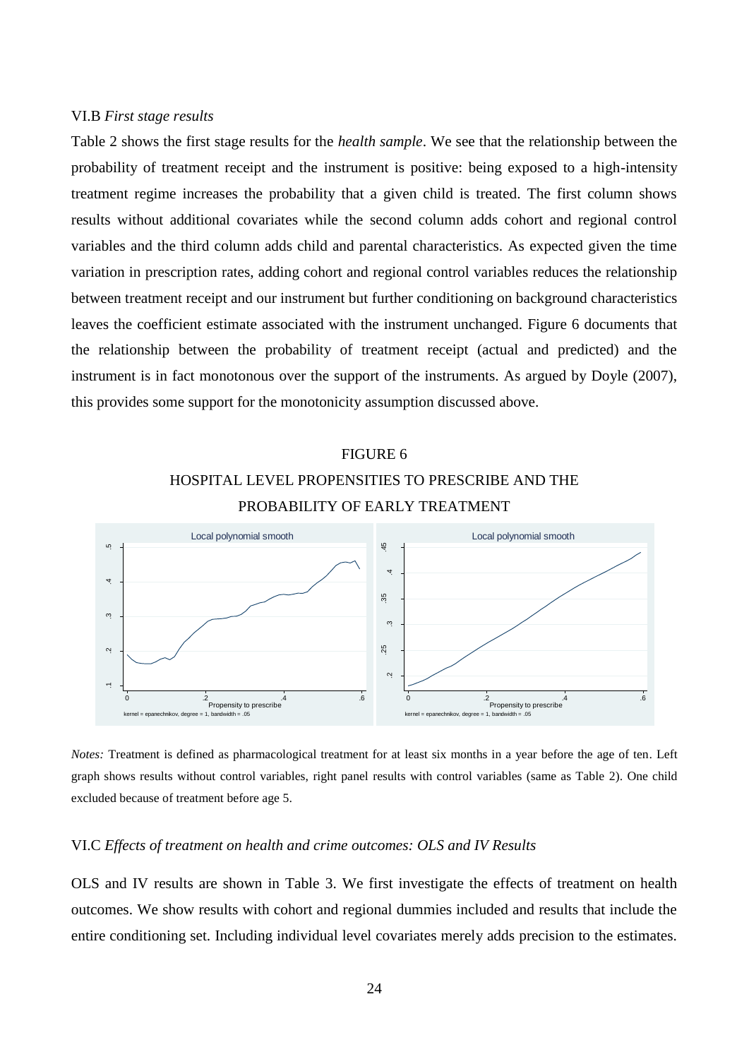VI.B *First stage results*

Table 2 shows the first stage results for the *health sample*. We see that the relationship between the probability of treatment receipt and the instrument is positive: being exposed to a high-intensity treatment regime increases the probability that a given child is treated. The first column shows results without additional covariates while the second column adds cohort and regional control variables and the third column adds child and parental characteristics. As expected given the time variation in prescription rates, adding cohort and regional control variables reduces the relationship between treatment receipt and our instrument but further conditioning on background characteristics leaves the coefficient estimate associated with the instrument unchanged. Figure 6 documents that the relationship between the probability of treatment receipt (actual and predicted) and the instrument is in fact monotonous over the support of the instruments. As argued by Doyle (2007), this provides some support for the monotonicity assumption discussed above.

FIGURE 6

HOSPITAL LEVEL PROPENSITIES TO PRESCRIBE AND THE PROBABILITY OF EARLY TREATMENT

*Notes:* Treatment is defined as pharmacological treatment for at least six months in a year before the age of ten. Left graph shows results without control variables, right panel results with control variables (same as Table 2). One child excluded because of treatment before age 5.

VI.C *Effects of treatment on health and crime outcomes: OLS and IV Results*

OLS and IV results are shown in Table 3. We first investigate the effects of treatment on health outcomes. We show results with cohort and regional dummies included and results that include the entire conditioning set. Including individual level covariates merely adds precision to the estimates.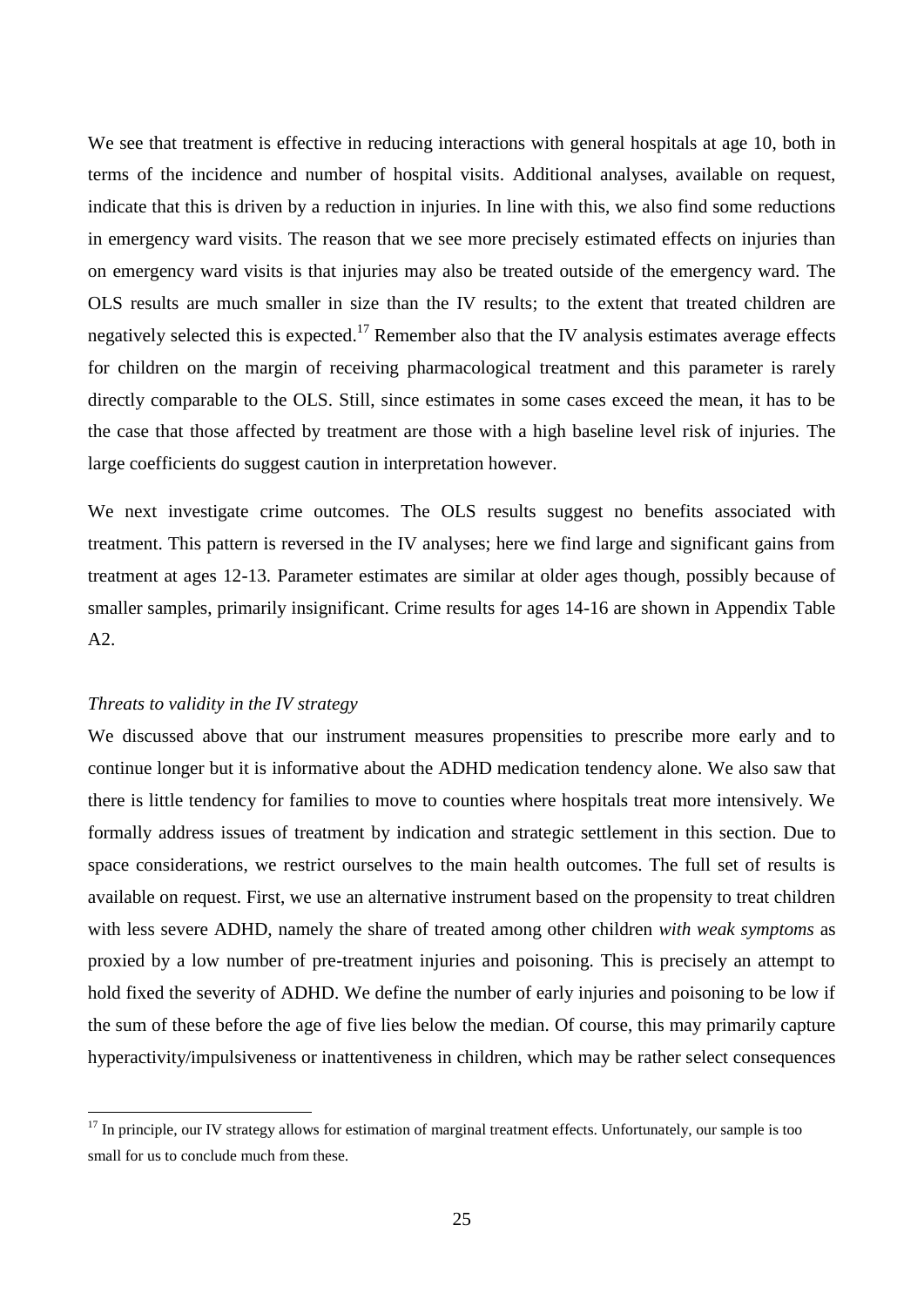We see that treatment is effective in reducing interactions with general hospitals at age 10, both in terms of the incidence and number of hospital visits. Additional analyses, available on request, indicate that this is driven by a reduction in injuries. In line with this, we also find some reductions in emergency ward visits. The reason that we see more precisely estimated effects on injuries than on emergency ward visits is that injuries may also be treated outside of the emergency ward. The OLS results are much smaller in size than the IV results; to the extent that treated children are negatively selected this is expected.[17] Remember also that the IV analysis estimates average effects for children on the margin of receiving pharmacological treatment and this parameter is rarely directly comparable to the OLS. Still, since estimates in some cases exceed the mean, it has to be the case that those affected by treatment are those with a high baseline level risk of injuries. The large coefficients do suggest caution in interpretation however.

We next investigate crime outcomes. The OLS results suggest no benefits associated with treatment. This pattern is reversed in the IV analyses; here we find large and significant gains from treatment at ages 12-13. Parameter estimates are similar at older ages though, possibly because of smaller samples, primarily insignificant. Crime results for ages 14-16 are shown in Appendix Table A2.

*Threats to validity in the IV strategy*

We discussed above that our instrument measures propensities to prescribe more early and to continue longer but it is informative about the ADHD medication tendency alone. We also saw that there is little tendency for families to move to counties where hospitals treat more intensively. We formally address issues of treatment by indication and strategic settlement in this section. Due to space considerations, we restrict ourselves to the main health outcomes. The full set of results is available on request. First, we use an alternative instrument based on the propensity to treat children with less severe ADHD, namely the share of treated among other children *with weak symptoms* as proxied by a low number of pre-treatment injuries and poisoning. This is precisely an attempt to hold fixed the severity of ADHD. We define the number of early injuries and poisoning to be low if the sum of these before the age of five lies below the median. Of course, this may primarily capture hyperactivity/impulsiveness or inattentiveness in children, which may be rather select consequences

[17] In principle, our IV strategy allows for estimation of marginal treatment effects. Unfortunately, our sample is too small for us to conclude much from these.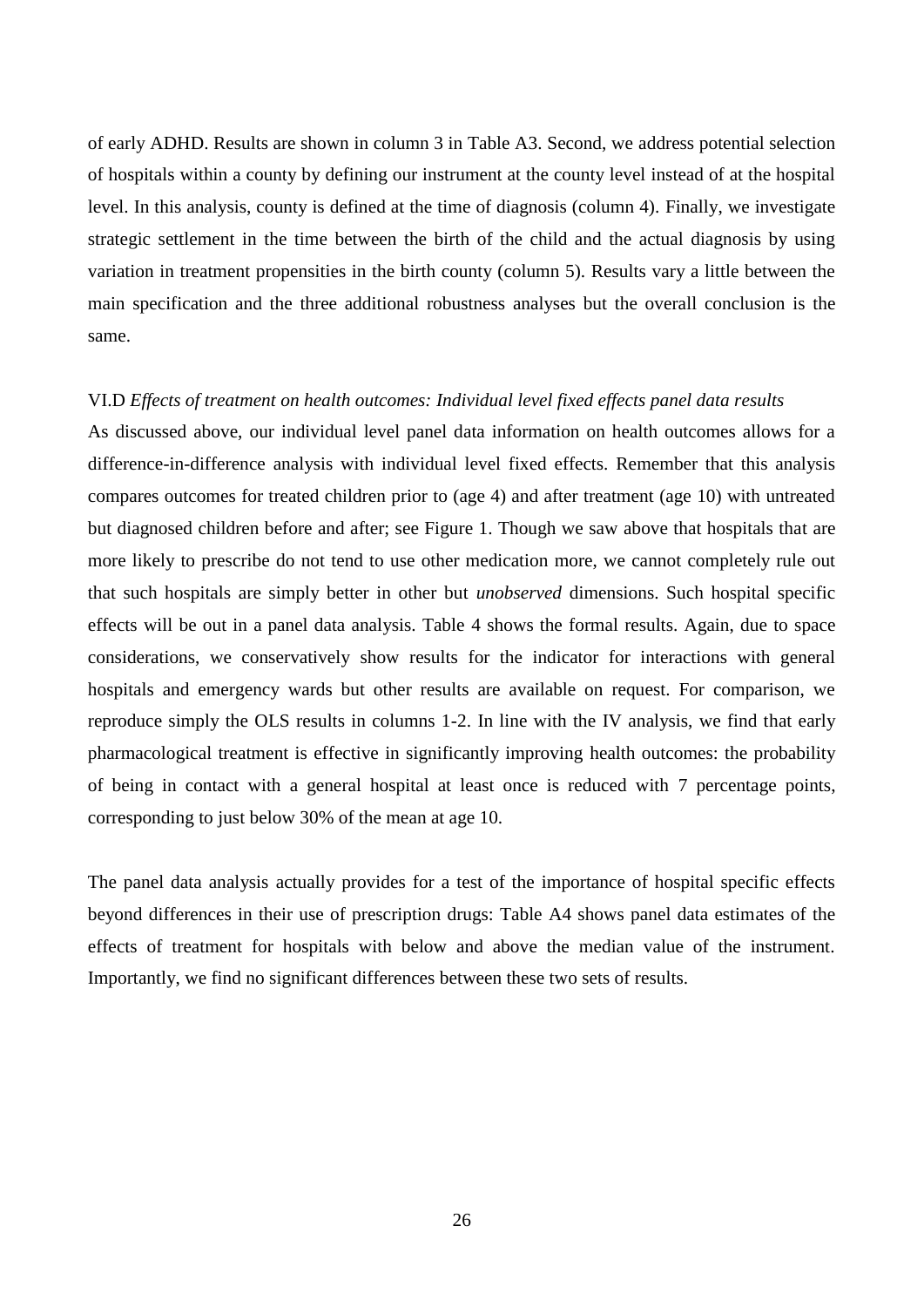of early ADHD. Results are shown in column 3 in Table A3. Second, we address potential selection of hospitals within a county by defining our instrument at the county level instead of at the hospital level. In this analysis, county is defined at the time of diagnosis (column 4). Finally, we investigate strategic settlement in the time between the birth of the child and the actual diagnosis by using variation in treatment propensities in the birth county (column 5). Results vary a little between the main specification and the three additional robustness analyses but the overall conclusion is the same.

### VI.D *Effects of treatment on health outcomes: Individual level fixed effects panel data results*

As discussed above, our individual level panel data information on health outcomes allows for a difference-in-difference analysis with individual level fixed effects. Remember that this analysis compares outcomes for treated children prior to (age 4) and after treatment (age 10) with untreated but diagnosed children before and after; see Figure 1. Though we saw above that hospitals that are more likely to prescribe do not tend to use other medication more, we cannot completely rule out that such hospitals are simply better in other but *unobserved* dimensions. Such hospital specific effects will be out in a panel data analysis. Table 4 shows the formal results. Again, due to space considerations, we conservatively show results for the indicator for interactions with general hospitals and emergency wards but other results are available on request. For comparison, we reproduce simply the OLS results in columns 1-2. In line with the IV analysis, we find that early pharmacological treatment is effective in significantly improving health outcomes: the probability of being in contact with a general hospital at least once is reduced with 7 percentage points, corresponding to just below 30% of the mean at age 10.

The panel data analysis actually provides for a test of the importance of hospital specific effects beyond differences in their use of prescription drugs: Table A4 shows panel data estimates of the effects of treatment for hospitals with below and above the median value of the instrument. Importantly, we find no significant differences between these two sets of results.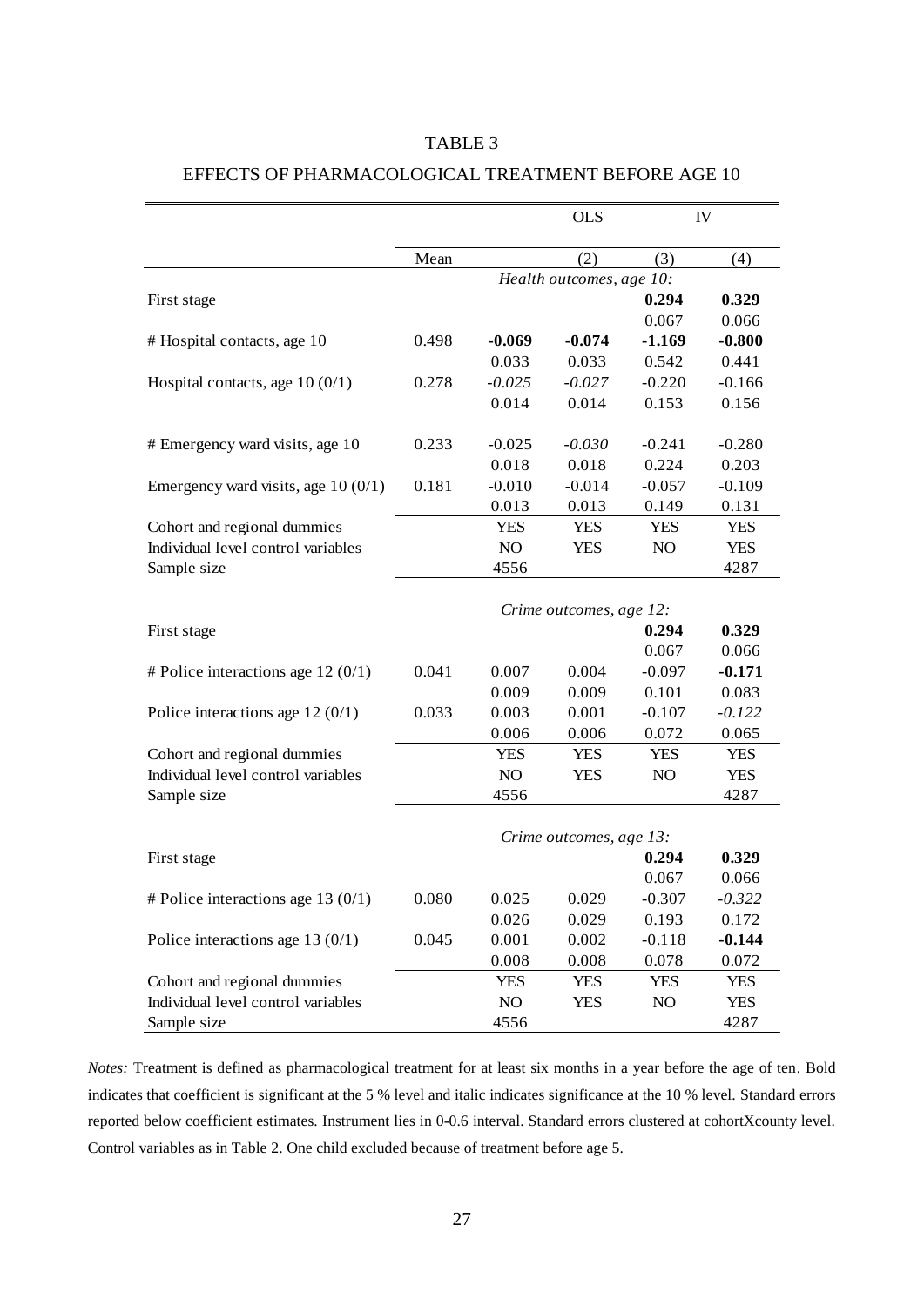TABLE 3

EFFECTS OF PHARMACOLOGICAL TREATMENT BEFORE AGE 10

| | | | OLS | | IV |
|---|---|---|---|---|---|
| | Mean | | (2) | (3) | (4) |
| | *Health outcomes, age 10:* | | | | |
| First stage | | | | **0.294** | **0.329** |
| | | | | 0.067 | 0.066 |
| # Hospital contacts, age 10 | 0.498 | **-0.069** | **-0.074** | **-1.169** | **-0.800** |
| | | 0.033 | 0.033 | 0.542 | 0.441 |
| Hospital contacts, age 10 (0/1) | 0.278 | *-0.025* | *-0.027* | -0.220 | -0.166 |
| | | 0.014 | 0.014 | 0.153 | 0.156 |
| # Emergency ward visits, age 10 | 0.233 | -0.025 | *-0.030* | -0.241 | -0.280 |
| | | 0.018 | 0.018 | 0.224 | 0.203 |
| Emergency ward visits, age 10 (0/1) | 0.181 | -0.010 | -0.014 | -0.057 | -0.109 |
| | | 0.013 | 0.013 | 0.149 | 0.131 |
| Cohort and regional dummies | | YES | YES | YES | YES |
| Individual level control variables | | NO | YES | NO | YES |
| Sample size | | 4556 | | | 4287 |
| | *Crime outcomes, age 12:* | | | | |
| First stage | | | | **0.294** | **0.329** |
| | | | | 0.067 | 0.066 |
| # Police interactions age 12 (0/1) | 0.041 | 0.007 | 0.004 | -0.097 | **-0.171** |
| | | 0.009 | 0.009 | 0.101 | 0.083 |
| Police interactions age 12 (0/1) | 0.033 | 0.003 | 0.001 | -0.107 | *-0.122* |
| | | 0.006 | 0.006 | 0.072 | 0.065 |
| Cohort and regional dummies | | YES | YES | YES | YES |
| Individual level control variables | | NO | YES | NO | YES |
| Sample size | | 4556 | | | 4287 |
| | *Crime outcomes, age 13:* | | | | |
| First stage | | | | **0.294** | **0.329** |
| | | | | 0.067 | 0.066 |
| # Police interactions age 13 (0/1) | 0.080 | 0.025 | 0.029 | -0.307 | *-0.322* |
| | | 0.026 | 0.029 | 0.193 | 0.172 |
| Police interactions age 13 (0/1) | 0.045 | 0.001 | 0.002 | -0.118 | **-0.144** |
| | | 0.008 | 0.008 | 0.078 | 0.072 |
| Cohort and regional dummies | | YES | YES | YES | YES |
| Individual level control variables | | NO | YES | NO | YES |
| Sample size | | 4556 | | | 4287 |

*Notes:* Treatment is defined as pharmacological treatment for at least six months in a year before the age of ten. Bold indicates that coefficient is significant at the 5 % level and italic indicates significance at the 10 % level. Standard errors reported below coefficient estimates. Instrument lies in 0-0.6 interval. Standard errors clustered at cohortXcounty level. Control variables as in Table 2. One child excluded because of treatment before age 5.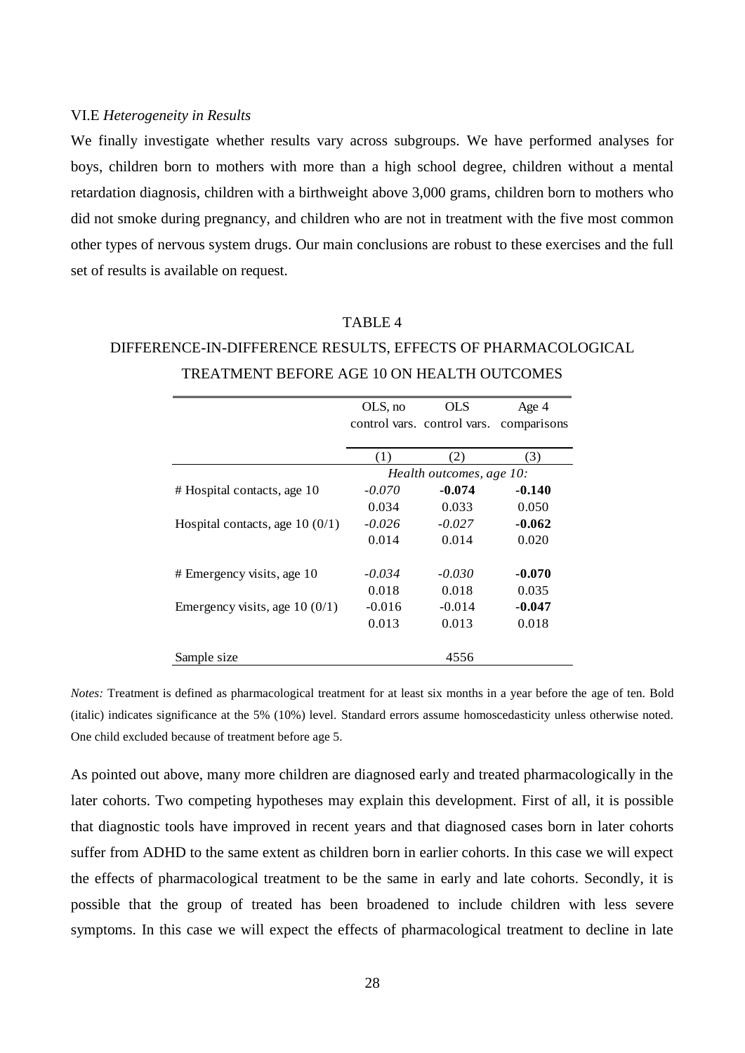VI.E *Heterogeneity in Results*

We finally investigate whether results vary across subgroups. We have performed analyses for boys, children born to mothers with more than a high school degree, children without a mental retardation diagnosis, children with a birthweight above 3,000 grams, children born to mothers who did not smoke during pregnancy, and children who are not in treatment with the five most common other types of nervous system drugs. Our main conclusions are robust to these exercises and the full set of results is available on request.

TABLE 4

DIFFERENCE-IN-DIFFERENCE RESULTS, EFFECTS OF PHARMACOLOGICAL TREATMENT BEFORE AGE 10 ON HEALTH OUTCOMES

| | OLS, no control vars. | OLS control vars. | Age 4 comparisons |
|---|---|---|---|
| | (1) | (2) | (3) |
| | *Health outcomes, age 10:* | | |
| # Hospital contacts, age 10 | *-0.070* | **-0.074** | **-0.140** |
| | 0.034 | 0.033 | 0.050 |
| Hospital contacts, age 10 (0/1) | *-0.026* | *-0.027* | **-0.062** |
| | 0.014 | 0.014 | 0.020 |
| # Emergency visits, age 10 | *-0.034* | *-0.030* | **-0.070** |
| | 0.018 | 0.018 | 0.035 |
| Emergency visits, age 10 (0/1) | -0.016 | -0.014 | **-0.047** |
| | 0.013 | 0.013 | 0.018 |
| Sample size | | 4556 | |

*Notes:* Treatment is defined as pharmacological treatment for at least six months in a year before the age of ten. Bold (italic) indicates significance at the 5% (10%) level. Standard errors assume homoscedasticity unless otherwise noted. One child excluded because of treatment before age 5.

As pointed out above, many more children are diagnosed early and treated pharmacologically in the later cohorts. Two competing hypotheses may explain this development. First of all, it is possible that diagnostic tools have improved in recent years and that diagnosed cases born in later cohorts suffer from ADHD to the same extent as children born in earlier cohorts. In this case we will expect the effects of pharmacological treatment to be the same in early and late cohorts. Secondly, it is possible that the group of treated has been broadened to include children with less severe symptoms. In this case we will expect the effects of pharmacological treatment to decline in late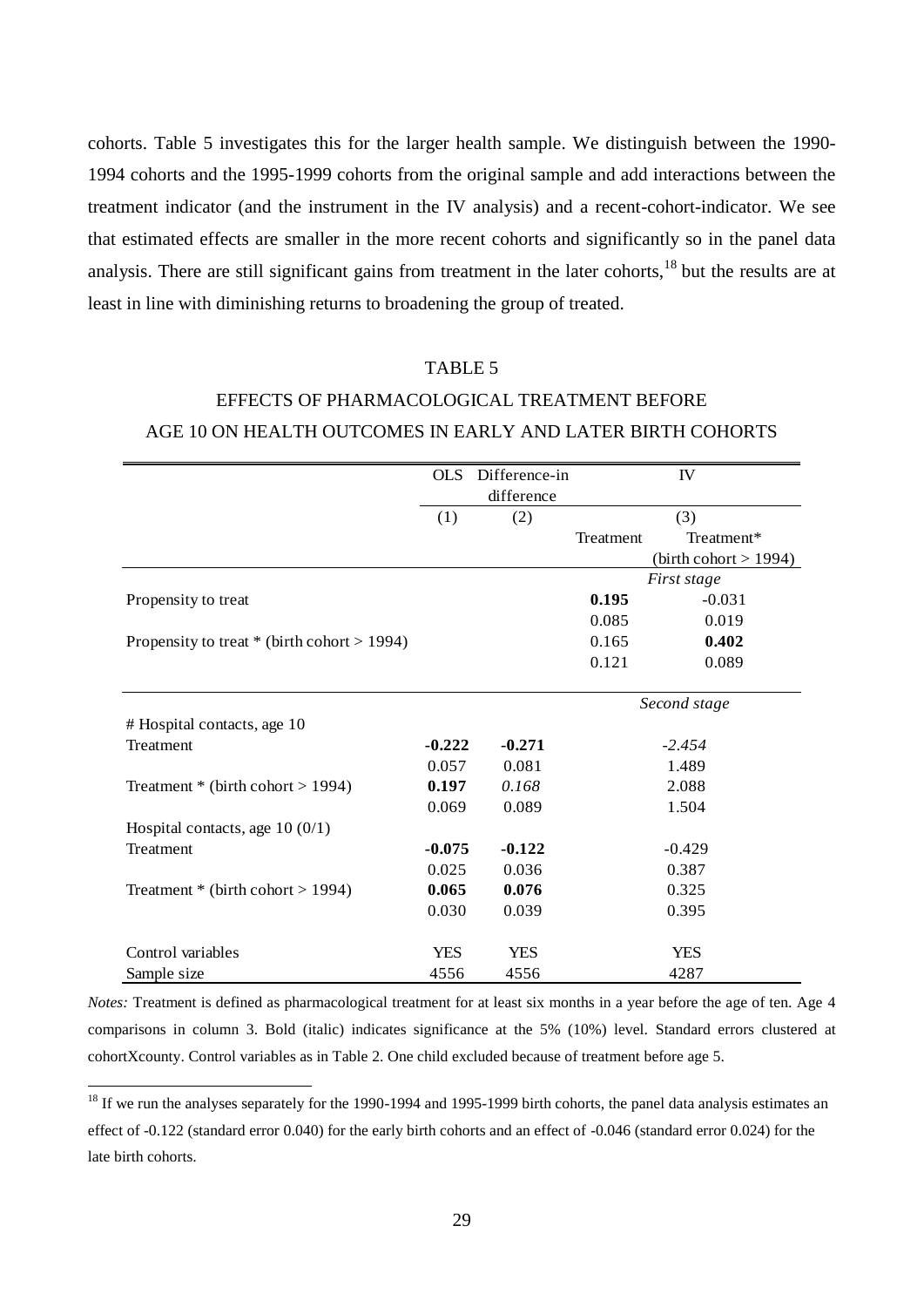cohorts. Table 5 investigates this for the larger health sample. We distinguish between the 1990-1994 cohorts and the 1995-1999 cohorts from the original sample and add interactions between the treatment indicator (and the instrument in the IV analysis) and a recent-cohort-indicator. We see that estimated effects are smaller in the more recent cohorts and significantly so in the panel data analysis. There are still significant gains from treatment in the later cohorts,[18] but the results are at least in line with diminishing returns to broadening the group of treated.

TABLE 5

EFFECTS OF PHARMACOLOGICAL TREATMENT BEFORE AGE 10 ON HEALTH OUTCOMES IN EARLY AND LATER BIRTH COHORTS

| | OLS | Difference-in difference | IV | |
|---|---|---|---|---|
| | (1) | (2) | (3) | |
| | | | Treatment | Treatment* (birth cohort > 1994) |
| | | | *First stage* | |
| Propensity to treat | | | **0.195** | -0.031 |
| | | | 0.085 | 0.019 |
| Propensity to treat * (birth cohort > 1994) | | | 0.165 | **0.402** |
| | | | 0.121 | 0.089 |
| | | | *Second stage* | |
| # Hospital contacts, age 10 | | | | |
| Treatment | **-0.222** | **-0.271** | *-2.454* | |
| | 0.057 | 0.081 | 1.489 | |
| Treatment * (birth cohort > 1994) | **0.197** | *0.168* | 2.088 | |
| | 0.069 | 0.089 | 1.504 | |
| Hospital contacts, age 10 (0/1) | | | | |
| Treatment | **-0.075** | **-0.122** | -0.429 | |
| | 0.025 | 0.036 | 0.387 | |
| Treatment * (birth cohort > 1994) | **0.065** | **0.076** | 0.325 | |
| | 0.030 | 0.039 | 0.395 | |
| Control variables | YES | YES | YES | |
| Sample size | 4556 | 4556 | 4287 | |

*Notes:* Treatment is defined as pharmacological treatment for at least six months in a year before the age of ten. Age 4 comparisons in column 3. Bold (italic) indicates significance at the 5% (10%) level. Standard errors clustered at cohortXcounty. Control variables as in Table 2. One child excluded because of treatment before age 5.

[18] If we run the analyses separately for the 1990-1994 and 1995-1999 birth cohorts, the panel data analysis estimates an effect of -0.122 (standard error 0.040) for the early birth cohorts and an effect of -0.046 (standard error 0.024) for the late birth cohorts.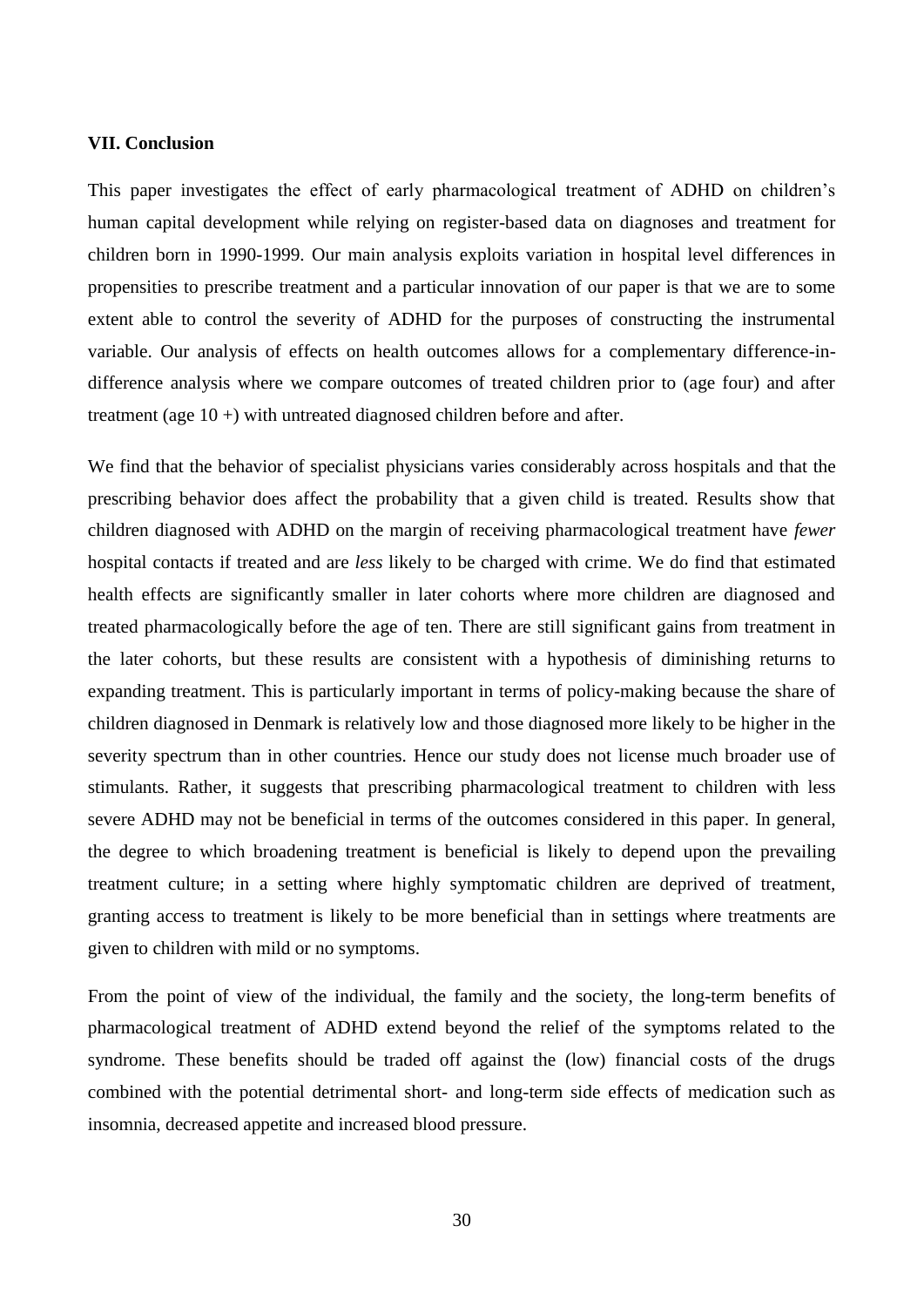## VII. Conclusion

This paper investigates the effect of early pharmacological treatment of ADHD on children's human capital development while relying on register-based data on diagnoses and treatment for children born in 1990-1999. Our main analysis exploits variation in hospital level differences in propensities to prescribe treatment and a particular innovation of our paper is that we are to some extent able to control the severity of ADHD for the purposes of constructing the instrumental variable. Our analysis of effects on health outcomes allows for a complementary difference-in-difference analysis where we compare outcomes of treated children prior to (age four) and after treatment (age 10 +) with untreated diagnosed children before and after.

We find that the behavior of specialist physicians varies considerably across hospitals and that the prescribing behavior does affect the probability that a given child is treated. Results show that children diagnosed with ADHD on the margin of receiving pharmacological treatment have *fewer* hospital contacts if treated and are *less* likely to be charged with crime. We do find that estimated health effects are significantly smaller in later cohorts where more children are diagnosed and treated pharmacologically before the age of ten. There are still significant gains from treatment in the later cohorts, but these results are consistent with a hypothesis of diminishing returns to expanding treatment. This is particularly important in terms of policy-making because the share of children diagnosed in Denmark is relatively low and those diagnosed more likely to be higher in the severity spectrum than in other countries. Hence our study does not license much broader use of stimulants. Rather, it suggests that prescribing pharmacological treatment to children with less severe ADHD may not be beneficial in terms of the outcomes considered in this paper. In general, the degree to which broadening treatment is beneficial is likely to depend upon the prevailing treatment culture; in a setting where highly symptomatic children are deprived of treatment, granting access to treatment is likely to be more beneficial than in settings where treatments are given to children with mild or no symptoms.

From the point of view of the individual, the family and the society, the long-term benefits of pharmacological treatment of ADHD extend beyond the relief of the symptoms related to the syndrome. These benefits should be traded off against the (low) financial costs of the drugs combined with the potential detrimental short- and long-term side effects of medication such as insomnia, decreased appetite and increased blood pressure.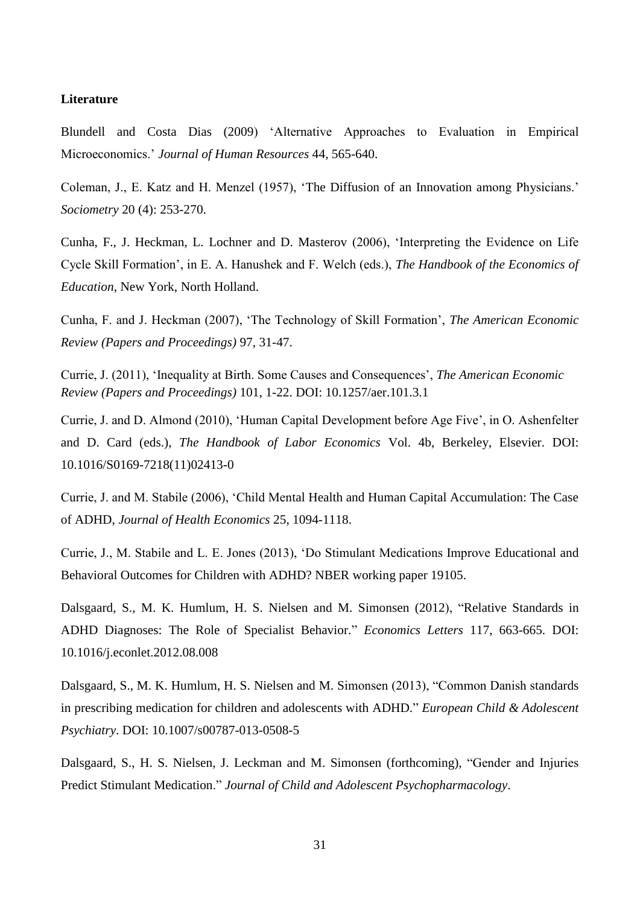**Literature**

Blundell and Costa Dias (2009) 'Alternative Approaches to Evaluation in Empirical Microeconomics.' *Journal of Human Resources* 44, 565-640.

Coleman, J., E. Katz and H. Menzel (1957), 'The Diffusion of an Innovation among Physicians.' *Sociometry* 20 (4): 253-270.

Cunha, F., J. Heckman, L. Lochner and D. Masterov (2006), 'Interpreting the Evidence on Life Cycle Skill Formation', in E. A. Hanushek and F. Welch (eds.), *The Handbook of the Economics of Education*, New York, North Holland.

Cunha, F. and J. Heckman (2007), 'The Technology of Skill Formation', *The American Economic Review (Papers and Proceedings)* 97, 31-47.

Currie, J. (2011), 'Inequality at Birth. Some Causes and Consequences', *The American Economic Review (Papers and Proceedings)* 101, 1-22. DOI: 10.1257/aer.101.3.1

Currie, J. and D. Almond (2010), 'Human Capital Development before Age Five', in O. Ashenfelter and D. Card (eds.), *The Handbook of Labor Economics* Vol. 4b, Berkeley, Elsevier. DOI: 10.1016/S0169-7218(11)02413-0

Currie, J. and M. Stabile (2006), 'Child Mental Health and Human Capital Accumulation: The Case of ADHD, *Journal of Health Economics* 25, 1094-1118.

Currie, J., M. Stabile and L. E. Jones (2013), 'Do Stimulant Medications Improve Educational and Behavioral Outcomes for Children with ADHD? NBER working paper 19105.

Dalsgaard, S., M. K. Humlum, H. S. Nielsen and M. Simonsen (2012), "Relative Standards in ADHD Diagnoses: The Role of Specialist Behavior." *Economics Letters* 117, 663-665. DOI: 10.1016/j.econlet.2012.08.008

Dalsgaard, S., M. K. Humlum, H. S. Nielsen and M. Simonsen (2013), "Common Danish standards in prescribing medication for children and adolescents with ADHD." *European Child & Adolescent Psychiatry*. DOI: 10.1007/s00787-013-0508-5

Dalsgaard, S., H. S. Nielsen, J. Leckman and M. Simonsen (forthcoming), "Gender and Injuries Predict Stimulant Medication." *Journal of Child and Adolescent Psychopharmacology*.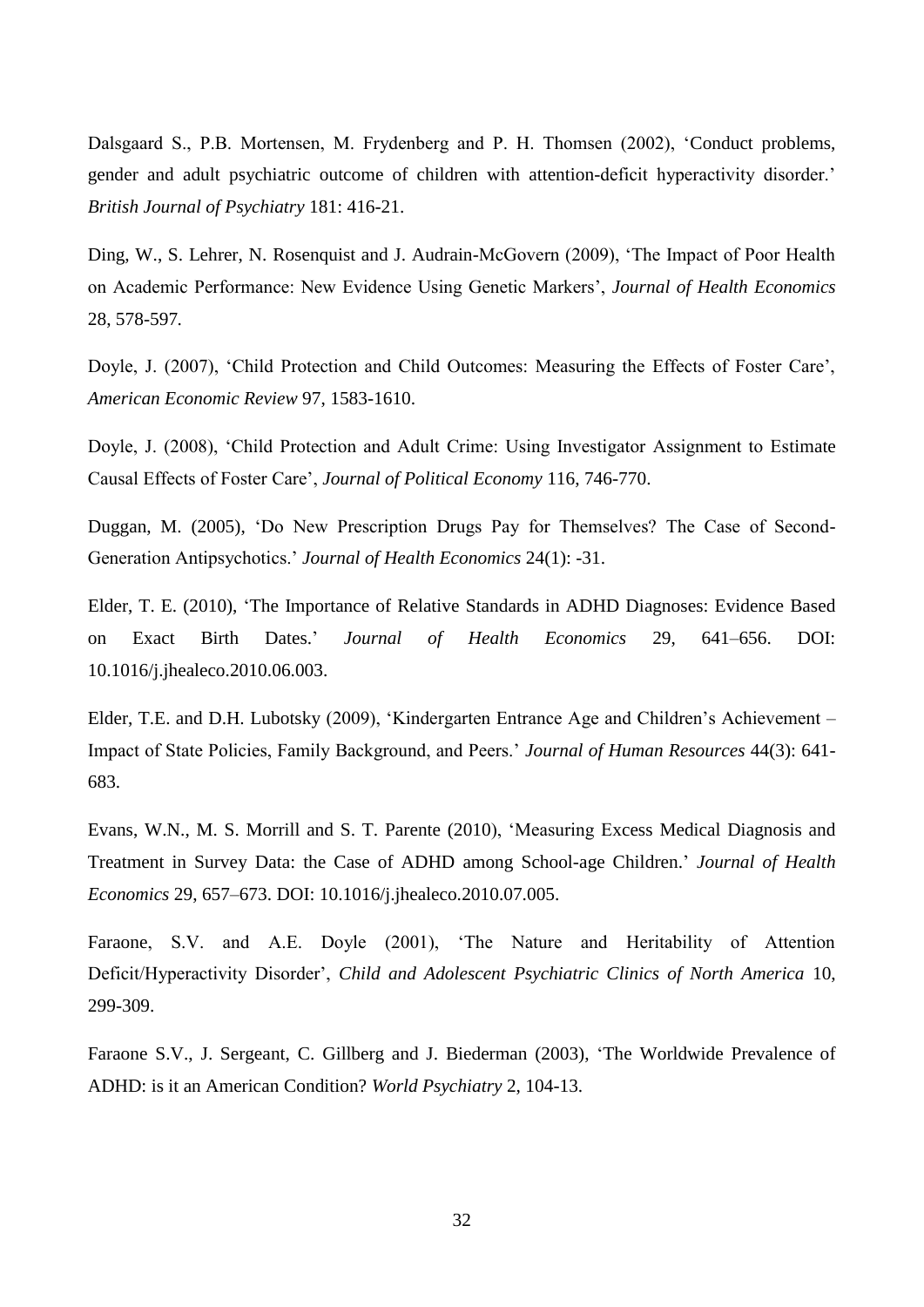Dalsgaard S., P.B. Mortensen, M. Frydenberg and P. H. Thomsen (2002), 'Conduct problems, gender and adult psychiatric outcome of children with attention-deficit hyperactivity disorder.' *British Journal of Psychiatry* 181: 416-21.

Ding, W., S. Lehrer, N. Rosenquist and J. Audrain-McGovern (2009), 'The Impact of Poor Health on Academic Performance: New Evidence Using Genetic Markers', *Journal of Health Economics* 28, 578-597.

Doyle, J. (2007), 'Child Protection and Child Outcomes: Measuring the Effects of Foster Care', *American Economic Review* 97, 1583-1610.

Doyle, J. (2008), 'Child Protection and Adult Crime: Using Investigator Assignment to Estimate Causal Effects of Foster Care', *Journal of Political Economy* 116, 746-770.

Duggan, M. (2005), 'Do New Prescription Drugs Pay for Themselves? The Case of Second-Generation Antipsychotics.' *Journal of Health Economics* 24(1): -31.

Elder, T. E. (2010), 'The Importance of Relative Standards in ADHD Diagnoses: Evidence Based on Exact Birth Dates.' *Journal of Health Economics* 29, 641–656. DOI: 10.1016/j.jhealeco.2010.06.003.

Elder, T.E. and D.H. Lubotsky (2009), 'Kindergarten Entrance Age and Children's Achievement – Impact of State Policies, Family Background, and Peers.' *Journal of Human Resources* 44(3): 641-683.

Evans, W.N., M. S. Morrill and S. T. Parente (2010), 'Measuring Excess Medical Diagnosis and Treatment in Survey Data: the Case of ADHD among School-age Children.' *Journal of Health Economics* 29, 657–673. DOI: 10.1016/j.jhealeco.2010.07.005.

Faraone, S.V. and A.E. Doyle (2001), 'The Nature and Heritability of Attention Deficit/Hyperactivity Disorder', *Child and Adolescent Psychiatric Clinics of North America* 10, 299-309.

Faraone S.V., J. Sergeant, C. Gillberg and J. Biederman (2003), 'The Worldwide Prevalence of ADHD: is it an American Condition? *World Psychiatry* 2, 104-13.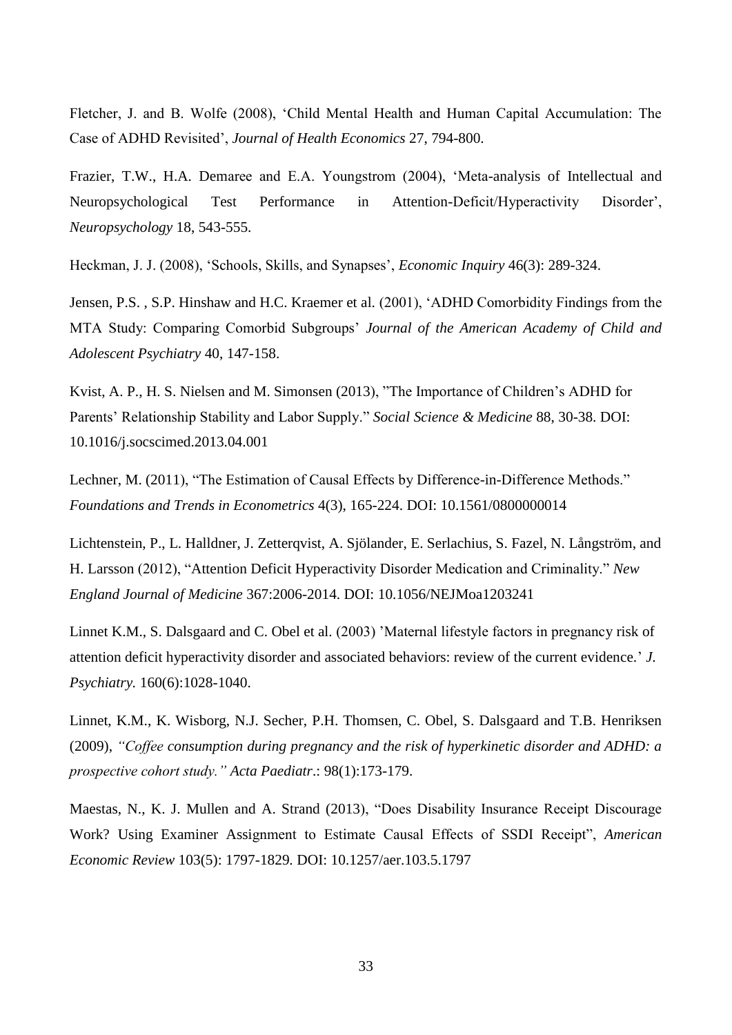Fletcher, J. and B. Wolfe (2008), 'Child Mental Health and Human Capital Accumulation: The Case of ADHD Revisited', *Journal of Health Economics* 27, 794-800.

Frazier, T.W., H.A. Demaree and E.A. Youngstrom (2004), 'Meta-analysis of Intellectual and Neuropsychological Test Performance in Attention-Deficit/Hyperactivity Disorder', *Neuropsychology* 18, 543-555.

Heckman, J. J. (2008), 'Schools, Skills, and Synapses', *Economic Inquiry* 46(3): 289-324.

Jensen, P.S. , S.P. Hinshaw and H.C. Kraemer et al. (2001), 'ADHD Comorbidity Findings from the MTA Study: Comparing Comorbid Subgroups' *Journal of the American Academy of Child and Adolescent Psychiatry* 40, 147-158.

Kvist, A. P., H. S. Nielsen and M. Simonsen (2013), "The Importance of Children's ADHD for Parents' Relationship Stability and Labor Supply." *Social Science & Medicine* 88, 30-38. DOI: 10.1016/j.socscimed.2013.04.001

Lechner, M. (2011), "The Estimation of Causal Effects by Difference-in-Difference Methods." *Foundations and Trends in Econometrics* 4(3), 165-224. DOI: 10.1561/0800000014

Lichtenstein, P., L. Halldner, J. Zetterqvist, A. Sjölander, E. Serlachius, S. Fazel, N. Långström, and H. Larsson (2012), "Attention Deficit Hyperactivity Disorder Medication and Criminality." *New England Journal of Medicine* 367:2006-2014. DOI: 10.1056/NEJMoa1203241

Linnet K.M., S. Dalsgaard and C. Obel et al. (2003) 'Maternal lifestyle factors in pregnancy risk of attention deficit hyperactivity disorder and associated behaviors: review of the current evidence.' *J. Psychiatry.* 160(6):1028-1040.

Linnet, K.M., K. Wisborg, N.J. Secher, P.H. Thomsen, C. Obel, S. Dalsgaard and T.B. Henriksen (2009), *"Coffee consumption during pregnancy and the risk of hyperkinetic disorder and ADHD: a prospective cohort study." Acta Paediatr*.: 98(1):173-179.

Maestas, N., K. J. Mullen and A. Strand (2013), "Does Disability Insurance Receipt Discourage Work? Using Examiner Assignment to Estimate Causal Effects of SSDI Receipt", *American Economic Review* 103(5): 1797-1829. DOI: 10.1257/aer.103.5.1797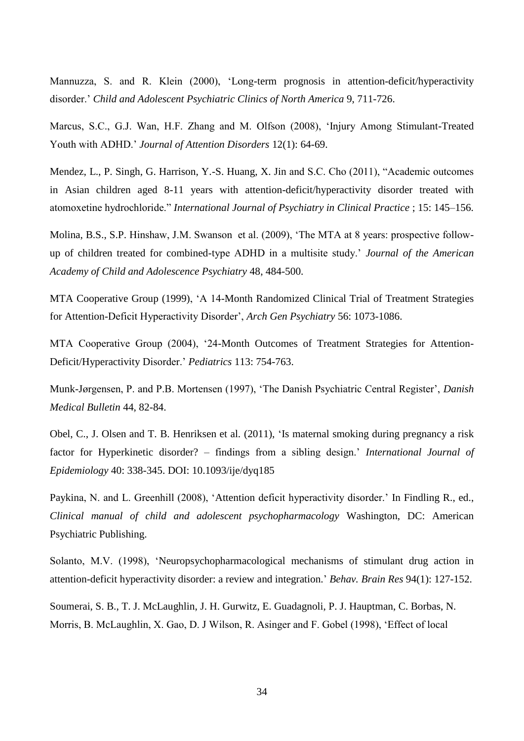Mannuzza, S. and R. Klein (2000), 'Long-term prognosis in attention-deficit/hyperactivity disorder.' *Child and Adolescent Psychiatric Clinics of North America* 9, 711-726.

Marcus, S.C., G.J. Wan, H.F. Zhang and M. Olfson (2008), 'Injury Among Stimulant-Treated Youth with ADHD.' *Journal of Attention Disorders* 12(1): 64-69.

Mendez, L., P. Singh, G. Harrison, Y.-S. Huang, X. Jin and S.C. Cho (2011), "Academic outcomes in Asian children aged 8-11 years with attention-deficit/hyperactivity disorder treated with atomoxetine hydrochloride." *International Journal of Psychiatry in Clinical Practice* ; 15: 145–156.

Molina, B.S., S.P. Hinshaw, J.M. Swanson et al. (2009), 'The MTA at 8 years: prospective follow-up of children treated for combined-type ADHD in a multisite study.' *Journal of the American Academy of Child and Adolescence Psychiatry* 48, 484-500.

MTA Cooperative Group (1999), 'A 14-Month Randomized Clinical Trial of Treatment Strategies for Attention-Deficit Hyperactivity Disorder', *Arch Gen Psychiatry* 56: 1073-1086.

MTA Cooperative Group (2004), '24-Month Outcomes of Treatment Strategies for Attention-Deficit/Hyperactivity Disorder.' *Pediatrics* 113: 754-763.

Munk-Jørgensen, P. and P.B. Mortensen (1997), 'The Danish Psychiatric Central Register', *Danish Medical Bulletin* 44, 82-84.

Obel, C., J. Olsen and T. B. Henriksen et al. (2011), 'Is maternal smoking during pregnancy a risk factor for Hyperkinetic disorder? – findings from a sibling design.' *International Journal of Epidemiology* 40: 338-345. DOI: 10.1093/ije/dyq185

Paykina, N. and L. Greenhill (2008), 'Attention deficit hyperactivity disorder.' In Findling R., ed., *Clinical manual of child and adolescent psychopharmacology* Washington, DC: American Psychiatric Publishing.

Solanto, M.V. (1998), 'Neuropsychopharmacological mechanisms of stimulant drug action in attention-deficit hyperactivity disorder: a review and integration.' *Behav. Brain Res* 94(1): 127-152.

Soumerai, S. B., T. J. McLaughlin, J. H. Gurwitz, E. Guadagnoli, P. J. Hauptman, C. Borbas, N. Morris, B. McLaughlin, X. Gao, D. J Wilson, R. Asinger and F. Gobel (1998), 'Effect of local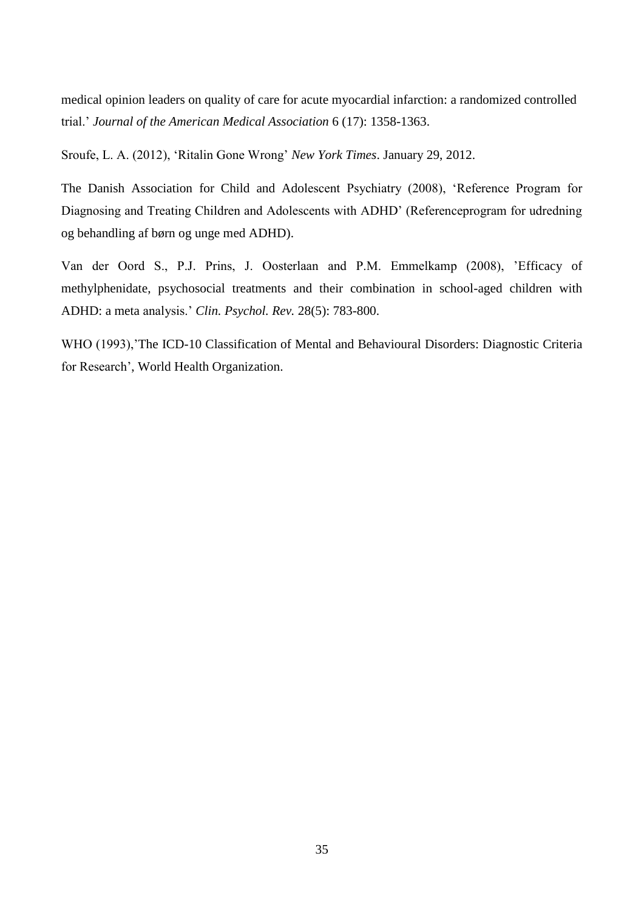medical opinion leaders on quality of care for acute myocardial infarction: a randomized controlled trial.' *Journal of the American Medical Association* 6 (17): 1358-1363.

Sroufe, L. A. (2012), 'Ritalin Gone Wrong' *New York Times*. January 29, 2012.

The Danish Association for Child and Adolescent Psychiatry (2008), 'Reference Program for Diagnosing and Treating Children and Adolescents with ADHD' (Referenceprogram for udredning og behandling af børn og unge med ADHD).

Van der Oord S., P.J. Prins, J. Oosterlaan and P.M. Emmelkamp (2008), 'Efficacy of methylphenidate, psychosocial treatments and their combination in school-aged children with ADHD: a meta analysis.' *Clin. Psychol. Rev.* 28(5): 783-800.

WHO (1993),'The ICD-10 Classification of Mental and Behavioural Disorders: Diagnostic Criteria for Research', World Health Organization.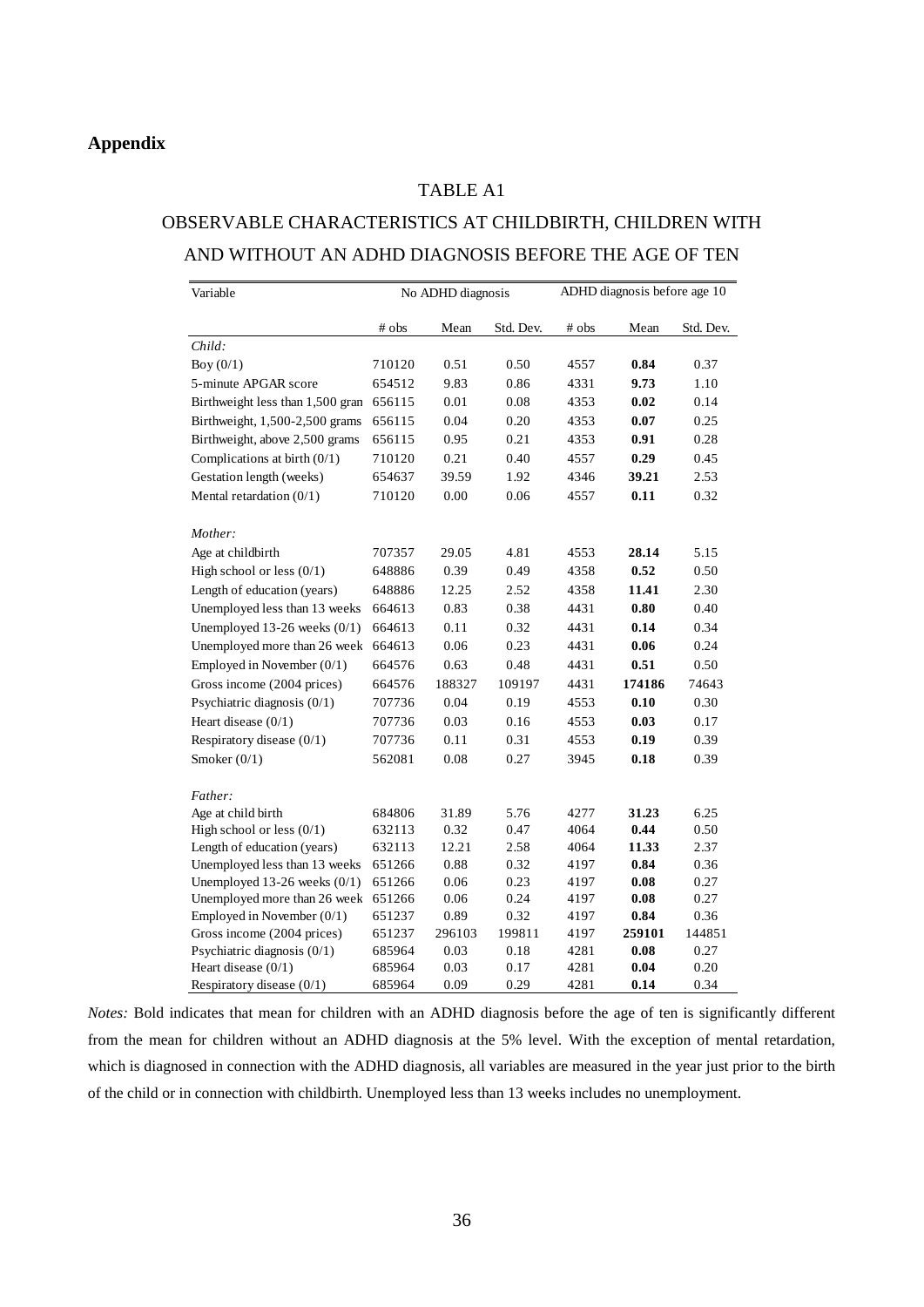## Appendix

TABLE A1

OBSERVABLE CHARACTERISTICS AT CHILDBIRTH, CHILDREN WITH AND WITHOUT AN ADHD DIAGNOSIS BEFORE THE AGE OF TEN

| Variable | No ADHD diagnosis | | | ADHD diagnosis before age 10 | | |
|---|---|---|---|---|---|---|
| | # obs | Mean | Std. Dev. | # obs | Mean | Std. Dev. |
| *Child:* | | | | | | |
| Boy (0/1) | 710120 | 0.51 | 0.50 | 4557 | **0.84** | 0.37 |
| 5-minute APGAR score | 654512 | 9.83 | 0.86 | 4331 | **9.73** | 1.10 |
| Birthweight less than 1,500 gran | 656115 | 0.01 | 0.08 | 4353 | **0.02** | 0.14 |
| Birthweight, 1,500-2,500 grams | 656115 | 0.04 | 0.20 | 4353 | **0.07** | 0.25 |
| Birthweight, above 2,500 grams | 656115 | 0.95 | 0.21 | 4353 | **0.91** | 0.28 |
| Complications at birth (0/1) | 710120 | 0.21 | 0.40 | 4557 | **0.29** | 0.45 |
| Gestation length (weeks) | 654637 | 39.59 | 1.92 | 4346 | **39.21** | 2.53 |
| Mental retardation (0/1) | 710120 | 0.00 | 0.06 | 4557 | **0.11** | 0.32 |
| *Mother:* | | | | | | |
| Age at childbirth | 707357 | 29.05 | 4.81 | 4553 | **28.14** | 5.15 |
| High school or less (0/1) | 648886 | 0.39 | 0.49 | 4358 | **0.52** | 0.50 |
| Length of education (years) | 648886 | 12.25 | 2.52 | 4358 | **11.41** | 2.30 |
| Unemployed less than 13 weeks | 664613 | 0.83 | 0.38 | 4431 | **0.80** | 0.40 |
| Unemployed 13-26 weeks (0/1) | 664613 | 0.11 | 0.32 | 4431 | **0.14** | 0.34 |
| Unemployed more than 26 week | 664613 | 0.06 | 0.23 | 4431 | **0.06** | 0.24 |
| Employed in November (0/1) | 664576 | 0.63 | 0.48 | 4431 | **0.51** | 0.50 |
| Gross income (2004 prices) | 664576 | 188327 | 109197 | 4431 | **174186** | 74643 |
| Psychiatric diagnosis (0/1) | 707736 | 0.04 | 0.19 | 4553 | **0.10** | 0.30 |
| Heart disease (0/1) | 707736 | 0.03 | 0.16 | 4553 | **0.03** | 0.17 |
| Respiratory disease (0/1) | 707736 | 0.11 | 0.31 | 4553 | **0.19** | 0.39 |
| Smoker (0/1) | 562081 | 0.08 | 0.27 | 3945 | **0.18** | 0.39 |
| *Father:* | | | | | | |
| Age at child birth | 684806 | 31.89 | 5.76 | 4277 | **31.23** | 6.25 |
| High school or less (0/1) | 632113 | 0.32 | 0.47 | 4064 | **0.44** | 0.50 |
| Length of education (years) | 632113 | 12.21 | 2.58 | 4064 | **11.33** | 2.37 |
| Unemployed less than 13 weeks | 651266 | 0.88 | 0.32 | 4197 | **0.84** | 0.36 |
| Unemployed 13-26 weeks (0/1) | 651266 | 0.06 | 0.23 | 4197 | **0.08** | 0.27 |
| Unemployed more than 26 week | 651266 | 0.06 | 0.24 | 4197 | **0.08** | 0.27 |
| Employed in November (0/1) | 651237 | 0.89 | 0.32 | 4197 | **0.84** | 0.36 |
| Gross income (2004 prices) | 651237 | 296103 | 199811 | 4197 | **259101** | 144851 |
| Psychiatric diagnosis (0/1) | 685964 | 0.03 | 0.18 | 4281 | **0.08** | 0.27 |
| Heart disease (0/1) | 685964 | 0.03 | 0.17 | 4281 | **0.04** | 0.20 |
| Respiratory disease (0/1) | 685964 | 0.09 | 0.29 | 4281 | **0.14** | 0.34 |

*Notes:* Bold indicates that mean for children with an ADHD diagnosis before the age of ten is significantly different from the mean for children without an ADHD diagnosis at the 5% level. With the exception of mental retardation, which is diagnosed in connection with the ADHD diagnosis, all variables are measured in the year just prior to the birth of the child or in connection with childbirth. Unemployed less than 13 weeks includes no unemployment.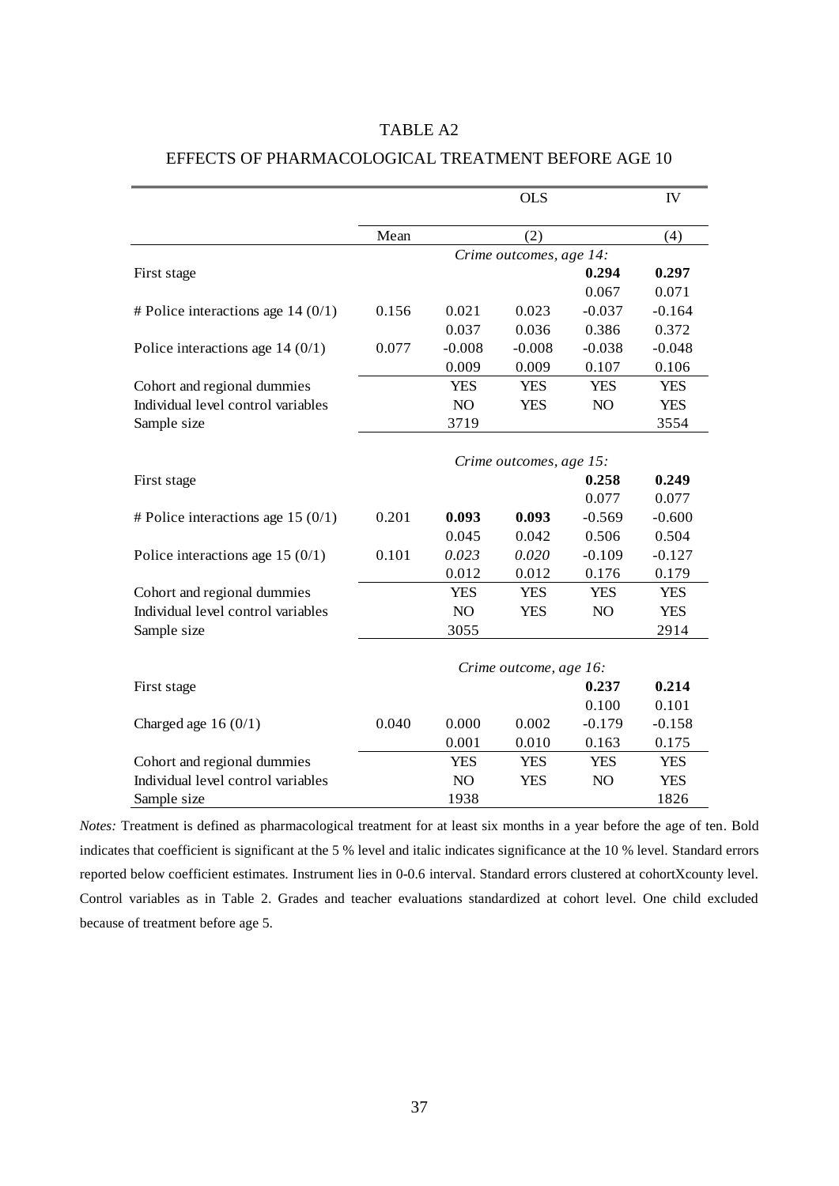TABLE A2

EFFECTS OF PHARMACOLOGICAL TREATMENT BEFORE AGE 10

| | | OLS | | | IV |
|---|---|---|---|---|---|
| | Mean | (2) | | | (4) |
| | *Crime outcomes, age 14:* | | | | |
| First stage | | | | **0.294** | **0.297** |
| | | | | 0.067 | 0.071 |
| # Police interactions age 14 (0/1) | 0.156 | 0.021 | 0.023 | -0.037 | -0.164 |
| | | 0.037 | 0.036 | 0.386 | 0.372 |
| Police interactions age 14 (0/1) | 0.077 | -0.008 | -0.008 | -0.038 | -0.048 |
| | | 0.009 | 0.009 | 0.107 | 0.106 |
| Cohort and regional dummies | | YES | YES | YES | YES |
| Individual level control variables | | NO | YES | NO | YES |
| Sample size | | 3719 | | | 3554 |
| | *Crime outcomes, age 15:* | | | | |
| First stage | | | | **0.258** | **0.249** |
| | | | | 0.077 | 0.077 |
| # Police interactions age 15 (0/1) | 0.201 | **0.093** | **0.093** | -0.569 | -0.600 |
| | | 0.045 | 0.042 | 0.506 | 0.504 |
| Police interactions age 15 (0/1) | 0.101 | *0.023* | *0.020* | -0.109 | -0.127 |
| | | 0.012 | 0.012 | 0.176 | 0.179 |
| Cohort and regional dummies | | YES | YES | YES | YES |
| Individual level control variables | | NO | YES | NO | YES |
| Sample size | | 3055 | | | 2914 |
| | *Crime outcome, age 16:* | | | | |
| First stage | | | | **0.237** | **0.214** |
| | | | | 0.100 | 0.101 |
| Charged age 16 (0/1) | 0.040 | 0.000 | 0.002 | -0.179 | -0.158 |
| | | 0.001 | 0.010 | 0.163 | 0.175 |
| Cohort and regional dummies | | YES | YES | YES | YES |
| Individual level control variables | | NO | YES | NO | YES |
| Sample size | | 1938 | | | 1826 |

*Notes:* Treatment is defined as pharmacological treatment for at least six months in a year before the age of ten. Bold indicates that coefficient is significant at the 5 % level and italic indicates significance at the 10 % level. Standard errors reported below coefficient estimates. Instrument lies in 0-0.6 interval. Standard errors clustered at cohortXcounty level. Control variables as in Table 2. Grades and teacher evaluations standardized at cohort level. One child excluded because of treatment before age 5.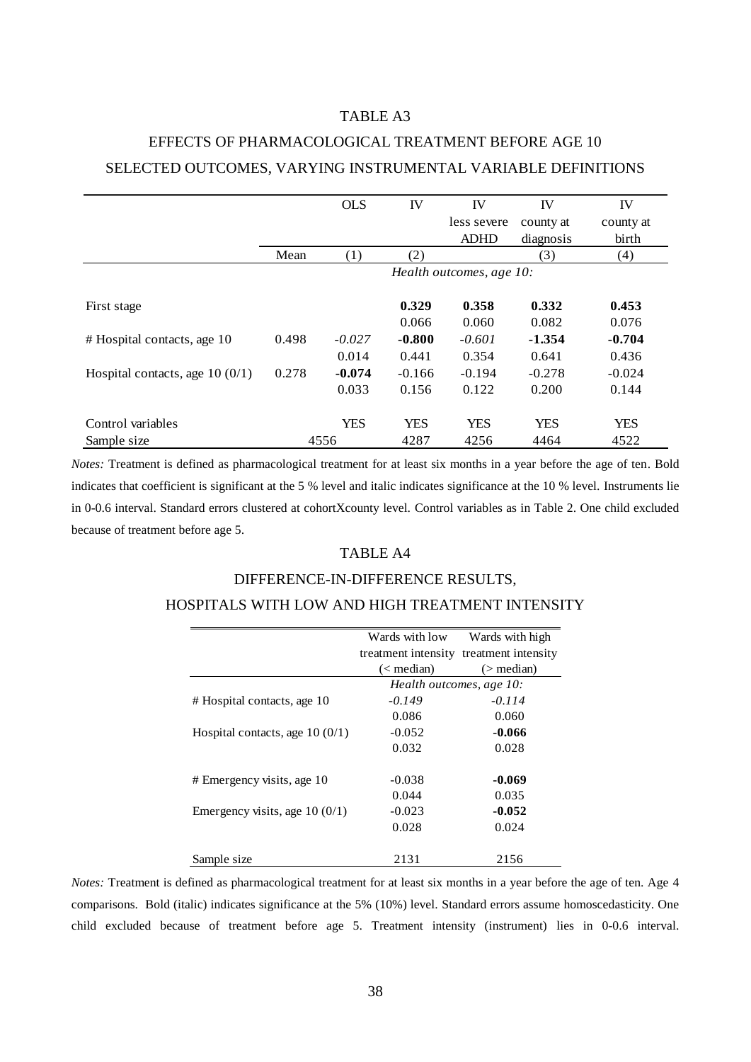TABLE A3

EFFECTS OF PHARMACOLOGICAL TREATMENT BEFORE AGE 10

SELECTED OUTCOMES, VARYING INSTRUMENTAL VARIABLE DEFINITIONS

| | | OLS | IV | IV less severe ADHD | IV county at diagnosis | IV county at birth |
|---|---|---|---|---|---|---|
| | Mean | (1) | (2) | | (3) | (4) |
| | *Health outcomes, age 10:* | | | | | |
| First stage | | | **0.329** | **0.358** | **0.332** | **0.453** |
| | | | 0.066 | 0.060 | 0.082 | 0.076 |
| # Hospital contacts, age 10 | 0.498 | *-0.027* | **-0.800** | *-0.601* | **-1.354** | **-0.704** |
| | | 0.014 | 0.441 | 0.354 | 0.641 | 0.436 |
| Hospital contacts, age 10 (0/1) | 0.278 | **-0.074** | -0.166 | -0.194 | -0.278 | -0.024 |
| | | 0.033 | 0.156 | 0.122 | 0.200 | 0.144 |
| Control variables | | YES | YES | YES | YES | YES |
| Sample size | 4556 | | 4287 | 4256 | 4464 | 4522 |

*Notes:* Treatment is defined as pharmacological treatment for at least six months in a year before the age of ten. Bold indicates that coefficient is significant at the 5 % level and italic indicates significance at the 10 % level. Instruments lie in 0-0.6 interval. Standard errors clustered at cohortXcounty level. Control variables as in Table 2. One child excluded because of treatment before age 5.

TABLE A4

DIFFERENCE-IN-DIFFERENCE RESULTS,

HOSPITALS WITH LOW AND HIGH TREATMENT INTENSITY

| | Wards with low treatment intensity (< median) | Wards with high treatment intensity (> median) |
|---|---|---|
| | *Health outcomes, age 10:* | |
| # Hospital contacts, age 10 | *-0.149* | *-0.114* |
| | 0.086 | 0.060 |
| Hospital contacts, age 10 (0/1) | -0.052 | **-0.066** |
| | 0.032 | 0.028 |
| # Emergency visits, age 10 | -0.038 | **-0.069** |
| | 0.044 | 0.035 |
| Emergency visits, age 10 (0/1) | -0.023 | **-0.052** |
| | 0.028 | 0.024 |
| Sample size | 2131 | 2156 |

*Notes:* Treatment is defined as pharmacological treatment for at least six months in a year before the age of ten. Age 4 comparisons. Bold (italic) indicates significance at the 5% (10%) level. Standard errors assume homoscedasticity. One child excluded because of treatment before age 5. Treatment intensity (instrument) lies in 0-0.6 interval.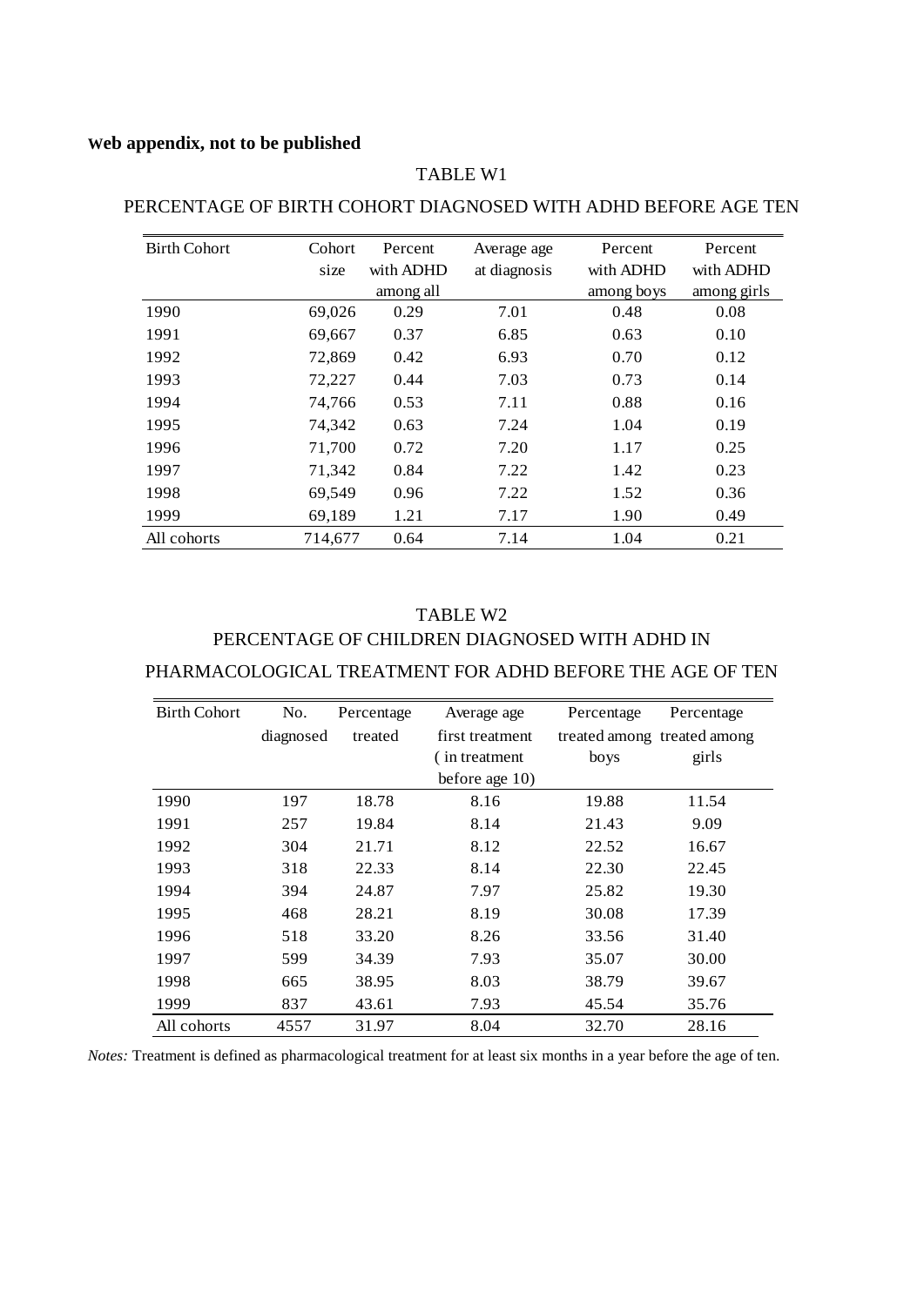**Web appendix, not to be published**

TABLE W1

PERCENTAGE OF BIRTH COHORT DIAGNOSED WITH ADHD BEFORE AGE TEN

| Birth Cohort | Cohort size | Percent with ADHD among all | Average age at diagnosis | Percent with ADHD among boys | Percent with ADHD among girls |
|---|---|---|---|---|---|
| 1990 | 69,026 | 0.29 | 7.01 | 0.48 | 0.08 |
| 1991 | 69,667 | 0.37 | 6.85 | 0.63 | 0.10 |
| 1992 | 72,869 | 0.42 | 6.93 | 0.70 | 0.12 |
| 1993 | 72,227 | 0.44 | 7.03 | 0.73 | 0.14 |
| 1994 | 74,766 | 0.53 | 7.11 | 0.88 | 0.16 |
| 1995 | 74,342 | 0.63 | 7.24 | 1.04 | 0.19 |
| 1996 | 71,700 | 0.72 | 7.20 | 1.17 | 0.25 |
| 1997 | 71,342 | 0.84 | 7.22 | 1.42 | 0.23 |
| 1998 | 69,549 | 0.96 | 7.22 | 1.52 | 0.36 |
| 1999 | 69,189 | 1.21 | 7.17 | 1.90 | 0.49 |
| All cohorts | 714,677 | 0.64 | 7.14 | 1.04 | 0.21 |

TABLE W2

PERCENTAGE OF CHILDREN DIAGNOSED WITH ADHD IN PHARMACOLOGICAL TREATMENT FOR ADHD BEFORE THE AGE OF TEN

| Birth Cohort | No. diagnosed | Percentage treated | Average age first treatment ( in treatment before age 10) | Percentage treated among boys | Percentage treated among girls |
|---|---|---|---|---|---|
| 1990 | 197 | 18.78 | 8.16 | 19.88 | 11.54 |
| 1991 | 257 | 19.84 | 8.14 | 21.43 | 9.09 |
| 1992 | 304 | 21.71 | 8.12 | 22.52 | 16.67 |
| 1993 | 318 | 22.33 | 8.14 | 22.30 | 22.45 |
| 1994 | 394 | 24.87 | 7.97 | 25.82 | 19.30 |
| 1995 | 468 | 28.21 | 8.19 | 30.08 | 17.39 |
| 1996 | 518 | 33.20 | 8.26 | 33.56 | 31.40 |
| 1997 | 599 | 34.39 | 7.93 | 35.07 | 30.00 |
| 1998 | 665 | 38.95 | 8.03 | 38.79 | 39.67 |
| 1999 | 837 | 43.61 | 7.93 | 45.54 | 35.76 |
| All cohorts | 4557 | 31.97 | 8.04 | 32.70 | 28.16 |

*Notes:* Treatment is defined as pharmacological treatment for at least six months in a year before the age of ten.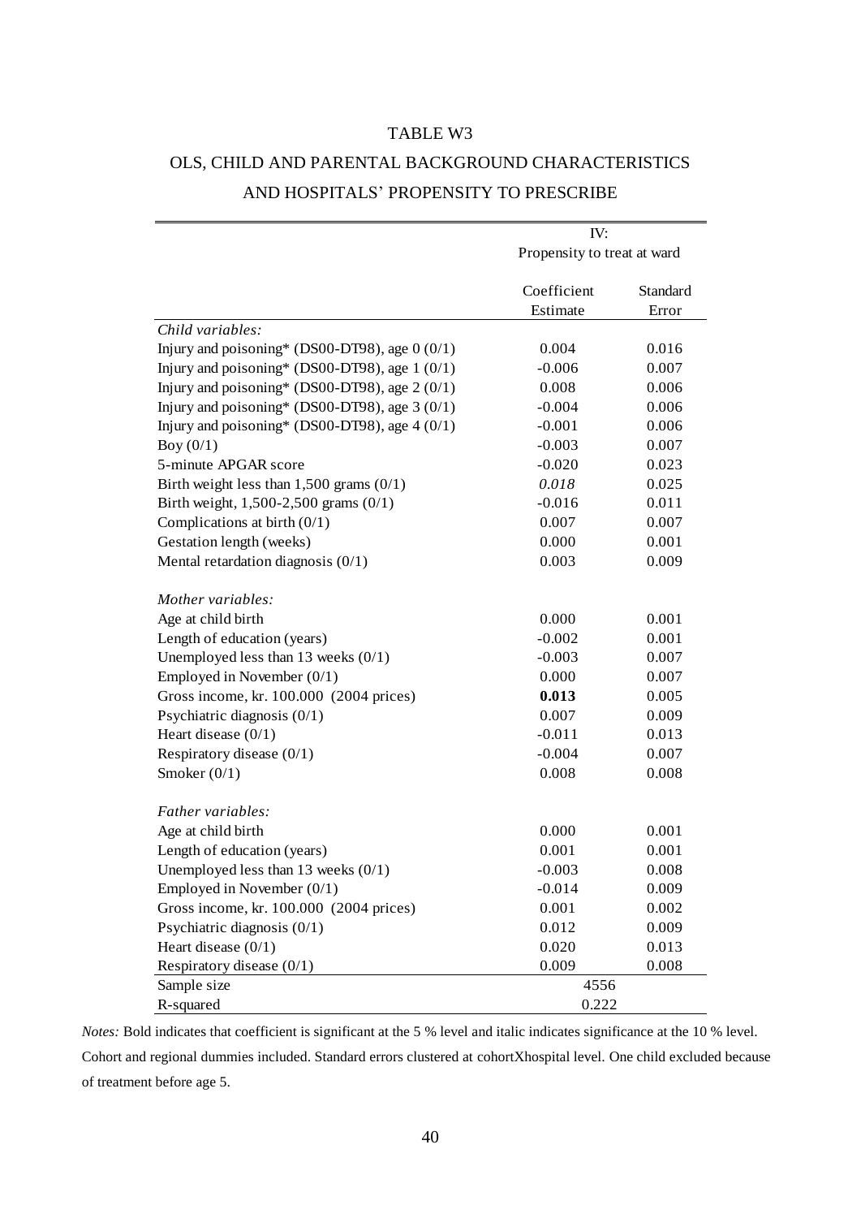TABLE W3

OLS, CHILD AND PARENTAL BACKGROUND CHARACTERISTICS AND HOSPITALS' PROPENSITY TO PRESCRIBE

| | IV: Propensity to treat at ward | |
|---|---|---|
| | Coefficient Estimate | Standard Error |
| *Child variables:* | | |
| Injury and poisoning* (DS00-DT98), age 0 (0/1) | 0.004 | 0.016 |
| Injury and poisoning* (DS00-DT98), age 1 (0/1) | -0.006 | 0.007 |
| Injury and poisoning* (DS00-DT98), age 2 (0/1) | 0.008 | 0.006 |
| Injury and poisoning* (DS00-DT98), age 3 (0/1) | -0.004 | 0.006 |
| Injury and poisoning* (DS00-DT98), age 4 (0/1) | -0.001 | 0.006 |
| Boy (0/1) | -0.003 | 0.007 |
| 5-minute APGAR score | -0.020 | 0.023 |
| Birth weight less than 1,500 grams (0/1) | *0.018* | 0.025 |
| Birth weight, 1,500-2,500 grams (0/1) | -0.016 | 0.011 |
| Complications at birth (0/1) | 0.007 | 0.007 |
| Gestation length (weeks) | 0.000 | 0.001 |
| Mental retardation diagnosis (0/1) | 0.003 | 0.009 |
| *Mother variables:* | | |
| Age at child birth | 0.000 | 0.001 |
| Length of education (years) | -0.002 | 0.001 |
| Unemployed less than 13 weeks (0/1) | -0.003 | 0.007 |
| Employed in November (0/1) | 0.000 | 0.007 |
| Gross income, kr. 100.000 (2004 prices) | **0.013** | 0.005 |
| Psychiatric diagnosis (0/1) | 0.007 | 0.009 |
| Heart disease (0/1) | -0.011 | 0.013 |
| Respiratory disease (0/1) | -0.004 | 0.007 |
| Smoker (0/1) | 0.008 | 0.008 |
| *Father variables:* | | |
| Age at child birth | 0.000 | 0.001 |
| Length of education (years) | 0.001 | 0.001 |
| Unemployed less than 13 weeks (0/1) | -0.003 | 0.008 |
| Employed in November (0/1) | -0.014 | 0.009 |
| Gross income, kr. 100.000 (2004 prices) | 0.001 | 0.002 |
| Psychiatric diagnosis (0/1) | 0.012 | 0.009 |
| Heart disease (0/1) | 0.020 | 0.013 |
| Respiratory disease (0/1) | 0.009 | 0.008 |
| Sample size | 4556 | |
| R-squared | 0.222 | |

*Notes:* Bold indicates that coefficient is significant at the 5 % level and italic indicates significance at the 10 % level. Cohort and regional dummies included. Standard errors clustered at cohortXhospital level. One child excluded because of treatment before age 5.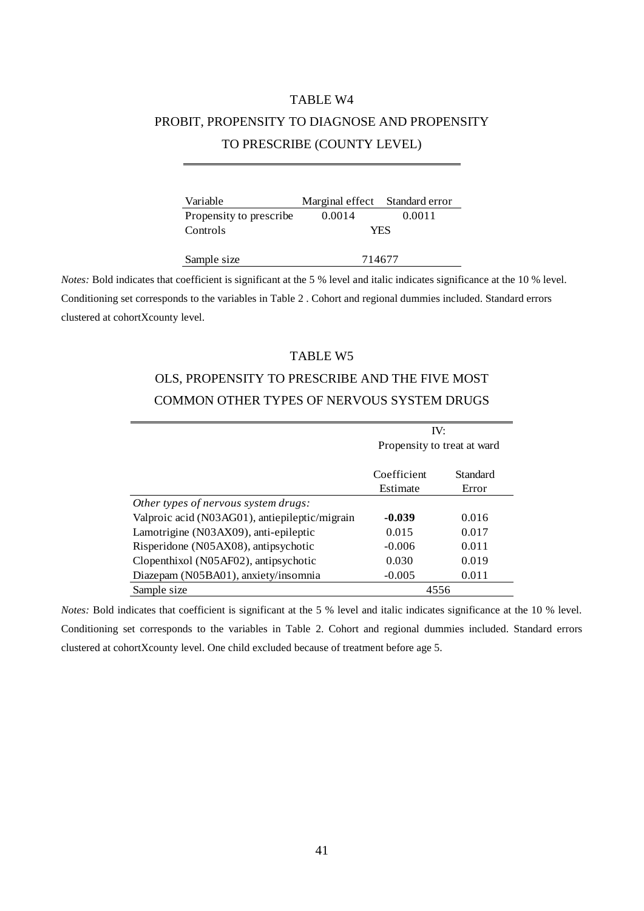## TABLE W4

## PROBIT, PROPENSITY TO DIAGNOSE AND PROPENSITY TO PRESCRIBE (COUNTY LEVEL)

| Variable | Marginal effect | Standard error |
|---|---|---|
| Propensity to prescribe | 0.0014 | 0.0011 |
| Controls | YES | |
| Sample size | 714677 | |

*Notes:* Bold indicates that coefficient is significant at the 5 % level and italic indicates significance at the 10 % level. Conditioning set corresponds to the variables in Table 2 . Cohort and regional dummies included. Standard errors clustered at cohortXcounty level.

## TABLE W5

## OLS, PROPENSITY TO PRESCRIBE AND THE FIVE MOST COMMON OTHER TYPES OF NERVOUS SYSTEM DRUGS

| | IV: Propensity to treat at ward | |
|---|---|---|
| | Coefficient Estimate | Standard Error |
| *Other types of nervous system drugs:* | | |
| Valproic acid (N03AG01), antiepileptic/migrain | **-0.039** | 0.016 |
| Lamotrigine (N03AX09), anti-epileptic | 0.015 | 0.017 |
| Risperidone (N05AX08), antipsychotic | -0.006 | 0.011 |
| Clopenthixol (N05AF02), antipsychotic | 0.030 | 0.019 |
| Diazepam (N05BA01), anxiety/insomnia | -0.005 | 0.011 |
| Sample size | 4556 | |

*Notes:* Bold indicates that coefficient is significant at the 5 % level and italic indicates significance at the 10 % level. Conditioning set corresponds to the variables in Table 2. Cohort and regional dummies included. Standard errors clustered at cohortXcounty level. One child excluded because of treatment before age 5.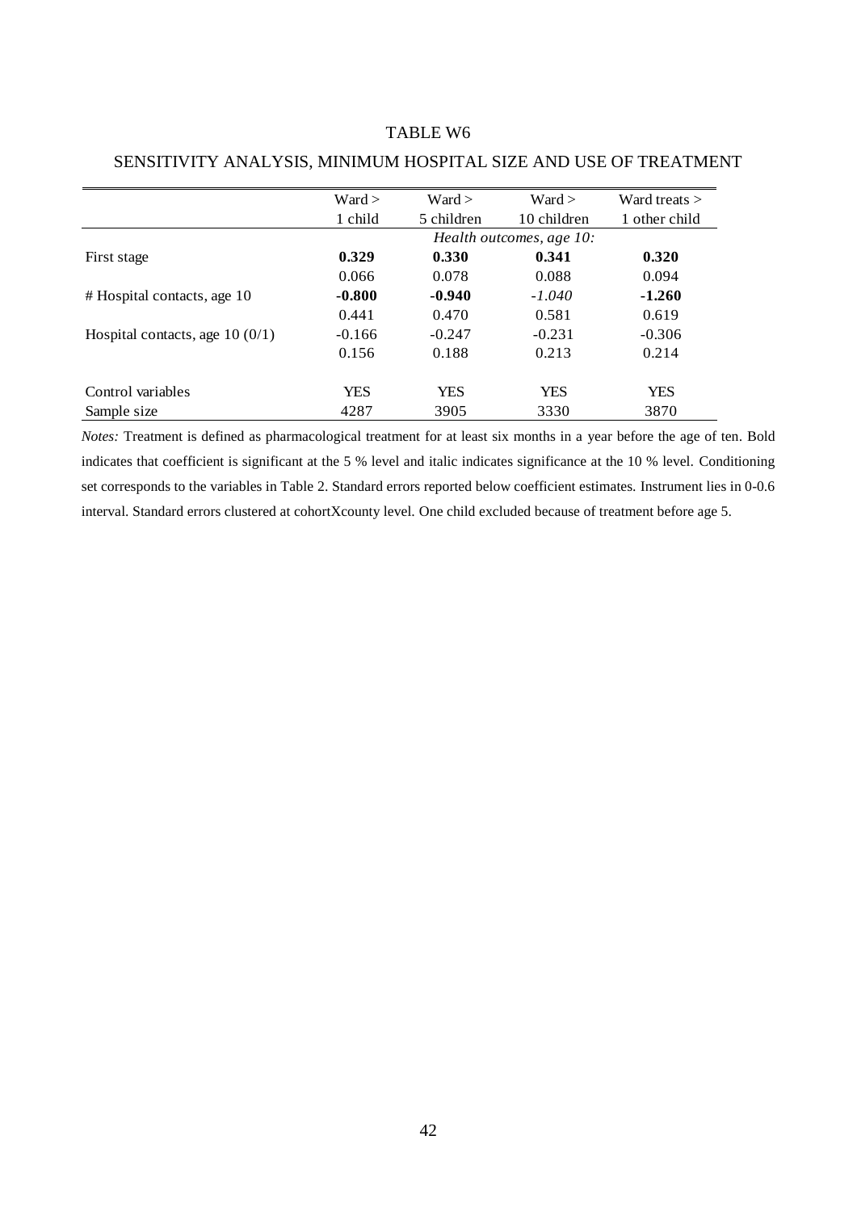TABLE W6

SENSITIVITY ANALYSIS, MINIMUM HOSPITAL SIZE AND USE OF TREATMENT

| | Ward > 1 child | Ward > 5 children | Ward > 10 children | Ward treats > 1 other child |
|---|---|---|---|---|
| | *Health outcomes, age 10:* | | | |
| First stage | **0.329** | **0.330** | **0.341** | **0.320** |
| | 0.066 | 0.078 | 0.088 | 0.094 |
| # Hospital contacts, age 10 | **-0.800** | **-0.940** | *-1.040* | **-1.260** |
| | 0.441 | 0.470 | 0.581 | 0.619 |
| Hospital contacts, age 10 (0/1) | -0.166 | -0.247 | -0.231 | -0.306 |
| | 0.156 | 0.188 | 0.213 | 0.214 |
| Control variables | YES | YES | YES | YES |
| Sample size | 4287 | 3905 | 3330 | 3870 |

*Notes:* Treatment is defined as pharmacological treatment for at least six months in a year before the age of ten. Bold indicates that coefficient is significant at the 5 % level and italic indicates significance at the 10 % level. Conditioning set corresponds to the variables in Table 2. Standard errors reported below coefficient estimates. Instrument lies in 0-0.6 interval. Standard errors clustered at cohortXcounty level. One child excluded because of treatment before age 5.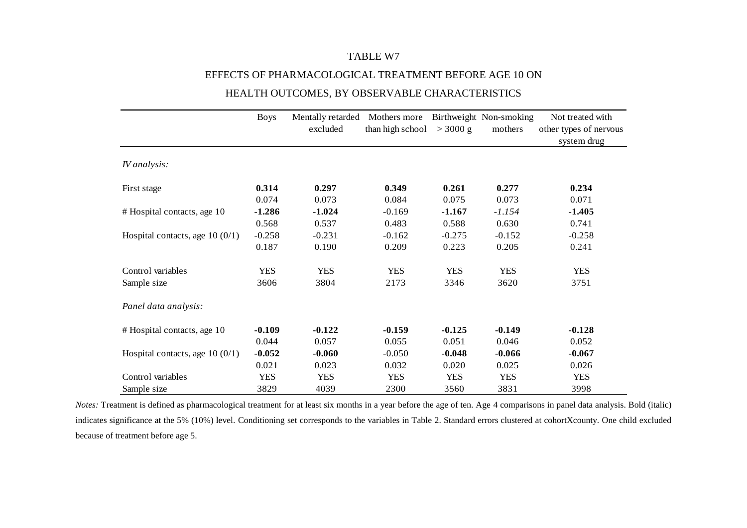TABLE W7

EFFECTS OF PHARMACOLOGICAL TREATMENT BEFORE AGE 10 ON

HEALTH OUTCOMES, BY OBSERVABLE CHARACTERISTICS

| | Boys | Mentally retarded excluded | Mothers more than high school | Birthweight > 3000 g | Non-smoking mothers | Not treated with other types of nervous system drug |
|---|---|---|---|---|---|---|
| *IV analysis:* | | | | | | |
| First stage | **0.314** | **0.297** | **0.349** | **0.261** | **0.277** | **0.234** |
| | 0.074 | 0.073 | 0.084 | 0.075 | 0.073 | 0.071 |
| # Hospital contacts, age 10 | **-1.286** | **-1.024** | -0.169 | **-1.167** | *-1.154* | **-1.405** |
| | 0.568 | 0.537 | 0.483 | 0.588 | 0.630 | 0.741 |
| Hospital contacts, age 10 (0/1) | -0.258 | -0.231 | -0.162 | -0.275 | -0.152 | -0.258 |
| | 0.187 | 0.190 | 0.209 | 0.223 | 0.205 | 0.241 |
| Control variables | YES | YES | YES | YES | YES | YES |
| Sample size | 3606 | 3804 | 2173 | 3346 | 3620 | 3751 |
| *Panel data analysis:* | | | | | | |
| # Hospital contacts, age 10 | **-0.109** | **-0.122** | **-0.159** | **-0.125** | **-0.149** | **-0.128** |
| | 0.044 | 0.057 | 0.055 | 0.051 | 0.046 | 0.052 |
| Hospital contacts, age 10 (0/1) | **-0.052** | **-0.060** | -0.050 | **-0.048** | **-0.066** | **-0.067** |
| | 0.021 | 0.023 | 0.032 | 0.020 | 0.025 | 0.026 |
| Control variables | YES | YES | YES | YES | YES | YES |
| Sample size | 3829 | 4039 | 2300 | 3560 | 3831 | 3998 |

*Notes:* Treatment is defined as pharmacological treatment for at least six months in a year before the age of ten. Age 4 comparisons in panel data analysis. Bold (italic) indicates significance at the 5% (10%) level. Conditioning set corresponds to the variables in Table 2. Standard errors clustered at cohortXcounty. One child excluded because of treatment before age 5.